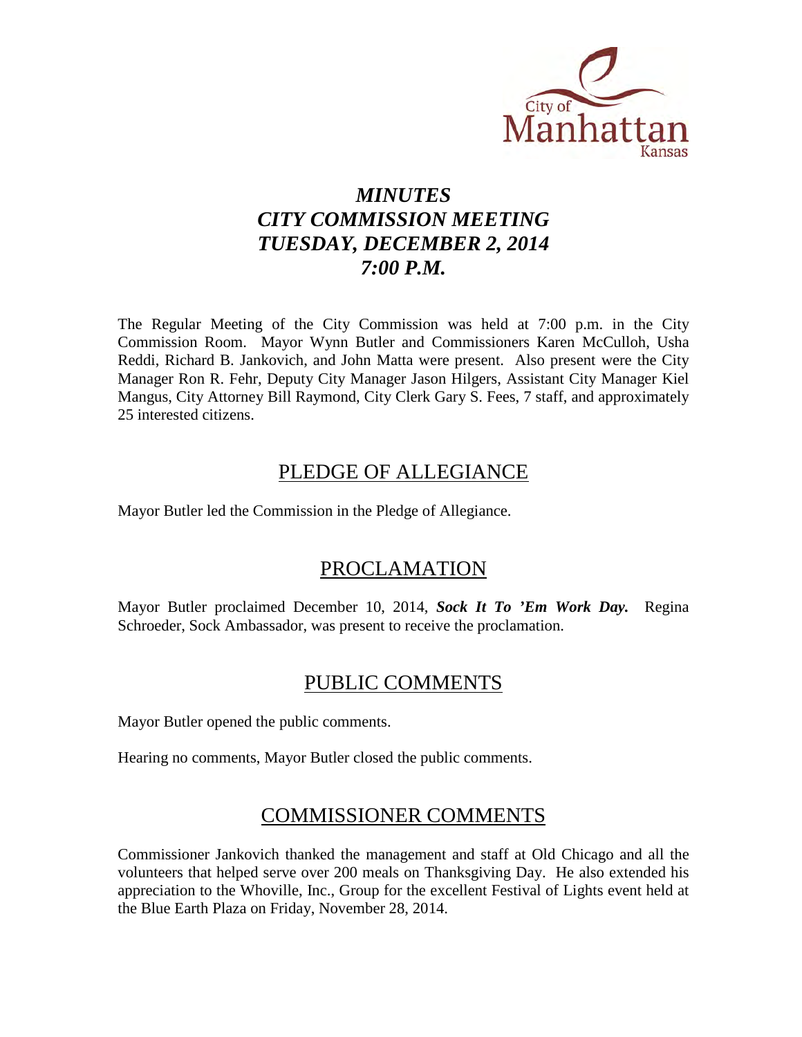# *MINUTES*
# *CITY COMMISSION MEETING*
# *TUESDAY, DECEMBER 2, 2014*
# *7:00 P.M.*

The Regular Meeting of the City Commission was held at 7:00 p.m. in the City Commission Room. Mayor Wynn Butler and Commissioners Karen McCulloh, Usha Reddi, Richard B. Jankovich, and John Matta were present. Also present were the City Manager Ron R. Fehr, Deputy City Manager Jason Hilgers, Assistant City Manager Kiel Mangus, City Attorney Bill Raymond, City Clerk Gary S. Fees, 7 staff, and approximately 25 interested citizens.

## PLEDGE OF ALLEGIANCE

Mayor Butler led the Commission in the Pledge of Allegiance.

## PROCLAMATION

Mayor Butler proclaimed December 10, 2014, ***Sock It To 'Em Work Day.*** Regina Schroeder, Sock Ambassador, was present to receive the proclamation.

## PUBLIC COMMENTS

Mayor Butler opened the public comments.

Hearing no comments, Mayor Butler closed the public comments.

## COMMISSIONER COMMENTS

Commissioner Jankovich thanked the management and staff at Old Chicago and all the volunteers that helped serve over 200 meals on Thanksgiving Day. He also extended his appreciation to the Whoville, Inc., Group for the excellent Festival of Lights event held at the Blue Earth Plaza on Friday, November 28, 2014.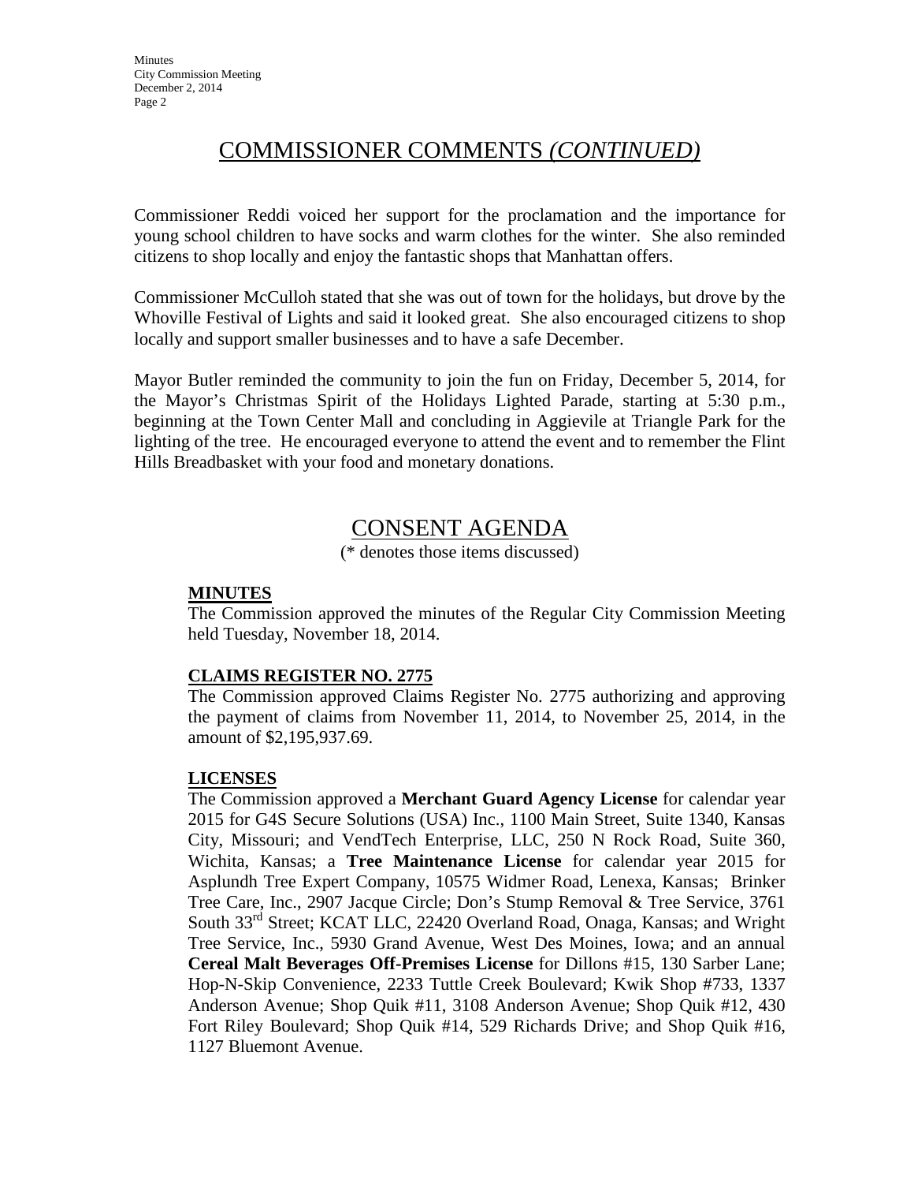## COMMISSIONER COMMENTS *(CONTINUED)*

Commissioner Reddi voiced her support for the proclamation and the importance for young school children to have socks and warm clothes for the winter. She also reminded citizens to shop locally and enjoy the fantastic shops that Manhattan offers.

Commissioner McCulloh stated that she was out of town for the holidays, but drove by the Whoville Festival of Lights and said it looked great. She also encouraged citizens to shop locally and support smaller businesses and to have a safe December.

Mayor Butler reminded the community to join the fun on Friday, December 5, 2014, for the Mayor's Christmas Spirit of the Holidays Lighted Parade, starting at 5:30 p.m., beginning at the Town Center Mall and concluding in Aggievile at Triangle Park for the lighting of the tree. He encouraged everyone to attend the event and to remember the Flint Hills Breadbasket with your food and monetary donations.

## CONSENT AGENDA

(* denotes those items discussed)

### MINUTES

The Commission approved the minutes of the Regular City Commission Meeting held Tuesday, November 18, 2014.

### CLAIMS REGISTER NO. 2775

The Commission approved Claims Register No. 2775 authorizing and approving the payment of claims from November 11, 2014, to November 25, 2014, in the amount of $2,195,937.69.

### LICENSES

The Commission approved a **Merchant Guard Agency License** for calendar year 2015 for G4S Secure Solutions (USA) Inc., 1100 Main Street, Suite 1340, Kansas City, Missouri; and VendTech Enterprise, LLC, 250 N Rock Road, Suite 360, Wichita, Kansas; a **Tree Maintenance License** for calendar year 2015 for Asplundh Tree Expert Company, 10575 Widmer Road, Lenexa, Kansas; Brinker Tree Care, Inc., 2907 Jacque Circle; Don's Stump Removal & Tree Service, 3761 South 33rd Street; KCAT LLC, 22420 Overland Road, Onaga, Kansas; and Wright Tree Service, Inc., 5930 Grand Avenue, West Des Moines, Iowa; and an annual **Cereal Malt Beverages Off-Premises License** for Dillons #15, 130 Sarber Lane; Hop-N-Skip Convenience, 2233 Tuttle Creek Boulevard; Kwik Shop #733, 1337 Anderson Avenue; Shop Quik #11, 3108 Anderson Avenue; Shop Quik #12, 430 Fort Riley Boulevard; Shop Quik #14, 529 Richards Drive; and Shop Quik #16, 1127 Bluemont Avenue.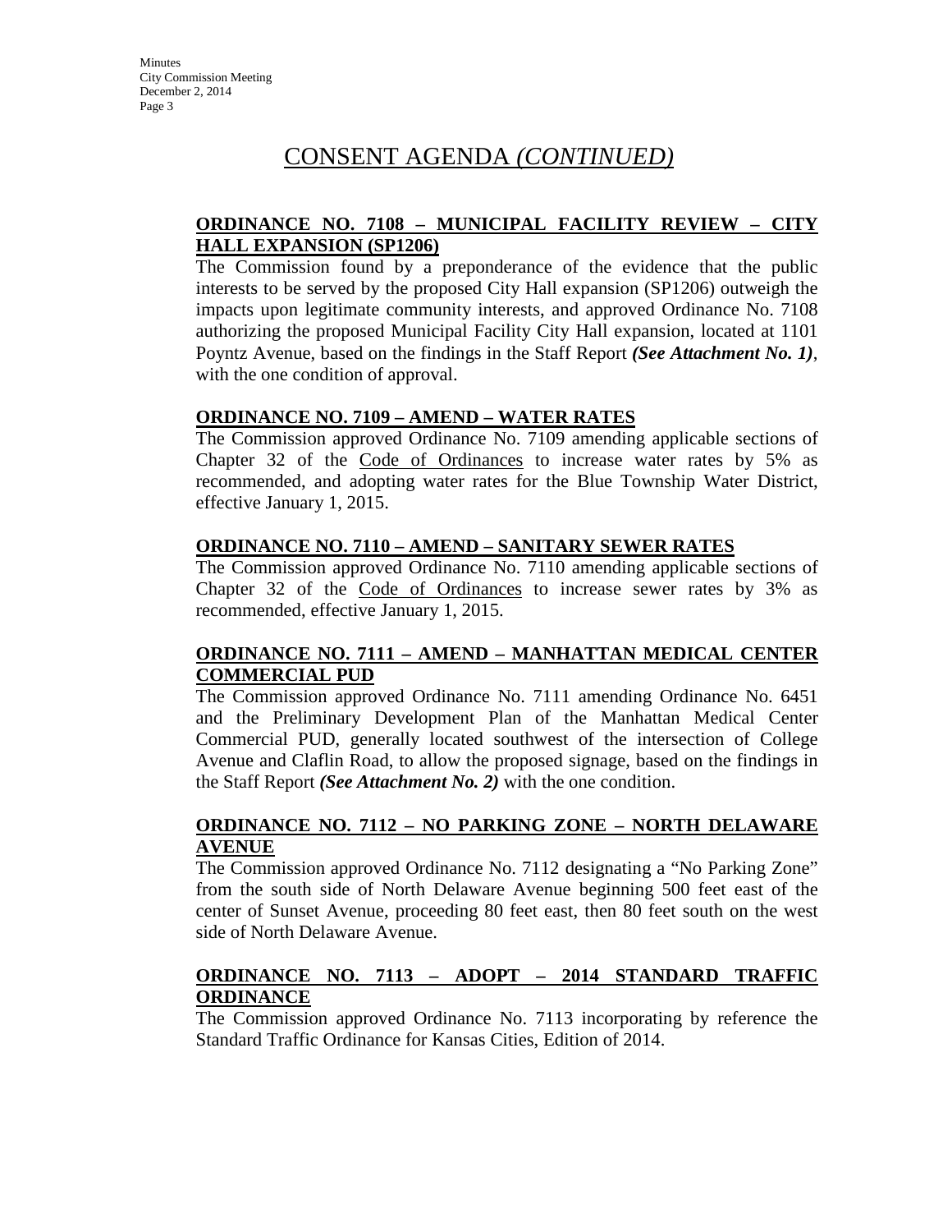# CONSENT AGENDA *(CONTINUED)*

**ORDINANCE NO. 7108 – MUNICIPAL FACILITY REVIEW – CITY HALL EXPANSION (SP1206)**

The Commission found by a preponderance of the evidence that the public interests to be served by the proposed City Hall expansion (SP1206) outweigh the impacts upon legitimate community interests, and approved Ordinance No. 7108 authorizing the proposed Municipal Facility City Hall expansion, located at 1101 Poyntz Avenue, based on the findings in the Staff Report ***(See Attachment No. 1)***, with the one condition of approval.

**ORDINANCE NO. 7109 – AMEND – WATER RATES**

The Commission approved Ordinance No. 7109 amending applicable sections of Chapter 32 of the Code of Ordinances to increase water rates by 5% as recommended, and adopting water rates for the Blue Township Water District, effective January 1, 2015.

**ORDINANCE NO. 7110 – AMEND – SANITARY SEWER RATES**

The Commission approved Ordinance No. 7110 amending applicable sections of Chapter 32 of the Code of Ordinances to increase sewer rates by 3% as recommended, effective January 1, 2015.

**ORDINANCE NO. 7111 – AMEND – MANHATTAN MEDICAL CENTER COMMERCIAL PUD**

The Commission approved Ordinance No. 7111 amending Ordinance No. 6451 and the Preliminary Development Plan of the Manhattan Medical Center Commercial PUD, generally located southwest of the intersection of College Avenue and Claflin Road, to allow the proposed signage, based on the findings in the Staff Report ***(See Attachment No. 2)*** with the one condition.

**ORDINANCE NO. 7112 – NO PARKING ZONE – NORTH DELAWARE AVENUE**

The Commission approved Ordinance No. 7112 designating a "No Parking Zone" from the south side of North Delaware Avenue beginning 500 feet east of the center of Sunset Avenue, proceeding 80 feet east, then 80 feet south on the west side of North Delaware Avenue.

**ORDINANCE NO. 7113 – ADOPT – 2014 STANDARD TRAFFIC ORDINANCE**

The Commission approved Ordinance No. 7113 incorporating by reference the Standard Traffic Ordinance for Kansas Cities, Edition of 2014.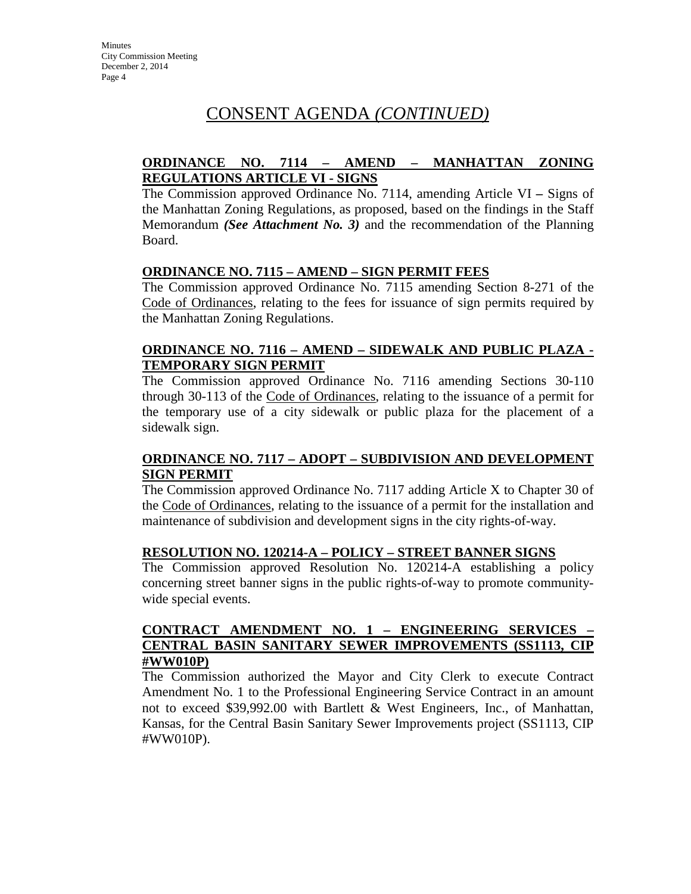# CONSENT AGENDA *(CONTINUED)*

**ORDINANCE NO. 7114 – AMEND – MANHATTAN ZONING REGULATIONS ARTICLE VI - SIGNS**

The Commission approved Ordinance No. 7114, amending Article VI **–** Signs of the Manhattan Zoning Regulations, as proposed, based on the findings in the Staff Memorandum ***(See Attachment No. 3)*** and the recommendation of the Planning Board.

**ORDINANCE NO. 7115 – AMEND – SIGN PERMIT FEES**

The Commission approved Ordinance No. 7115 amending Section 8-271 of the Code of Ordinances, relating to the fees for issuance of sign permits required by the Manhattan Zoning Regulations.

**ORDINANCE NO. 7116 – AMEND – SIDEWALK AND PUBLIC PLAZA - TEMPORARY SIGN PERMIT**

The Commission approved Ordinance No. 7116 amending Sections 30-110 through 30-113 of the Code of Ordinances, relating to the issuance of a permit for the temporary use of a city sidewalk or public plaza for the placement of a sidewalk sign.

**ORDINANCE NO. 7117 – ADOPT – SUBDIVISION AND DEVELOPMENT SIGN PERMIT**

The Commission approved Ordinance No. 7117 adding Article X to Chapter 30 of the Code of Ordinances, relating to the issuance of a permit for the installation and maintenance of subdivision and development signs in the city rights-of-way.

**RESOLUTION NO. 120214-A – POLICY – STREET BANNER SIGNS**

The Commission approved Resolution No. 120214-A establishing a policy concerning street banner signs in the public rights-of-way to promote community-wide special events.

**CONTRACT AMENDMENT NO. 1 – ENGINEERING SERVICES – CENTRAL BASIN SANITARY SEWER IMPROVEMENTS (SS1113, CIP #WW010P)**

The Commission authorized the Mayor and City Clerk to execute Contract Amendment No. 1 to the Professional Engineering Service Contract in an amount not to exceed $39,992.00 with Bartlett & West Engineers, Inc., of Manhattan, Kansas, for the Central Basin Sanitary Sewer Improvements project (SS1113, CIP #WW010P).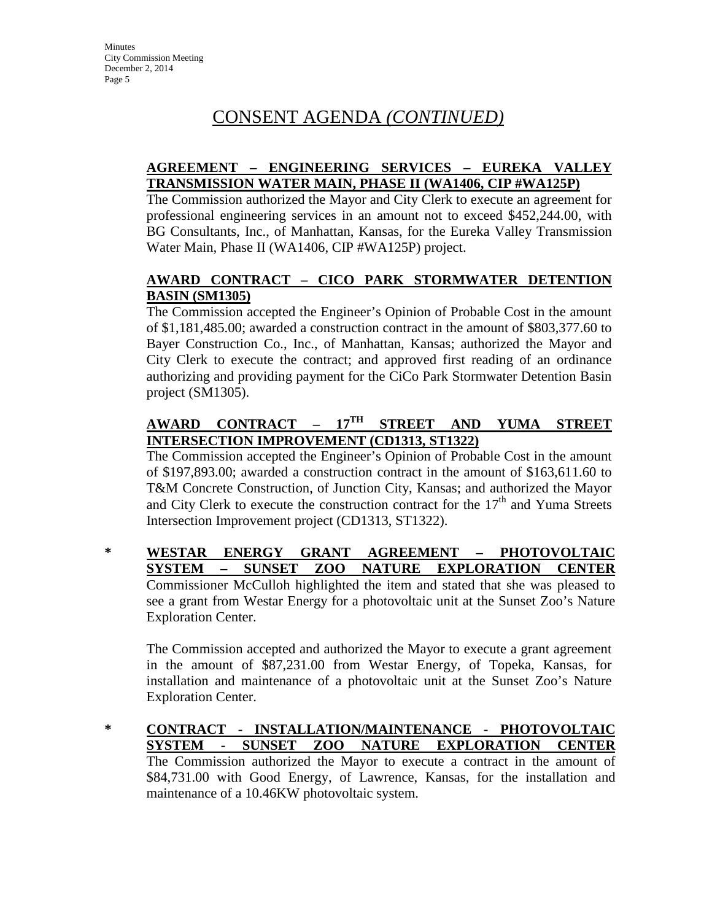# CONSENT AGENDA *(CONTINUED)*

**AGREEMENT – ENGINEERING SERVICES – EUREKA VALLEY TRANSMISSION WATER MAIN, PHASE II (WA1406, CIP #WA125P)**

The Commission authorized the Mayor and City Clerk to execute an agreement for professional engineering services in an amount not to exceed $452,244.00, with BG Consultants, Inc., of Manhattan, Kansas, for the Eureka Valley Transmission Water Main, Phase II (WA1406, CIP #WA125P) project.

**AWARD CONTRACT – CICO PARK STORMWATER DETENTION BASIN (SM1305)**

The Commission accepted the Engineer's Opinion of Probable Cost in the amount of $1,181,485.00; awarded a construction contract in the amount of $803,377.60 to Bayer Construction Co., Inc., of Manhattan, Kansas; authorized the Mayor and City Clerk to execute the contract; and approved first reading of an ordinance authorizing and providing payment for the CiCo Park Stormwater Detention Basin project (SM1305).

**AWARD CONTRACT – 17TH STREET AND YUMA STREET INTERSECTION IMPROVEMENT (CD1313, ST1322)**

The Commission accepted the Engineer's Opinion of Probable Cost in the amount of $197,893.00; awarded a construction contract in the amount of $163,611.60 to T&M Concrete Construction, of Junction City, Kansas; and authorized the Mayor and City Clerk to execute the construction contract for the 17th and Yuma Streets Intersection Improvement project (CD1313, ST1322).

\* **WESTAR ENERGY GRANT AGREEMENT – PHOTOVOLTAIC SYSTEM – SUNSET ZOO NATURE EXPLORATION CENTER**

Commissioner McCulloh highlighted the item and stated that she was pleased to see a grant from Westar Energy for a photovoltaic unit at the Sunset Zoo's Nature Exploration Center.

The Commission accepted and authorized the Mayor to execute a grant agreement in the amount of $87,231.00 from Westar Energy, of Topeka, Kansas, for installation and maintenance of a photovoltaic unit at the Sunset Zoo's Nature Exploration Center.

\* **CONTRACT - INSTALLATION/MAINTENANCE - PHOTOVOLTAIC SYSTEM - SUNSET ZOO NATURE EXPLORATION CENTER**

The Commission authorized the Mayor to execute a contract in the amount of $84,731.00 with Good Energy, of Lawrence, Kansas, for the installation and maintenance of a 10.46KW photovoltaic system.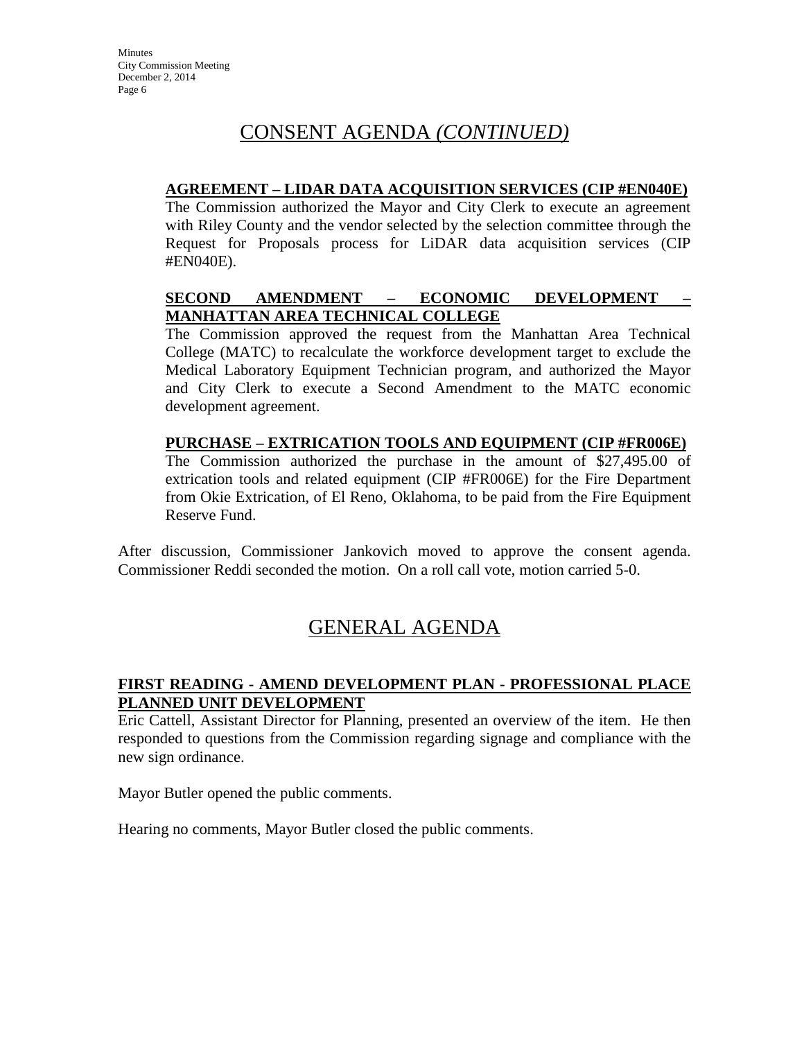## CONSENT AGENDA *(CONTINUED)*

**AGREEMENT – LIDAR DATA ACQUISITION SERVICES (CIP #EN040E)**

The Commission authorized the Mayor and City Clerk to execute an agreement with Riley County and the vendor selected by the selection committee through the Request for Proposals process for LiDAR data acquisition services (CIP #EN040E).

**SECOND AMENDMENT – ECONOMIC DEVELOPMENT – MANHATTAN AREA TECHNICAL COLLEGE**

The Commission approved the request from the Manhattan Area Technical College (MATC) to recalculate the workforce development target to exclude the Medical Laboratory Equipment Technician program, and authorized the Mayor and City Clerk to execute a Second Amendment to the MATC economic development agreement.

**PURCHASE – EXTRICATION TOOLS AND EQUIPMENT (CIP #FR006E)**

The Commission authorized the purchase in the amount of $27,495.00 of extrication tools and related equipment (CIP #FR006E) for the Fire Department from Okie Extrication, of El Reno, Oklahoma, to be paid from the Fire Equipment Reserve Fund.

After discussion, Commissioner Jankovich moved to approve the consent agenda. Commissioner Reddi seconded the motion. On a roll call vote, motion carried 5-0.

## GENERAL AGENDA

**FIRST READING - AMEND DEVELOPMENT PLAN - PROFESSIONAL PLACE PLANNED UNIT DEVELOPMENT**

Eric Cattell, Assistant Director for Planning, presented an overview of the item. He then responded to questions from the Commission regarding signage and compliance with the new sign ordinance.

Mayor Butler opened the public comments.

Hearing no comments, Mayor Butler closed the public comments.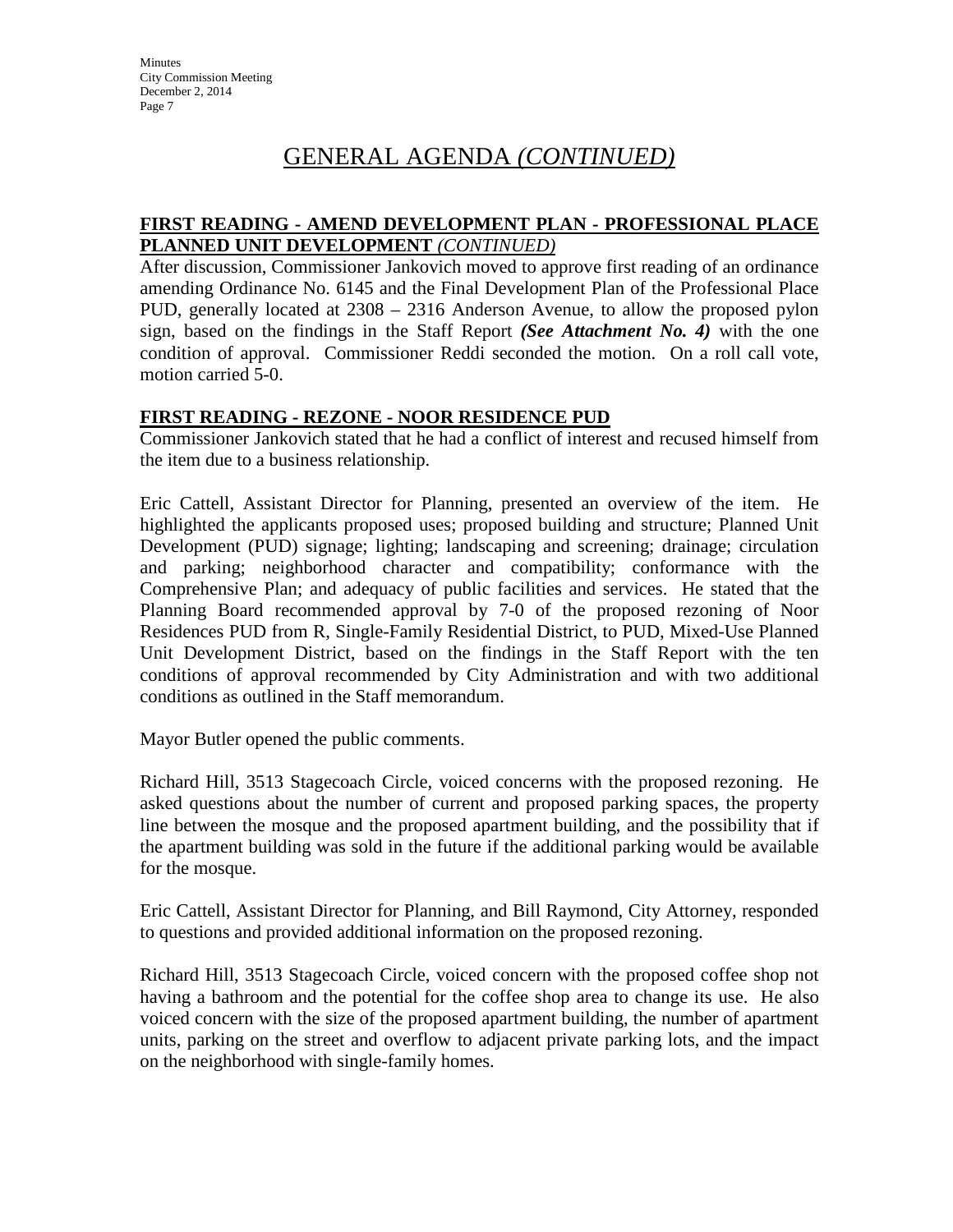# GENERAL AGENDA *(CONTINUED)*

**FIRST READING - AMEND DEVELOPMENT PLAN - PROFESSIONAL PLACE PLANNED UNIT DEVELOPMENT** ***(CONTINUED)***

After discussion, Commissioner Jankovich moved to approve first reading of an ordinance amending Ordinance No. 6145 and the Final Development Plan of the Professional Place PUD, generally located at 2308 – 2316 Anderson Avenue, to allow the proposed pylon sign, based on the findings in the Staff Report ***(See Attachment No. 4)*** with the one condition of approval. Commissioner Reddi seconded the motion. On a roll call vote, motion carried 5-0.

**FIRST READING - REZONE - NOOR RESIDENCE PUD**

Commissioner Jankovich stated that he had a conflict of interest and recused himself from the item due to a business relationship.

Eric Cattell, Assistant Director for Planning, presented an overview of the item. He highlighted the applicants proposed uses; proposed building and structure; Planned Unit Development (PUD) signage; lighting; landscaping and screening; drainage; circulation and parking; neighborhood character and compatibility; conformance with the Comprehensive Plan; and adequacy of public facilities and services. He stated that the Planning Board recommended approval by 7-0 of the proposed rezoning of Noor Residences PUD from R, Single-Family Residential District, to PUD, Mixed-Use Planned Unit Development District, based on the findings in the Staff Report with the ten conditions of approval recommended by City Administration and with two additional conditions as outlined in the Staff memorandum.

Mayor Butler opened the public comments.

Richard Hill, 3513 Stagecoach Circle, voiced concerns with the proposed rezoning. He asked questions about the number of current and proposed parking spaces, the property line between the mosque and the proposed apartment building, and the possibility that if the apartment building was sold in the future if the additional parking would be available for the mosque.

Eric Cattell, Assistant Director for Planning, and Bill Raymond, City Attorney, responded to questions and provided additional information on the proposed rezoning.

Richard Hill, 3513 Stagecoach Circle, voiced concern with the proposed coffee shop not having a bathroom and the potential for the coffee shop area to change its use. He also voiced concern with the size of the proposed apartment building, the number of apartment units, parking on the street and overflow to adjacent private parking lots, and the impact on the neighborhood with single-family homes.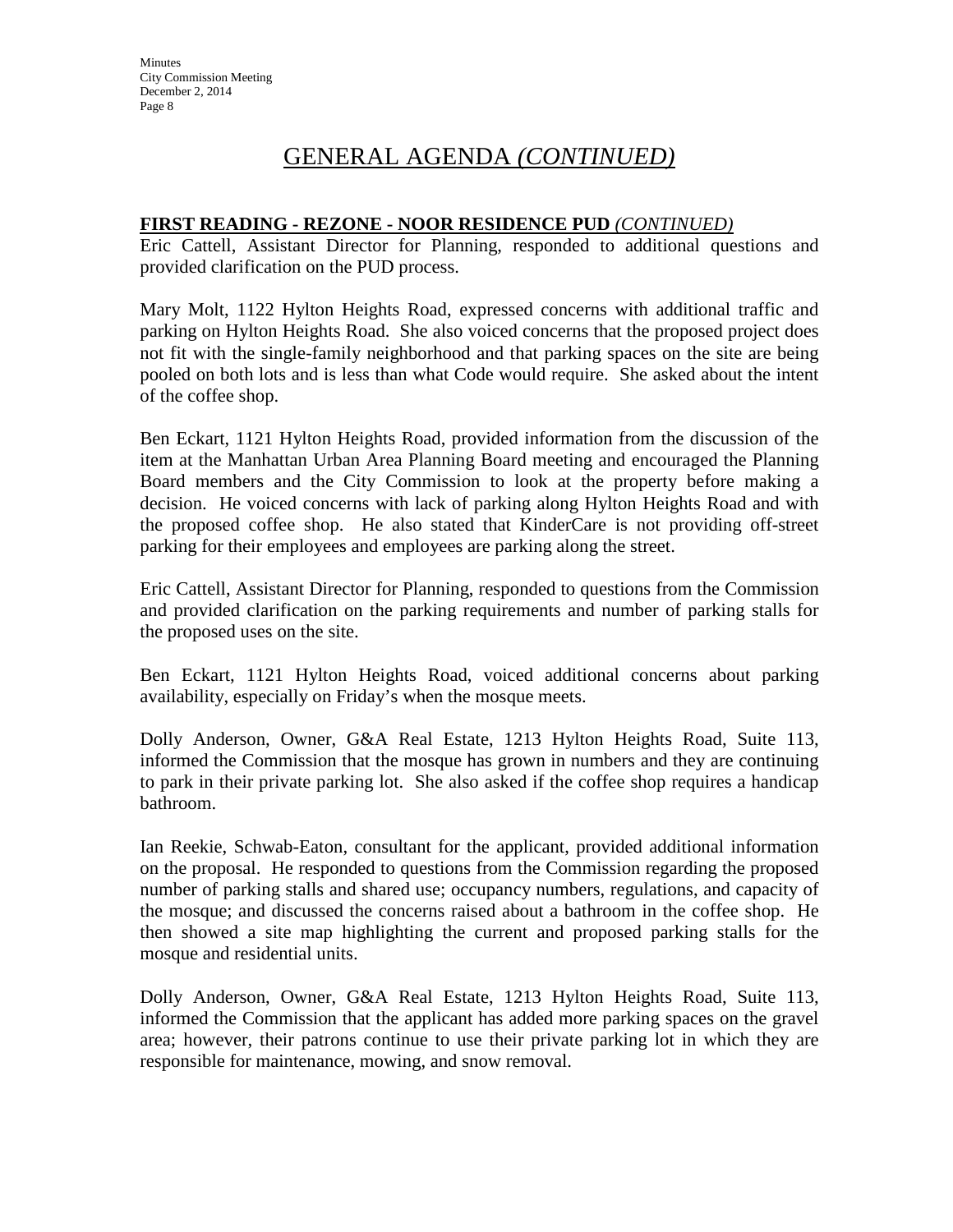# GENERAL AGENDA *(CONTINUED)*

**FIRST READING - REZONE - NOOR RESIDENCE PUD** *(CONTINUED)*

Eric Cattell, Assistant Director for Planning, responded to additional questions and provided clarification on the PUD process.

Mary Molt, 1122 Hylton Heights Road, expressed concerns with additional traffic and parking on Hylton Heights Road. She also voiced concerns that the proposed project does not fit with the single-family neighborhood and that parking spaces on the site are being pooled on both lots and is less than what Code would require. She asked about the intent of the coffee shop.

Ben Eckart, 1121 Hylton Heights Road, provided information from the discussion of the item at the Manhattan Urban Area Planning Board meeting and encouraged the Planning Board members and the City Commission to look at the property before making a decision. He voiced concerns with lack of parking along Hylton Heights Road and with the proposed coffee shop. He also stated that KinderCare is not providing off-street parking for their employees and employees are parking along the street.

Eric Cattell, Assistant Director for Planning, responded to questions from the Commission and provided clarification on the parking requirements and number of parking stalls for the proposed uses on the site.

Ben Eckart, 1121 Hylton Heights Road, voiced additional concerns about parking availability, especially on Friday's when the mosque meets.

Dolly Anderson, Owner, G&A Real Estate, 1213 Hylton Heights Road, Suite 113, informed the Commission that the mosque has grown in numbers and they are continuing to park in their private parking lot. She also asked if the coffee shop requires a handicap bathroom.

Ian Reekie, Schwab-Eaton, consultant for the applicant, provided additional information on the proposal. He responded to questions from the Commission regarding the proposed number of parking stalls and shared use; occupancy numbers, regulations, and capacity of the mosque; and discussed the concerns raised about a bathroom in the coffee shop. He then showed a site map highlighting the current and proposed parking stalls for the mosque and residential units.

Dolly Anderson, Owner, G&A Real Estate, 1213 Hylton Heights Road, Suite 113, informed the Commission that the applicant has added more parking spaces on the gravel area; however, their patrons continue to use their private parking lot in which they are responsible for maintenance, mowing, and snow removal.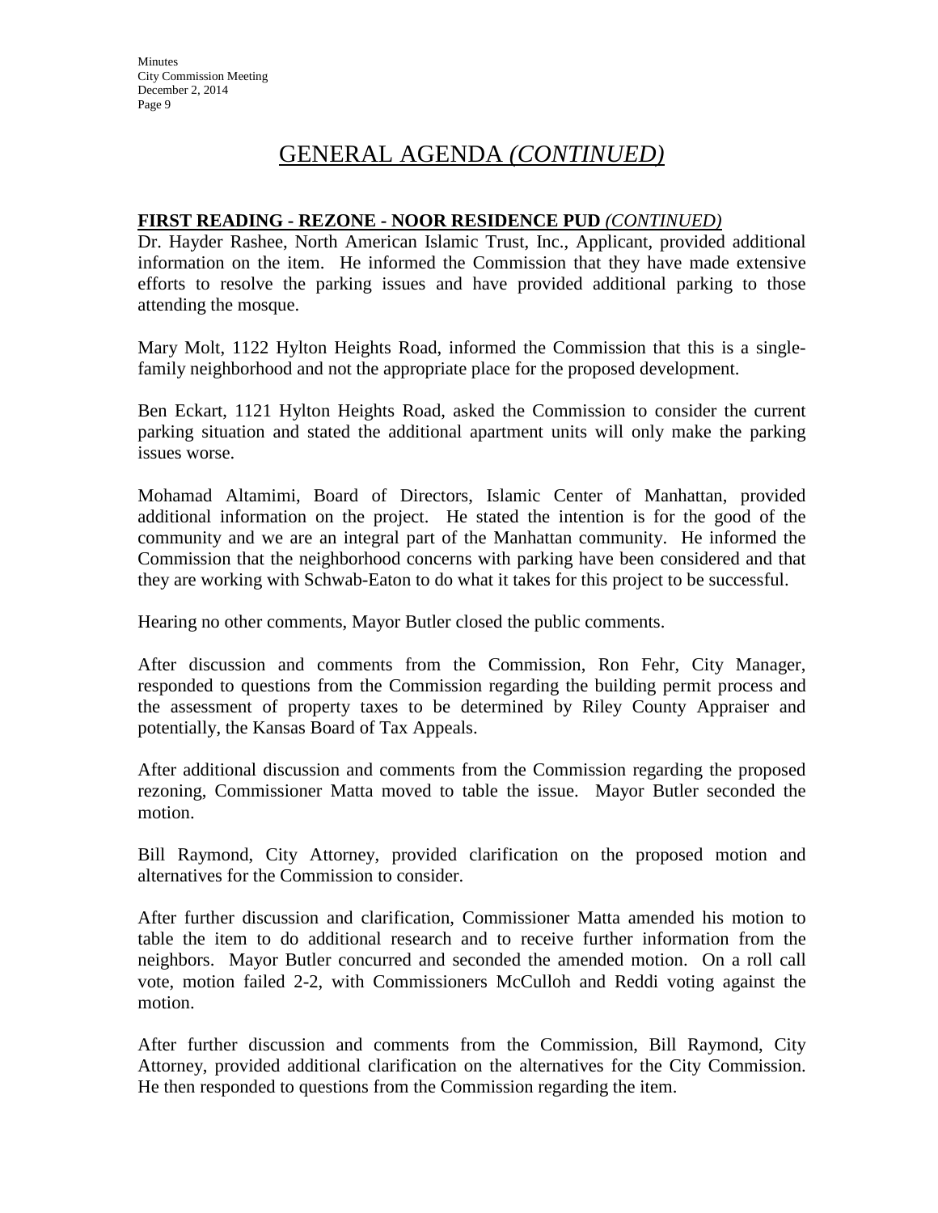# GENERAL AGENDA *(CONTINUED)*

**FIRST READING - REZONE - NOOR RESIDENCE PUD** ***(CONTINUED)***

Dr. Hayder Rashee, North American Islamic Trust, Inc., Applicant, provided additional information on the item. He informed the Commission that they have made extensive efforts to resolve the parking issues and have provided additional parking to those attending the mosque.

Mary Molt, 1122 Hylton Heights Road, informed the Commission that this is a single-family neighborhood and not the appropriate place for the proposed development.

Ben Eckart, 1121 Hylton Heights Road, asked the Commission to consider the current parking situation and stated the additional apartment units will only make the parking issues worse.

Mohamad Altamimi, Board of Directors, Islamic Center of Manhattan, provided additional information on the project. He stated the intention is for the good of the community and we are an integral part of the Manhattan community. He informed the Commission that the neighborhood concerns with parking have been considered and that they are working with Schwab-Eaton to do what it takes for this project to be successful.

Hearing no other comments, Mayor Butler closed the public comments.

After discussion and comments from the Commission, Ron Fehr, City Manager, responded to questions from the Commission regarding the building permit process and the assessment of property taxes to be determined by Riley County Appraiser and potentially, the Kansas Board of Tax Appeals.

After additional discussion and comments from the Commission regarding the proposed rezoning, Commissioner Matta moved to table the issue. Mayor Butler seconded the motion.

Bill Raymond, City Attorney, provided clarification on the proposed motion and alternatives for the Commission to consider.

After further discussion and clarification, Commissioner Matta amended his motion to table the item to do additional research and to receive further information from the neighbors. Mayor Butler concurred and seconded the amended motion. On a roll call vote, motion failed 2-2, with Commissioners McCulloh and Reddi voting against the motion.

After further discussion and comments from the Commission, Bill Raymond, City Attorney, provided additional clarification on the alternatives for the City Commission. He then responded to questions from the Commission regarding the item.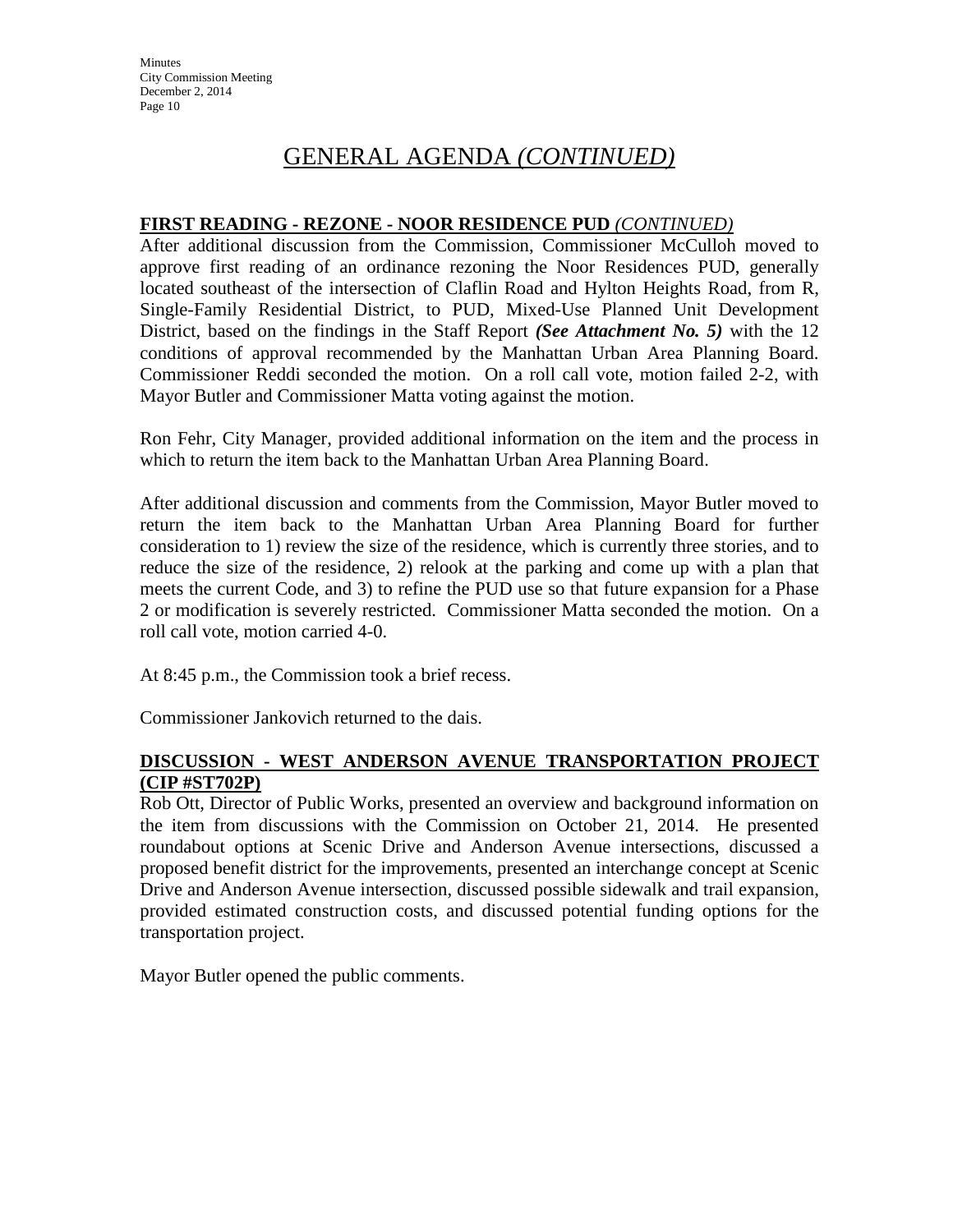# GENERAL AGENDA *(CONTINUED)*

**FIRST READING - REZONE - NOOR RESIDENCE PUD** *(CONTINUED)*

After additional discussion from the Commission, Commissioner McCulloh moved to approve first reading of an ordinance rezoning the Noor Residences PUD, generally located southeast of the intersection of Claflin Road and Hylton Heights Road, from R, Single-Family Residential District, to PUD, Mixed-Use Planned Unit Development District, based on the findings in the Staff Report ***(See Attachment No. 5)*** with the 12 conditions of approval recommended by the Manhattan Urban Area Planning Board. Commissioner Reddi seconded the motion. On a roll call vote, motion failed 2-2, with Mayor Butler and Commissioner Matta voting against the motion.

Ron Fehr, City Manager, provided additional information on the item and the process in which to return the item back to the Manhattan Urban Area Planning Board.

After additional discussion and comments from the Commission, Mayor Butler moved to return the item back to the Manhattan Urban Area Planning Board for further consideration to 1) review the size of the residence, which is currently three stories, and to reduce the size of the residence, 2) relook at the parking and come up with a plan that meets the current Code, and 3) to refine the PUD use so that future expansion for a Phase 2 or modification is severely restricted. Commissioner Matta seconded the motion. On a roll call vote, motion carried 4-0.

At 8:45 p.m., the Commission took a brief recess.

Commissioner Jankovich returned to the dais.

**DISCUSSION - WEST ANDERSON AVENUE TRANSPORTATION PROJECT (CIP #ST702P)**

Rob Ott, Director of Public Works, presented an overview and background information on the item from discussions with the Commission on October 21, 2014. He presented roundabout options at Scenic Drive and Anderson Avenue intersections, discussed a proposed benefit district for the improvements, presented an interchange concept at Scenic Drive and Anderson Avenue intersection, discussed possible sidewalk and trail expansion, provided estimated construction costs, and discussed potential funding options for the transportation project.

Mayor Butler opened the public comments.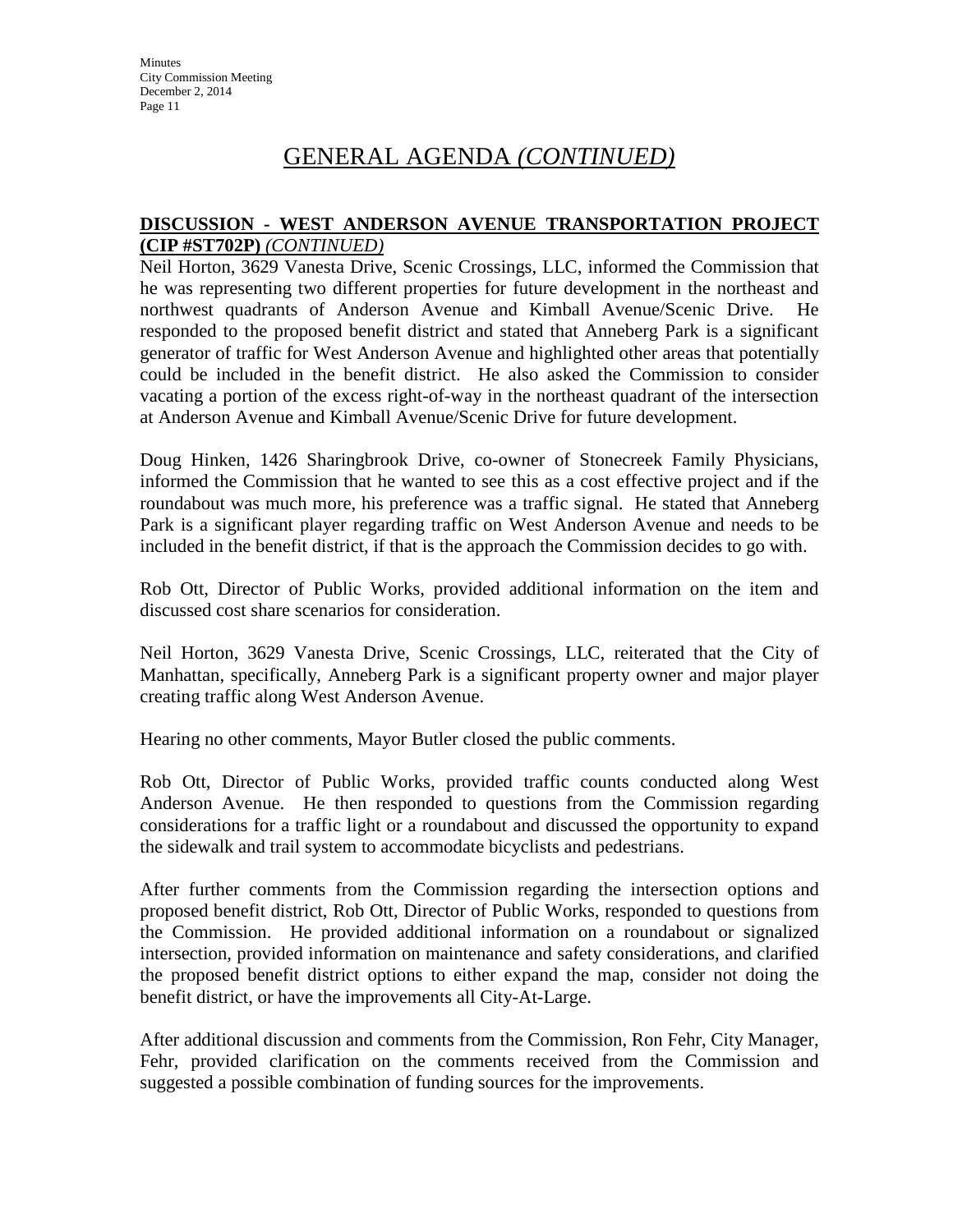# GENERAL AGENDA *(CONTINUED)*

**DISCUSSION - WEST ANDERSON AVENUE TRANSPORTATION PROJECT (CIP #ST702P)** *(CONTINUED)*

Neil Horton, 3629 Vanesta Drive, Scenic Crossings, LLC, informed the Commission that he was representing two different properties for future development in the northeast and northwest quadrants of Anderson Avenue and Kimball Avenue/Scenic Drive. He responded to the proposed benefit district and stated that Anneberg Park is a significant generator of traffic for West Anderson Avenue and highlighted other areas that potentially could be included in the benefit district. He also asked the Commission to consider vacating a portion of the excess right-of-way in the northeast quadrant of the intersection at Anderson Avenue and Kimball Avenue/Scenic Drive for future development.

Doug Hinken, 1426 Sharingbrook Drive, co-owner of Stonecreek Family Physicians, informed the Commission that he wanted to see this as a cost effective project and if the roundabout was much more, his preference was a traffic signal. He stated that Anneberg Park is a significant player regarding traffic on West Anderson Avenue and needs to be included in the benefit district, if that is the approach the Commission decides to go with.

Rob Ott, Director of Public Works, provided additional information on the item and discussed cost share scenarios for consideration.

Neil Horton, 3629 Vanesta Drive, Scenic Crossings, LLC, reiterated that the City of Manhattan, specifically, Anneberg Park is a significant property owner and major player creating traffic along West Anderson Avenue.

Hearing no other comments, Mayor Butler closed the public comments.

Rob Ott, Director of Public Works, provided traffic counts conducted along West Anderson Avenue. He then responded to questions from the Commission regarding considerations for a traffic light or a roundabout and discussed the opportunity to expand the sidewalk and trail system to accommodate bicyclists and pedestrians.

After further comments from the Commission regarding the intersection options and proposed benefit district, Rob Ott, Director of Public Works, responded to questions from the Commission. He provided additional information on a roundabout or signalized intersection, provided information on maintenance and safety considerations, and clarified the proposed benefit district options to either expand the map, consider not doing the benefit district, or have the improvements all City-At-Large.

After additional discussion and comments from the Commission, Ron Fehr, City Manager, Fehr, provided clarification on the comments received from the Commission and suggested a possible combination of funding sources for the improvements.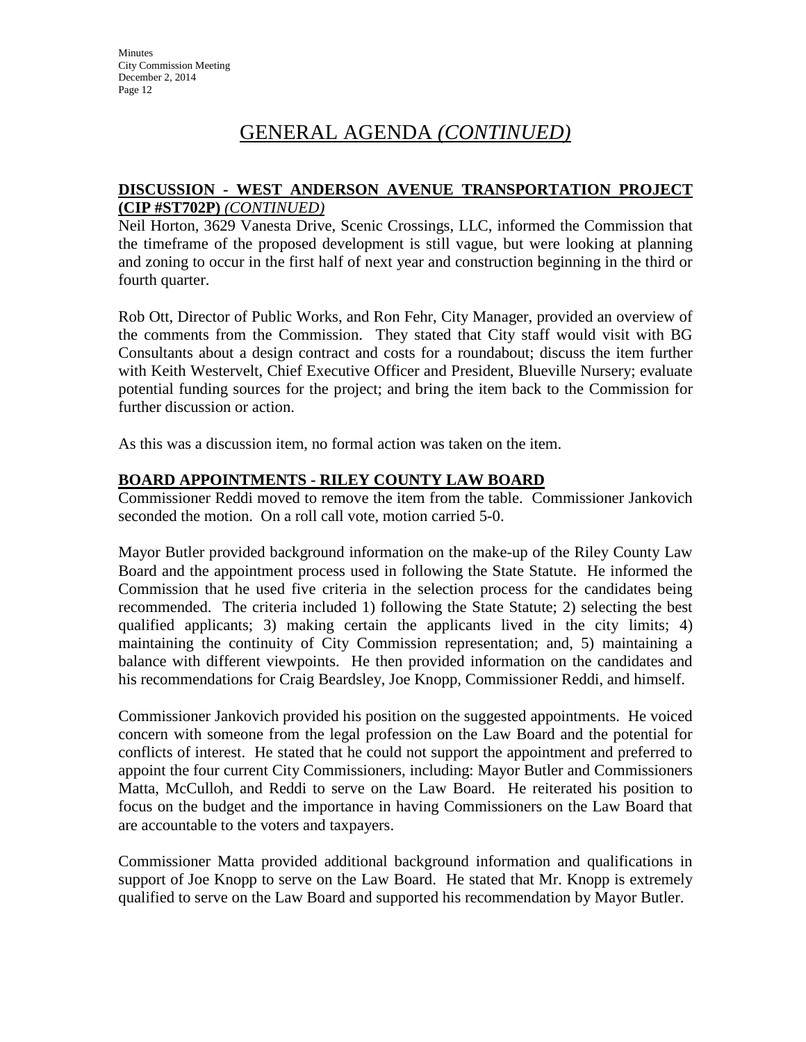# GENERAL AGENDA *(CONTINUED)*

## DISCUSSION - WEST ANDERSON AVENUE TRANSPORTATION PROJECT (CIP #ST702P) *(CONTINUED)*

Neil Horton, 3629 Vanesta Drive, Scenic Crossings, LLC, informed the Commission that the timeframe of the proposed development is still vague, but were looking at planning and zoning to occur in the first half of next year and construction beginning in the third or fourth quarter.

Rob Ott, Director of Public Works, and Ron Fehr, City Manager, provided an overview of the comments from the Commission. They stated that City staff would visit with BG Consultants about a design contract and costs for a roundabout; discuss the item further with Keith Westervelt, Chief Executive Officer and President, Blueville Nursery; evaluate potential funding sources for the project; and bring the item back to the Commission for further discussion or action.

As this was a discussion item, no formal action was taken on the item.

## BOARD APPOINTMENTS - RILEY COUNTY LAW BOARD

Commissioner Reddi moved to remove the item from the table. Commissioner Jankovich seconded the motion. On a roll call vote, motion carried 5-0.

Mayor Butler provided background information on the make-up of the Riley County Law Board and the appointment process used in following the State Statute. He informed the Commission that he used five criteria in the selection process for the candidates being recommended. The criteria included 1) following the State Statute; 2) selecting the best qualified applicants; 3) making certain the applicants lived in the city limits; 4) maintaining the continuity of City Commission representation; and, 5) maintaining a balance with different viewpoints. He then provided information on the candidates and his recommendations for Craig Beardsley, Joe Knopp, Commissioner Reddi, and himself.

Commissioner Jankovich provided his position on the suggested appointments. He voiced concern with someone from the legal profession on the Law Board and the potential for conflicts of interest. He stated that he could not support the appointment and preferred to appoint the four current City Commissioners, including: Mayor Butler and Commissioners Matta, McCulloh, and Reddi to serve on the Law Board. He reiterated his position to focus on the budget and the importance in having Commissioners on the Law Board that are accountable to the voters and taxpayers.

Commissioner Matta provided additional background information and qualifications in support of Joe Knopp to serve on the Law Board. He stated that Mr. Knopp is extremely qualified to serve on the Law Board and supported his recommendation by Mayor Butler.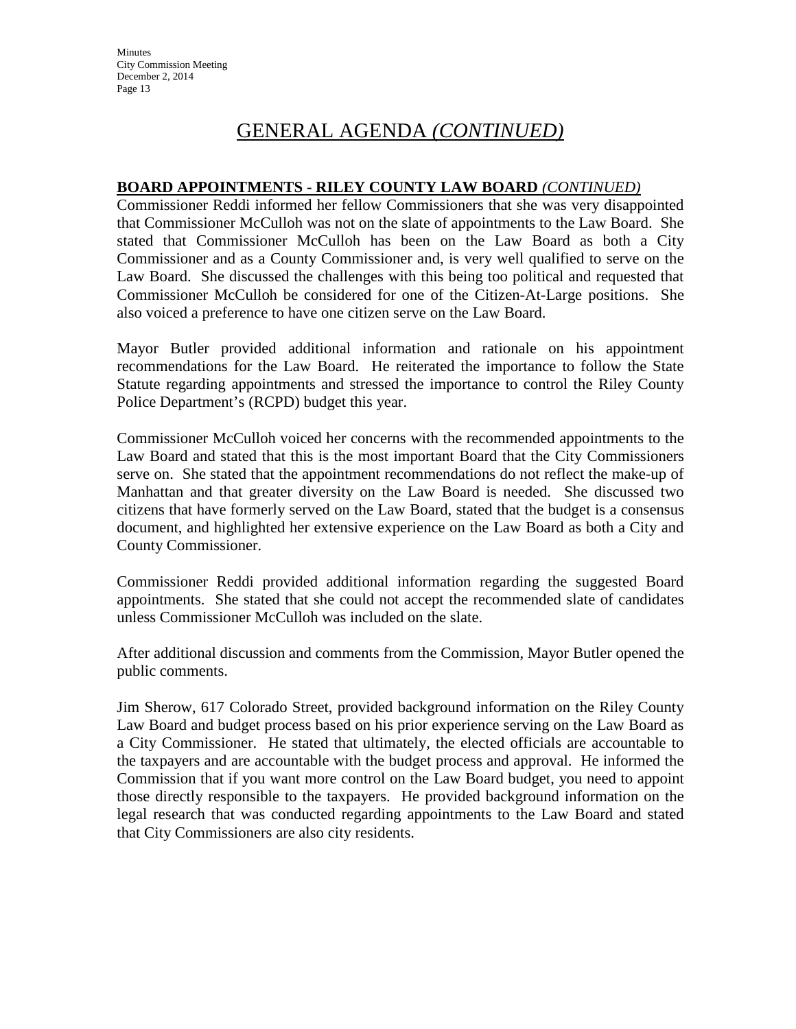# GENERAL AGENDA *(CONTINUED)*

**BOARD APPOINTMENTS - RILEY COUNTY LAW BOARD** *(CONTINUED)*

Commissioner Reddi informed her fellow Commissioners that she was very disappointed that Commissioner McCulloh was not on the slate of appointments to the Law Board. She stated that Commissioner McCulloh has been on the Law Board as both a City Commissioner and as a County Commissioner and, is very well qualified to serve on the Law Board. She discussed the challenges with this being too political and requested that Commissioner McCulloh be considered for one of the Citizen-At-Large positions. She also voiced a preference to have one citizen serve on the Law Board.

Mayor Butler provided additional information and rationale on his appointment recommendations for the Law Board. He reiterated the importance to follow the State Statute regarding appointments and stressed the importance to control the Riley County Police Department's (RCPD) budget this year.

Commissioner McCulloh voiced her concerns with the recommended appointments to the Law Board and stated that this is the most important Board that the City Commissioners serve on. She stated that the appointment recommendations do not reflect the make-up of Manhattan and that greater diversity on the Law Board is needed. She discussed two citizens that have formerly served on the Law Board, stated that the budget is a consensus document, and highlighted her extensive experience on the Law Board as both a City and County Commissioner.

Commissioner Reddi provided additional information regarding the suggested Board appointments. She stated that she could not accept the recommended slate of candidates unless Commissioner McCulloh was included on the slate.

After additional discussion and comments from the Commission, Mayor Butler opened the public comments.

Jim Sherow, 617 Colorado Street, provided background information on the Riley County Law Board and budget process based on his prior experience serving on the Law Board as a City Commissioner. He stated that ultimately, the elected officials are accountable to the taxpayers and are accountable with the budget process and approval. He informed the Commission that if you want more control on the Law Board budget, you need to appoint those directly responsible to the taxpayers. He provided background information on the legal research that was conducted regarding appointments to the Law Board and stated that City Commissioners are also city residents.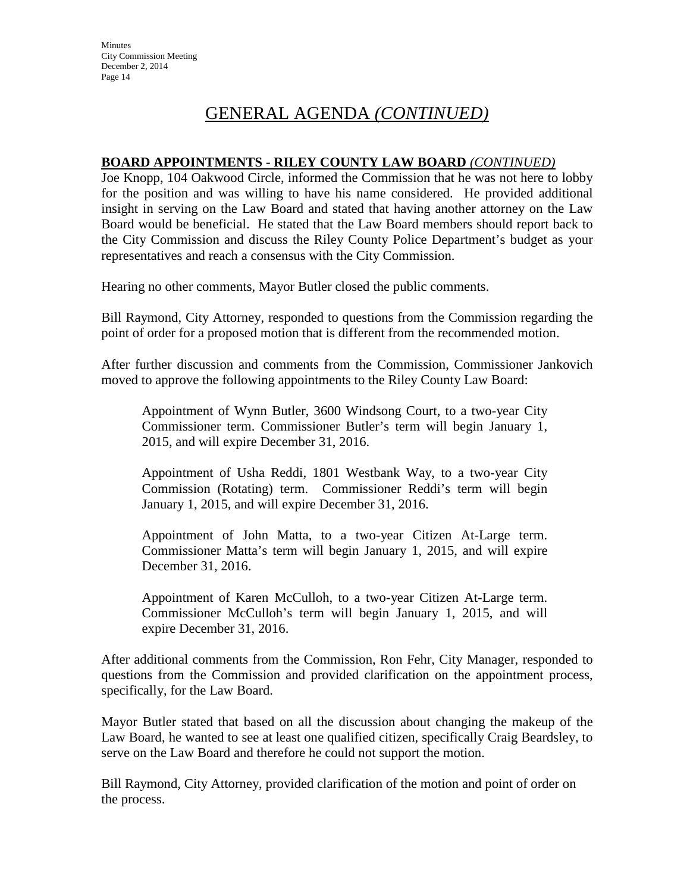# GENERAL AGENDA *(CONTINUED)*

**BOARD APPOINTMENTS - RILEY COUNTY LAW BOARD** *(CONTINUED)*

Joe Knopp, 104 Oakwood Circle, informed the Commission that he was not here to lobby for the position and was willing to have his name considered. He provided additional insight in serving on the Law Board and stated that having another attorney on the Law Board would be beneficial. He stated that the Law Board members should report back to the City Commission and discuss the Riley County Police Department's budget as your representatives and reach a consensus with the City Commission.

Hearing no other comments, Mayor Butler closed the public comments.

Bill Raymond, City Attorney, responded to questions from the Commission regarding the point of order for a proposed motion that is different from the recommended motion.

After further discussion and comments from the Commission, Commissioner Jankovich moved to approve the following appointments to the Riley County Law Board:

> Appointment of Wynn Butler, 3600 Windsong Court, to a two-year City Commissioner term. Commissioner Butler's term will begin January 1, 2015, and will expire December 31, 2016.
>
> Appointment of Usha Reddi, 1801 Westbank Way, to a two-year City Commission (Rotating) term. Commissioner Reddi's term will begin January 1, 2015, and will expire December 31, 2016.
>
> Appointment of John Matta, to a two-year Citizen At-Large term. Commissioner Matta's term will begin January 1, 2015, and will expire December 31, 2016.
>
> Appointment of Karen McCulloh, to a two-year Citizen At-Large term. Commissioner McCulloh's term will begin January 1, 2015, and will expire December 31, 2016.

After additional comments from the Commission, Ron Fehr, City Manager, responded to questions from the Commission and provided clarification on the appointment process, specifically, for the Law Board.

Mayor Butler stated that based on all the discussion about changing the makeup of the Law Board, he wanted to see at least one qualified citizen, specifically Craig Beardsley, to serve on the Law Board and therefore he could not support the motion.

Bill Raymond, City Attorney, provided clarification of the motion and point of order on the process.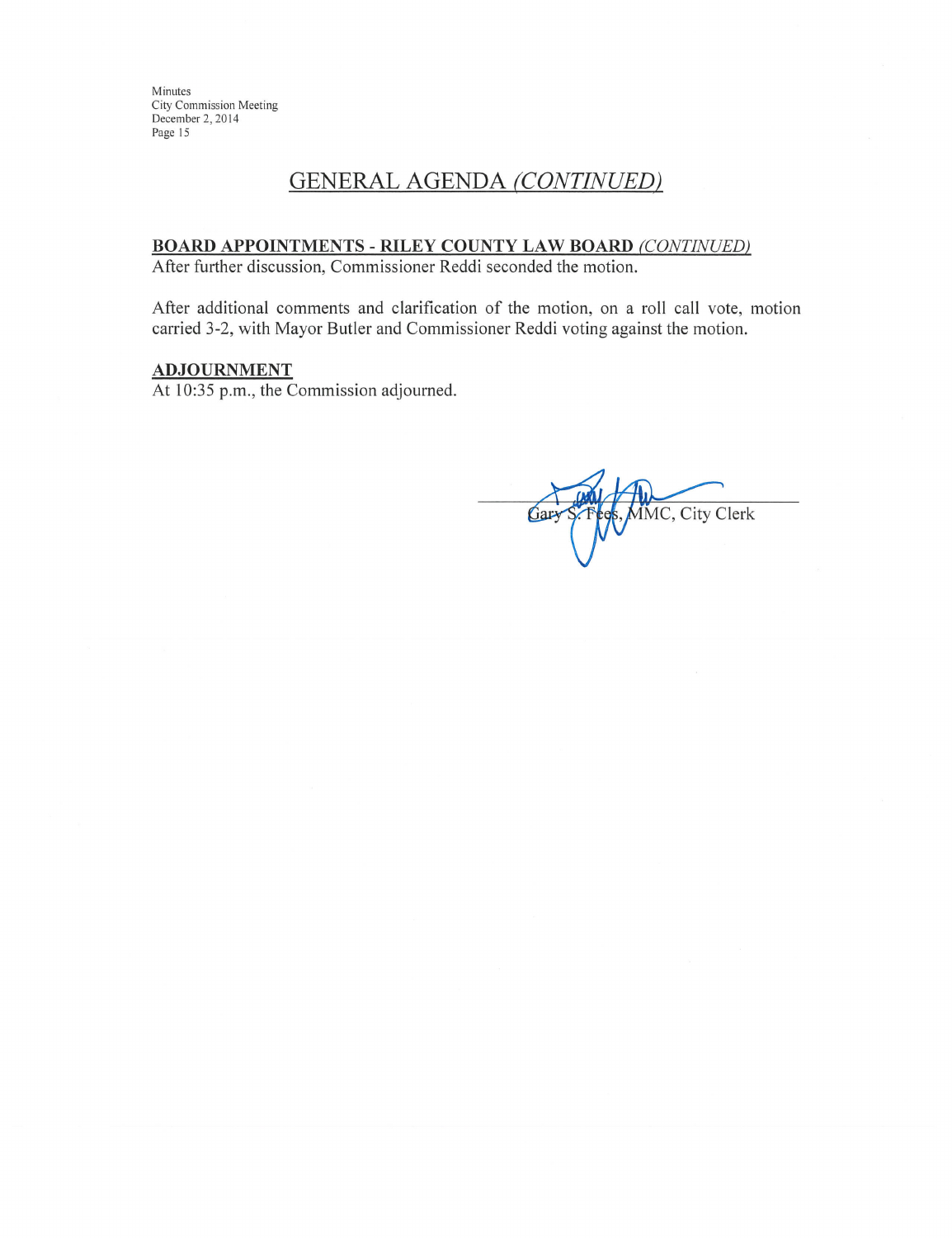## GENERAL AGENDA *(CONTINUED)*

**BOARD APPOINTMENTS - RILEY COUNTY LAW BOARD** *(CONTINUED)*

After further discussion, Commissioner Reddi seconded the motion.

After additional comments and clarification of the motion, on a roll call vote, motion carried 3-2, with Mayor Butler and Commissioner Reddi voting against the motion.

**ADJOURNMENT**

At 10:35 p.m., the Commission adjourned.

Gary S. Fees, MMC, City Clerk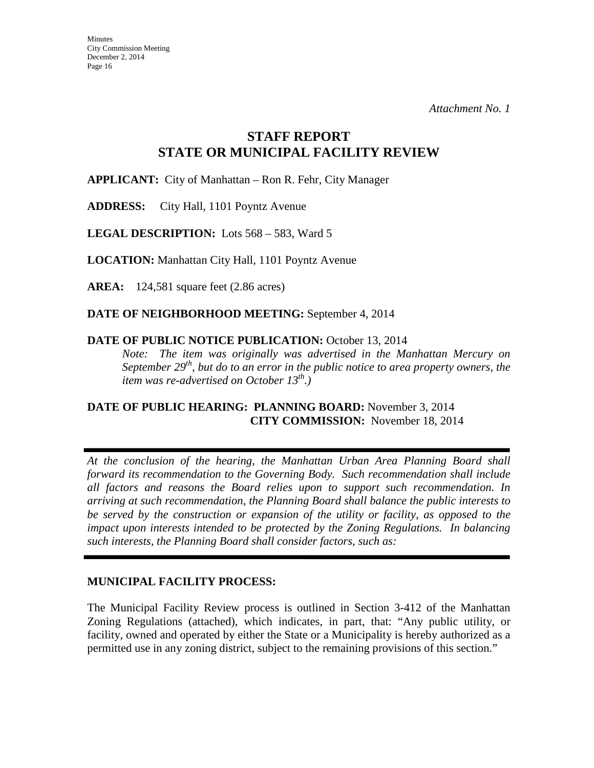*Attachment No. 1*

# STAFF REPORT
# STATE OR MUNICIPAL FACILITY REVIEW

**APPLICANT:** City of Manhattan – Ron R. Fehr, City Manager

**ADDRESS:** City Hall, 1101 Poyntz Avenue

**LEGAL DESCRIPTION:** Lots 568 – 583, Ward 5

**LOCATION:** Manhattan City Hall, 1101 Poyntz Avenue

**AREA:** 124,581 square feet (2.86 acres)

**DATE OF NEIGHBORHOOD MEETING:** September 4, 2014

**DATE OF PUBLIC NOTICE PUBLICATION:** October 13, 2014

*Note: The item was originally was advertised in the Manhattan Mercury on September 29th, but do to an error in the public notice to area property owners, the item was re-advertised on October 13th.)*

**DATE OF PUBLIC HEARING: PLANNING BOARD:** November 3, 2014
**CITY COMMISSION:** November 18, 2014

---

*At the conclusion of the hearing, the Manhattan Urban Area Planning Board shall forward its recommendation to the Governing Body. Such recommendation shall include all factors and reasons the Board relies upon to support such recommendation. In arriving at such recommendation, the Planning Board shall balance the public interests to be served by the construction or expansion of the utility or facility, as opposed to the impact upon interests intended to be protected by the Zoning Regulations. In balancing such interests, the Planning Board shall consider factors, such as:*

---

**MUNICIPAL FACILITY PROCESS:**

The Municipal Facility Review process is outlined in Section 3-412 of the Manhattan Zoning Regulations (attached), which indicates, in part, that: "Any public utility, or facility, owned and operated by either the State or a Municipality is hereby authorized as a permitted use in any zoning district, subject to the remaining provisions of this section."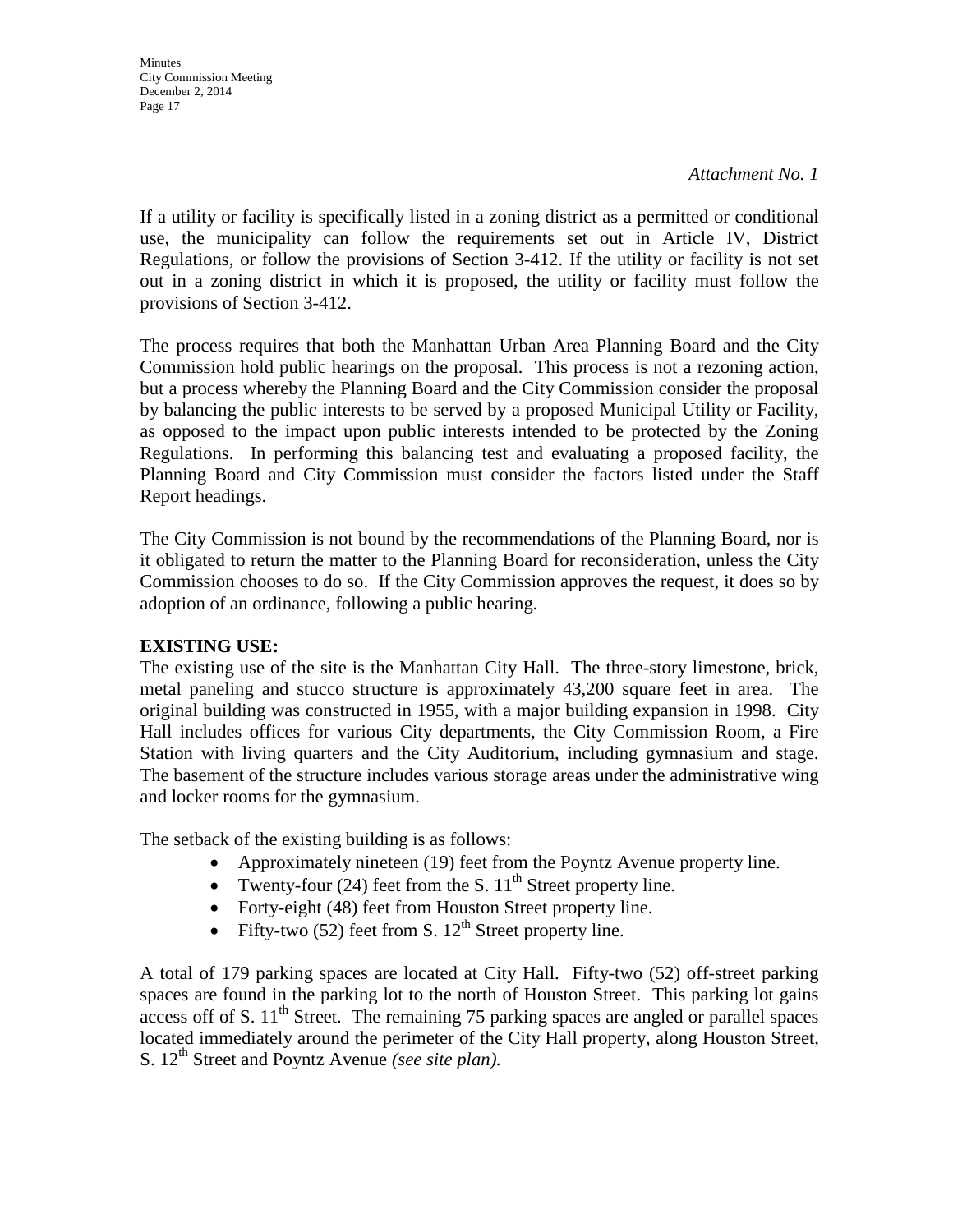*Attachment No. 1*

If a utility or facility is specifically listed in a zoning district as a permitted or conditional use, the municipality can follow the requirements set out in Article IV, District Regulations, or follow the provisions of Section 3-412. If the utility or facility is not set out in a zoning district in which it is proposed, the utility or facility must follow the provisions of Section 3-412.

The process requires that both the Manhattan Urban Area Planning Board and the City Commission hold public hearings on the proposal. This process is not a rezoning action, but a process whereby the Planning Board and the City Commission consider the proposal by balancing the public interests to be served by a proposed Municipal Utility or Facility, as opposed to the impact upon public interests intended to be protected by the Zoning Regulations. In performing this balancing test and evaluating a proposed facility, the Planning Board and City Commission must consider the factors listed under the Staff Report headings.

The City Commission is not bound by the recommendations of the Planning Board, nor is it obligated to return the matter to the Planning Board for reconsideration, unless the City Commission chooses to do so. If the City Commission approves the request, it does so by adoption of an ordinance, following a public hearing.

**EXISTING USE:**
The existing use of the site is the Manhattan City Hall. The three-story limestone, brick, metal paneling and stucco structure is approximately 43,200 square feet in area. The original building was constructed in 1955, with a major building expansion in 1998. City Hall includes offices for various City departments, the City Commission Room, a Fire Station with living quarters and the City Auditorium, including gymnasium and stage. The basement of the structure includes various storage areas under the administrative wing and locker rooms for the gymnasium.

The setback of the existing building is as follows:

- Approximately nineteen (19) feet from the Poyntz Avenue property line.
- Twenty-four (24) feet from the S. 11th Street property line.
- Forty-eight (48) feet from Houston Street property line.
- Fifty-two (52) feet from S. 12th Street property line.

A total of 179 parking spaces are located at City Hall. Fifty-two (52) off-street parking spaces are found in the parking lot to the north of Houston Street. This parking lot gains access off of S. 11th Street. The remaining 75 parking spaces are angled or parallel spaces located immediately around the perimeter of the City Hall property, along Houston Street, S. 12th Street and Poyntz Avenue *(see site plan).*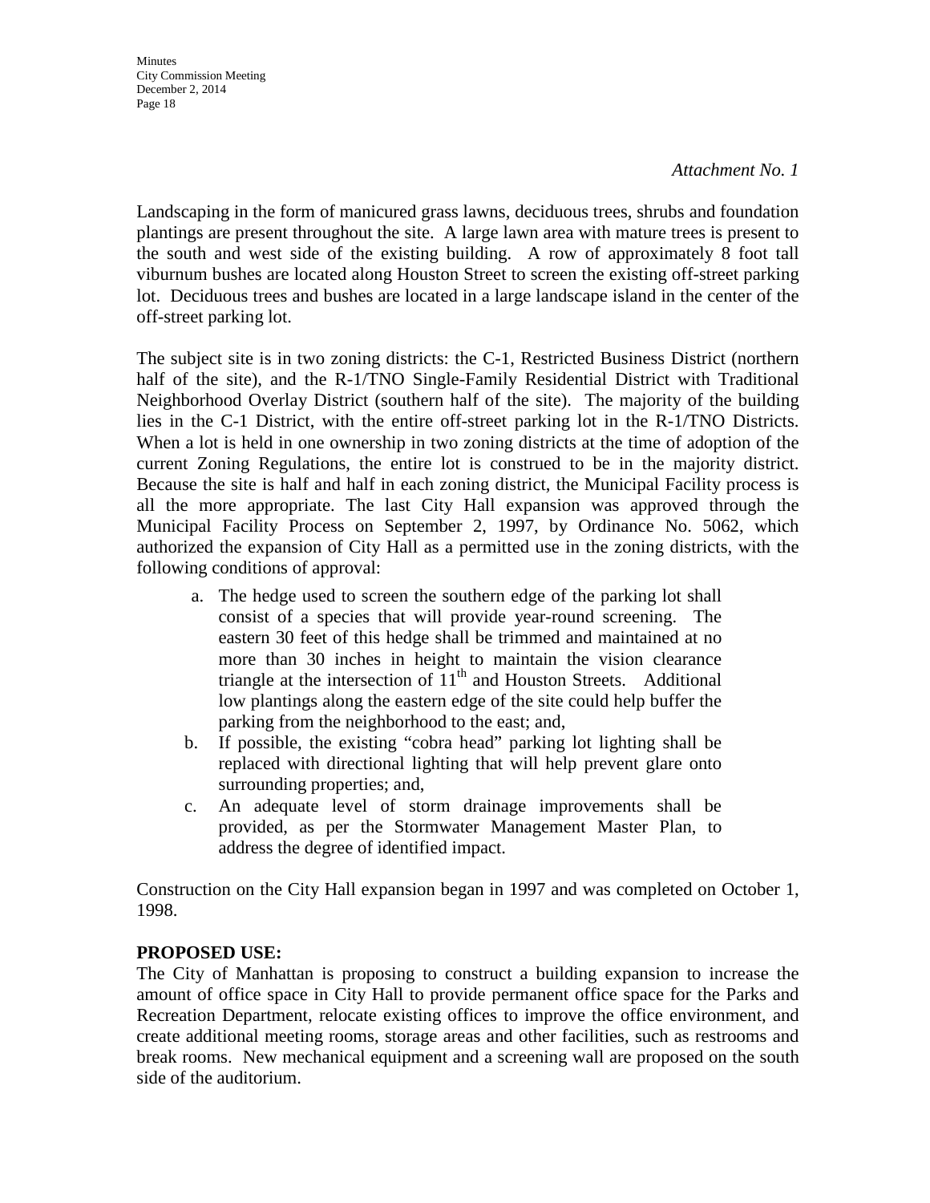*Attachment No. 1*

Landscaping in the form of manicured grass lawns, deciduous trees, shrubs and foundation plantings are present throughout the site. A large lawn area with mature trees is present to the south and west side of the existing building. A row of approximately 8 foot tall viburnum bushes are located along Houston Street to screen the existing off-street parking lot. Deciduous trees and bushes are located in a large landscape island in the center of the off-street parking lot.

The subject site is in two zoning districts: the C-1, Restricted Business District (northern half of the site), and the R-1/TNO Single-Family Residential District with Traditional Neighborhood Overlay District (southern half of the site). The majority of the building lies in the C-1 District, with the entire off-street parking lot in the R-1/TNO Districts. When a lot is held in one ownership in two zoning districts at the time of adoption of the current Zoning Regulations, the entire lot is construed to be in the majority district. Because the site is half and half in each zoning district, the Municipal Facility process is all the more appropriate. The last City Hall expansion was approved through the Municipal Facility Process on September 2, 1997, by Ordinance No. 5062, which authorized the expansion of City Hall as a permitted use in the zoning districts, with the following conditions of approval:

a. The hedge used to screen the southern edge of the parking lot shall consist of a species that will provide year-round screening. The eastern 30 feet of this hedge shall be trimmed and maintained at no more than 30 inches in height to maintain the vision clearance triangle at the intersection of 11th and Houston Streets. Additional low plantings along the eastern edge of the site could help buffer the parking from the neighborhood to the east; and,
b. If possible, the existing “cobra head” parking lot lighting shall be replaced with directional lighting that will help prevent glare onto surrounding properties; and,
c. An adequate level of storm drainage improvements shall be provided, as per the Stormwater Management Master Plan, to address the degree of identified impact.

Construction on the City Hall expansion began in 1997 and was completed on October 1, 1998.

**PROPOSED USE:**
The City of Manhattan is proposing to construct a building expansion to increase the amount of office space in City Hall to provide permanent office space for the Parks and Recreation Department, relocate existing offices to improve the office environment, and create additional meeting rooms, storage areas and other facilities, such as restrooms and break rooms. New mechanical equipment and a screening wall are proposed on the south side of the auditorium.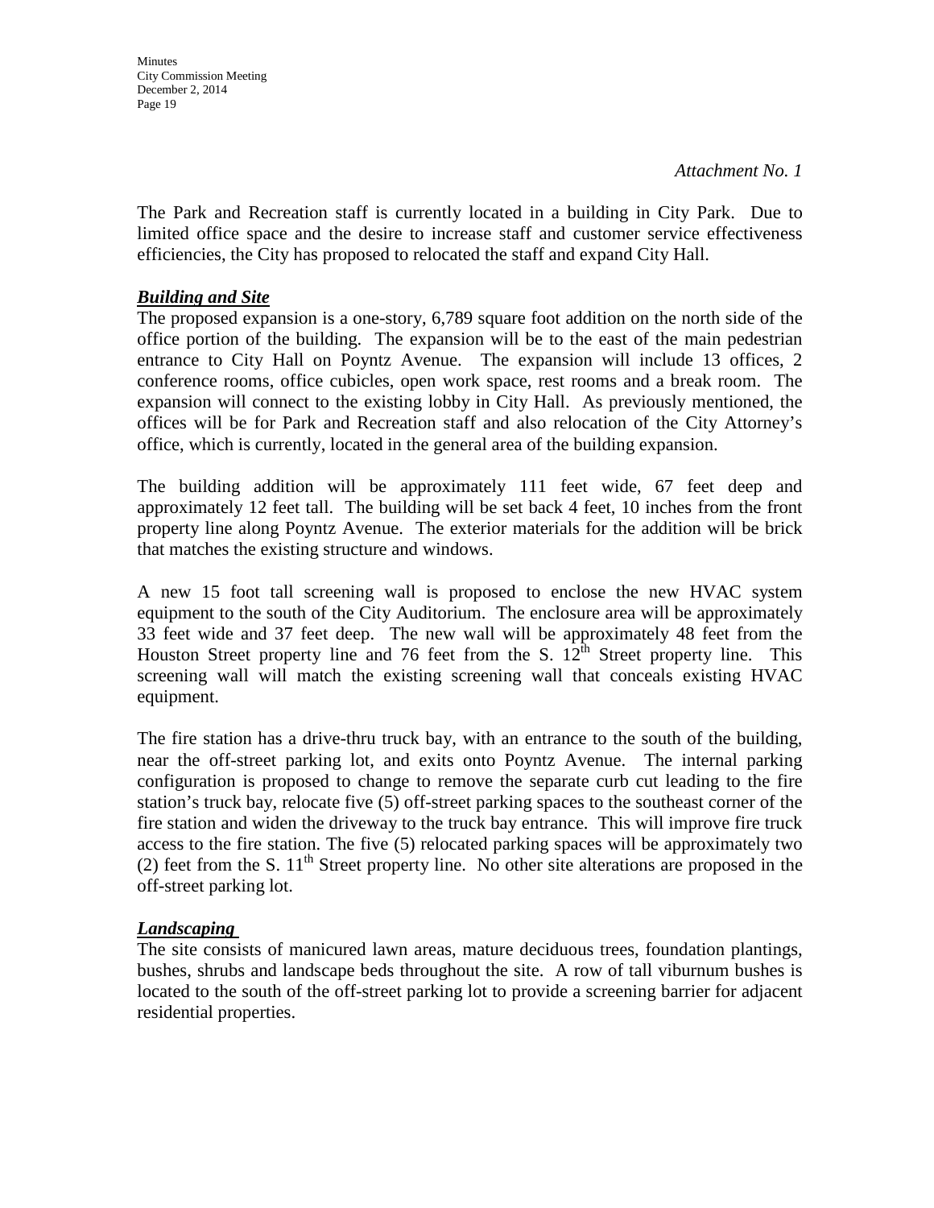*Attachment No. 1*

The Park and Recreation staff is currently located in a building in City Park. Due to limited office space and the desire to increase staff and customer service effectiveness efficiencies, the City has proposed to relocated the staff and expand City Hall.

***Building and Site***

The proposed expansion is a one-story, 6,789 square foot addition on the north side of the office portion of the building. The expansion will be to the east of the main pedestrian entrance to City Hall on Poyntz Avenue. The expansion will include 13 offices, 2 conference rooms, office cubicles, open work space, rest rooms and a break room. The expansion will connect to the existing lobby in City Hall. As previously mentioned, the offices will be for Park and Recreation staff and also relocation of the City Attorney's office, which is currently, located in the general area of the building expansion.

The building addition will be approximately 111 feet wide, 67 feet deep and approximately 12 feet tall. The building will be set back 4 feet, 10 inches from the front property line along Poyntz Avenue. The exterior materials for the addition will be brick that matches the existing structure and windows.

A new 15 foot tall screening wall is proposed to enclose the new HVAC system equipment to the south of the City Auditorium. The enclosure area will be approximately 33 feet wide and 37 feet deep. The new wall will be approximately 48 feet from the Houston Street property line and 76 feet from the S. 12th Street property line. This screening wall will match the existing screening wall that conceals existing HVAC equipment.

The fire station has a drive-thru truck bay, with an entrance to the south of the building, near the off-street parking lot, and exits onto Poyntz Avenue. The internal parking configuration is proposed to change to remove the separate curb cut leading to the fire station's truck bay, relocate five (5) off-street parking spaces to the southeast corner of the fire station and widen the driveway to the truck bay entrance. This will improve fire truck access to the fire station. The five (5) relocated parking spaces will be approximately two (2) feet from the S. 11th Street property line. No other site alterations are proposed in the off-street parking lot.

***Landscaping***

The site consists of manicured lawn areas, mature deciduous trees, foundation plantings, bushes, shrubs and landscape beds throughout the site. A row of tall viburnum bushes is located to the south of the off-street parking lot to provide a screening barrier for adjacent residential properties.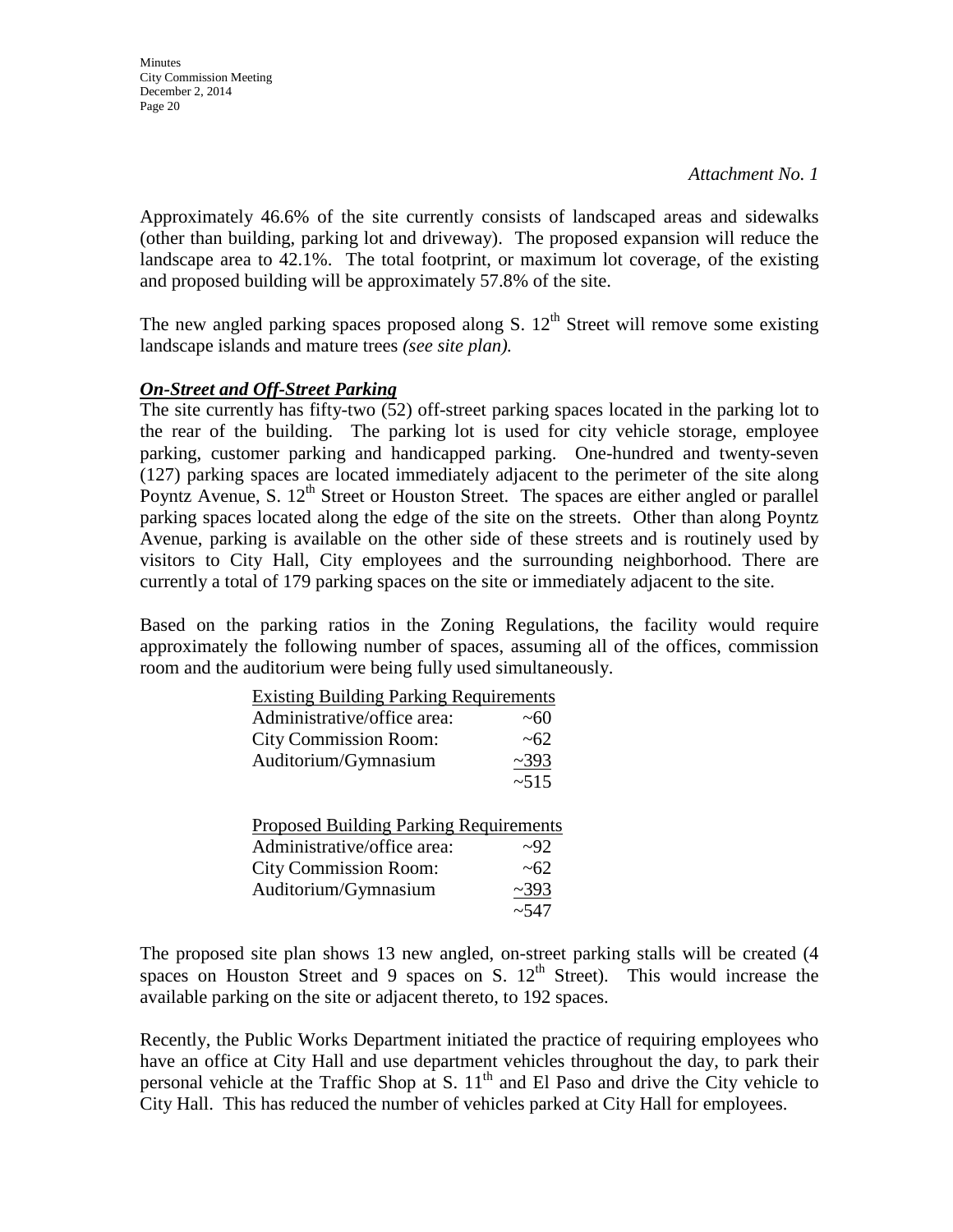*Attachment No. 1*

Approximately 46.6% of the site currently consists of landscaped areas and sidewalks (other than building, parking lot and driveway). The proposed expansion will reduce the landscape area to 42.1%. The total footprint, or maximum lot coverage, of the existing and proposed building will be approximately 57.8% of the site.

The new angled parking spaces proposed along S. 12th Street will remove some existing landscape islands and mature trees *(see site plan).*

***On-Street and Off-Street Parking***

The site currently has fifty-two (52) off-street parking spaces located in the parking lot to the rear of the building. The parking lot is used for city vehicle storage, employee parking, customer parking and handicapped parking. One-hundred and twenty-seven (127) parking spaces are located immediately adjacent to the perimeter of the site along Poyntz Avenue, S. 12th Street or Houston Street. The spaces are either angled or parallel parking spaces located along the edge of the site on the streets. Other than along Poyntz Avenue, parking is available on the other side of these streets and is routinely used by visitors to City Hall, City employees and the surrounding neighborhood. There are currently a total of 179 parking spaces on the site or immediately adjacent to the site.

Based on the parking ratios in the Zoning Regulations, the facility would require approximately the following number of spaces, assuming all of the offices, commission room and the auditorium were being fully used simultaneously.

| Existing Building Parking Requirements | |
|---|---|
| Administrative/office area: | ~60 |
| City Commission Room: | ~62 |
| Auditorium/Gymnasium | ~393 |
| | ~515 |

| Proposed Building Parking Requirements | |
|---|---|
| Administrative/office area: | ~92 |
| City Commission Room: | ~62 |
| Auditorium/Gymnasium | ~393 |
| | ~547 |

The proposed site plan shows 13 new angled, on-street parking stalls will be created (4 spaces on Houston Street and 9 spaces on S. 12th Street). This would increase the available parking on the site or adjacent thereto, to 192 spaces.

Recently, the Public Works Department initiated the practice of requiring employees who have an office at City Hall and use department vehicles throughout the day, to park their personal vehicle at the Traffic Shop at S. 11th and El Paso and drive the City vehicle to City Hall. This has reduced the number of vehicles parked at City Hall for employees.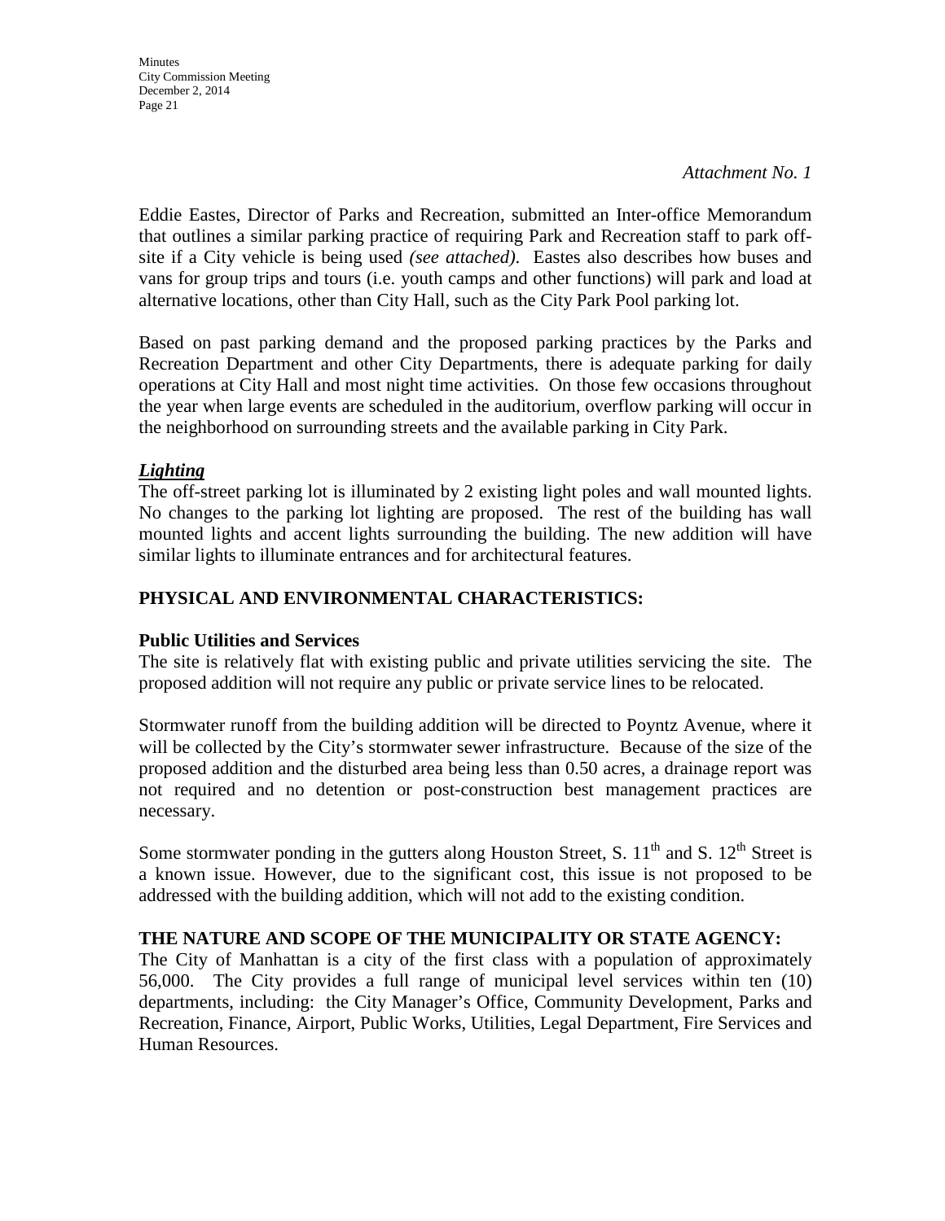*Attachment No. 1*

Eddie Eastes, Director of Parks and Recreation, submitted an Inter-office Memorandum that outlines a similar parking practice of requiring Park and Recreation staff to park off-site if a City vehicle is being used *(see attached)*. Eastes also describes how buses and vans for group trips and tours (i.e. youth camps and other functions) will park and load at alternative locations, other than City Hall, such as the City Park Pool parking lot.

Based on past parking demand and the proposed parking practices by the Parks and Recreation Department and other City Departments, there is adequate parking for daily operations at City Hall and most night time activities. On those few occasions throughout the year when large events are scheduled in the auditorium, overflow parking will occur in the neighborhood on surrounding streets and the available parking in City Park.

***Lighting***

The off-street parking lot is illuminated by 2 existing light poles and wall mounted lights. No changes to the parking lot lighting are proposed. The rest of the building has wall mounted lights and accent lights surrounding the building. The new addition will have similar lights to illuminate entrances and for architectural features.

## PHYSICAL AND ENVIRONMENTAL CHARACTERISTICS:

**Public Utilities and Services**

The site is relatively flat with existing public and private utilities servicing the site. The proposed addition will not require any public or private service lines to be relocated.

Stormwater runoff from the building addition will be directed to Poyntz Avenue, where it will be collected by the City's stormwater sewer infrastructure. Because of the size of the proposed addition and the disturbed area being less than 0.50 acres, a drainage report was not required and no detention or post-construction best management practices are necessary.

Some stormwater ponding in the gutters along Houston Street, S. 11th and S. 12th Street is a known issue. However, due to the significant cost, this issue is not proposed to be addressed with the building addition, which will not add to the existing condition.

## THE NATURE AND SCOPE OF THE MUNICIPALITY OR STATE AGENCY:

The City of Manhattan is a city of the first class with a population of approximately 56,000. The City provides a full range of municipal level services within ten (10) departments, including: the City Manager's Office, Community Development, Parks and Recreation, Finance, Airport, Public Works, Utilities, Legal Department, Fire Services and Human Resources.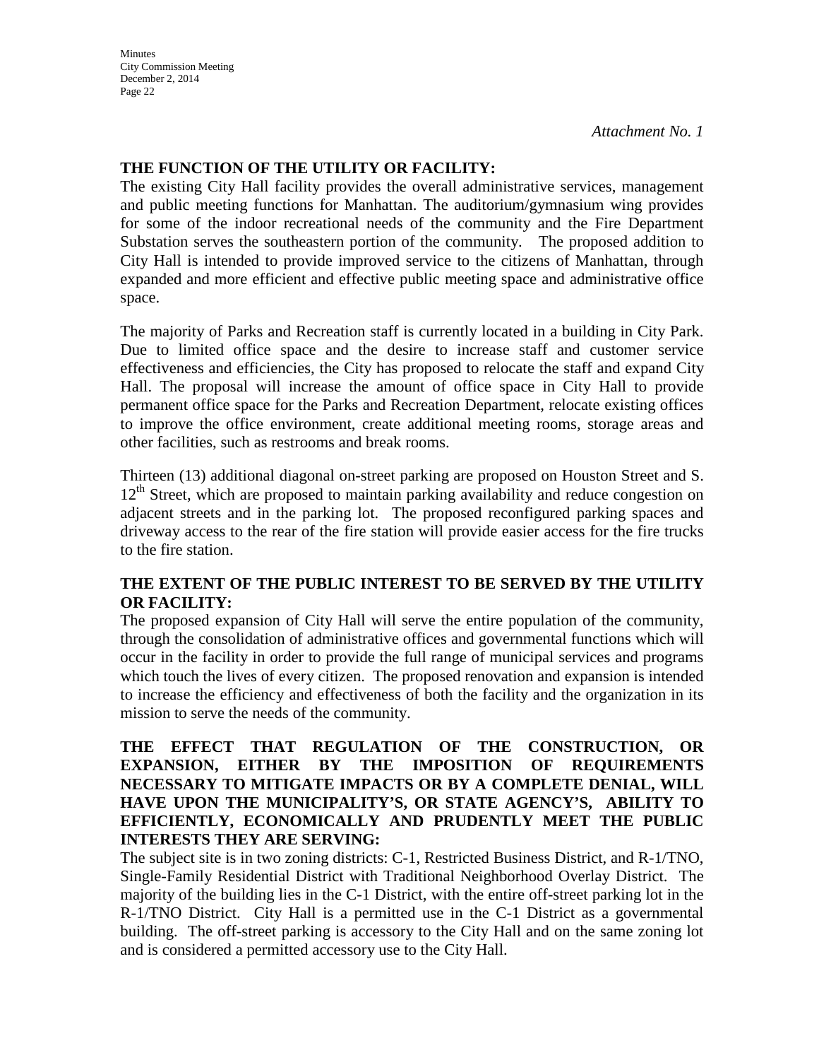*Attachment No. 1*

**THE FUNCTION OF THE UTILITY OR FACILITY:**

The existing City Hall facility provides the overall administrative services, management and public meeting functions for Manhattan. The auditorium/gymnasium wing provides for some of the indoor recreational needs of the community and the Fire Department Substation serves the southeastern portion of the community. The proposed addition to City Hall is intended to provide improved service to the citizens of Manhattan, through expanded and more efficient and effective public meeting space and administrative office space.

The majority of Parks and Recreation staff is currently located in a building in City Park. Due to limited office space and the desire to increase staff and customer service effectiveness and efficiencies, the City has proposed to relocate the staff and expand City Hall. The proposal will increase the amount of office space in City Hall to provide permanent office space for the Parks and Recreation Department, relocate existing offices to improve the office environment, create additional meeting rooms, storage areas and other facilities, such as restrooms and break rooms.

Thirteen (13) additional diagonal on-street parking are proposed on Houston Street and S. 12th Street, which are proposed to maintain parking availability and reduce congestion on adjacent streets and in the parking lot. The proposed reconfigured parking spaces and driveway access to the rear of the fire station will provide easier access for the fire trucks to the fire station.

**THE EXTENT OF THE PUBLIC INTEREST TO BE SERVED BY THE UTILITY OR FACILITY:**

The proposed expansion of City Hall will serve the entire population of the community, through the consolidation of administrative offices and governmental functions which will occur in the facility in order to provide the full range of municipal services and programs which touch the lives of every citizen. The proposed renovation and expansion is intended to increase the efficiency and effectiveness of both the facility and the organization in its mission to serve the needs of the community.

**THE EFFECT THAT REGULATION OF THE CONSTRUCTION, OR EXPANSION, EITHER BY THE IMPOSITION OF REQUIREMENTS NECESSARY TO MITIGATE IMPACTS OR BY A COMPLETE DENIAL, WILL HAVE UPON THE MUNICIPALITY'S, OR STATE AGENCY'S, ABILITY TO EFFICIENTLY, ECONOMICALLY AND PRUDENTLY MEET THE PUBLIC INTERESTS THEY ARE SERVING:**

The subject site is in two zoning districts: C-1, Restricted Business District, and R-1/TNO, Single-Family Residential District with Traditional Neighborhood Overlay District. The majority of the building lies in the C-1 District, with the entire off-street parking lot in the R-1/TNO District. City Hall is a permitted use in the C-1 District as a governmental building. The off-street parking is accessory to the City Hall and on the same zoning lot and is considered a permitted accessory use to the City Hall.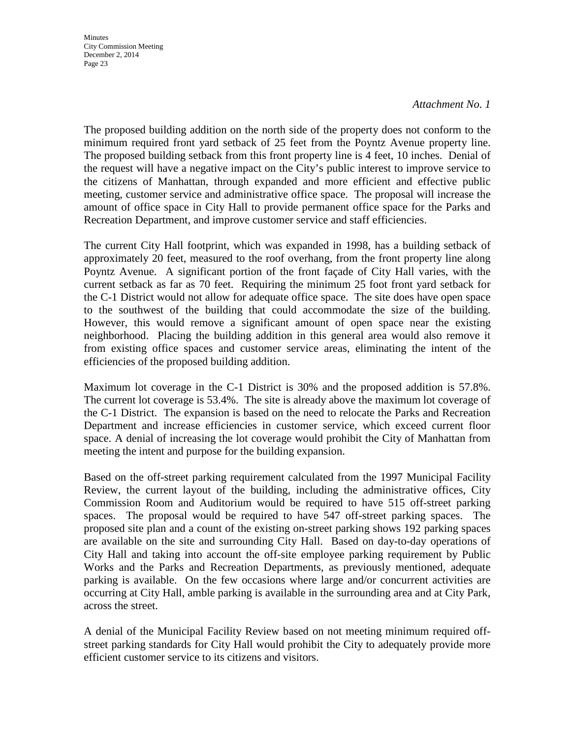*Attachment No. 1*

The proposed building addition on the north side of the property does not conform to the minimum required front yard setback of 25 feet from the Poyntz Avenue property line. The proposed building setback from this front property line is 4 feet, 10 inches. Denial of the request will have a negative impact on the City's public interest to improve service to the citizens of Manhattan, through expanded and more efficient and effective public meeting, customer service and administrative office space. The proposal will increase the amount of office space in City Hall to provide permanent office space for the Parks and Recreation Department, and improve customer service and staff efficiencies.

The current City Hall footprint, which was expanded in 1998, has a building setback of approximately 20 feet, measured to the roof overhang, from the front property line along Poyntz Avenue. A significant portion of the front façade of City Hall varies, with the current setback as far as 70 feet. Requiring the minimum 25 foot front yard setback for the C-1 District would not allow for adequate office space. The site does have open space to the southwest of the building that could accommodate the size of the building. However, this would remove a significant amount of open space near the existing neighborhood. Placing the building addition in this general area would also remove it from existing office spaces and customer service areas, eliminating the intent of the efficiencies of the proposed building addition.

Maximum lot coverage in the C-1 District is 30% and the proposed addition is 57.8%. The current lot coverage is 53.4%. The site is already above the maximum lot coverage of the C-1 District. The expansion is based on the need to relocate the Parks and Recreation Department and increase efficiencies in customer service, which exceed current floor space. A denial of increasing the lot coverage would prohibit the City of Manhattan from meeting the intent and purpose for the building expansion.

Based on the off-street parking requirement calculated from the 1997 Municipal Facility Review, the current layout of the building, including the administrative offices, City Commission Room and Auditorium would be required to have 515 off-street parking spaces. The proposal would be required to have 547 off-street parking spaces. The proposed site plan and a count of the existing on-street parking shows 192 parking spaces are available on the site and surrounding City Hall. Based on day-to-day operations of City Hall and taking into account the off-site employee parking requirement by Public Works and the Parks and Recreation Departments, as previously mentioned, adequate parking is available. On the few occasions where large and/or concurrent activities are occurring at City Hall, amble parking is available in the surrounding area and at City Park, across the street.

A denial of the Municipal Facility Review based on not meeting minimum required off-street parking standards for City Hall would prohibit the City to adequately provide more efficient customer service to its citizens and visitors.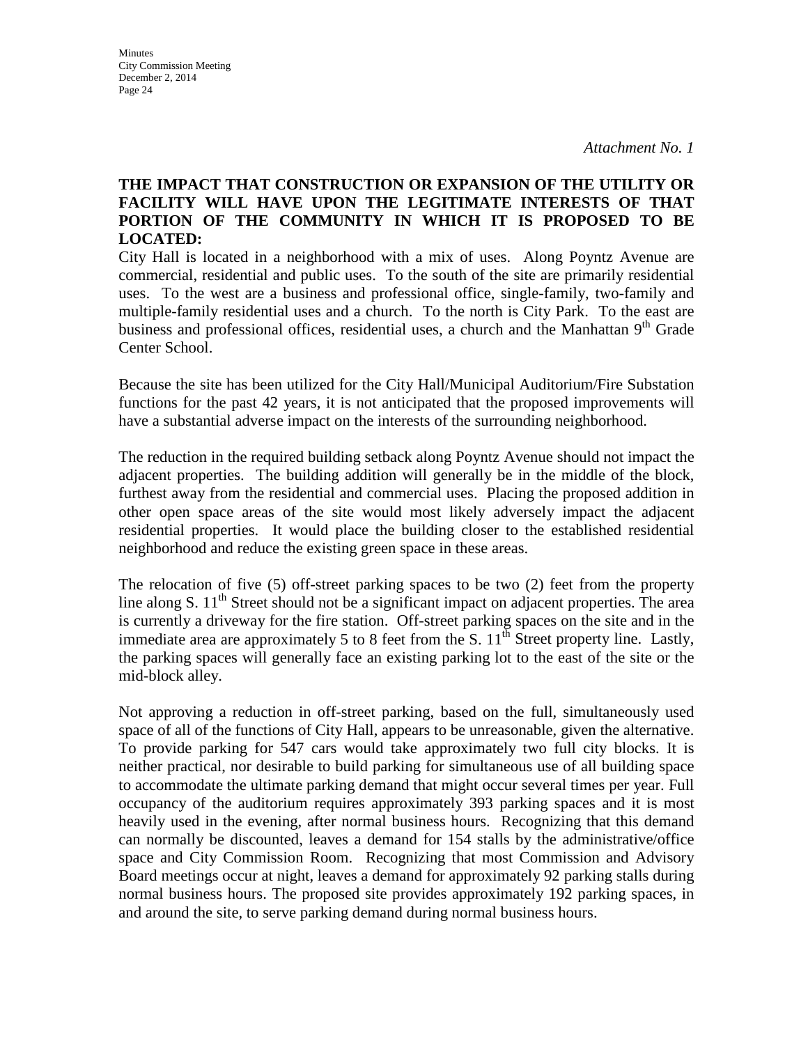*Attachment No. 1*

**THE IMPACT THAT CONSTRUCTION OR EXPANSION OF THE UTILITY OR FACILITY WILL HAVE UPON THE LEGITIMATE INTERESTS OF THAT PORTION OF THE COMMUNITY IN WHICH IT IS PROPOSED TO BE LOCATED:**

City Hall is located in a neighborhood with a mix of uses. Along Poyntz Avenue are commercial, residential and public uses. To the south of the site are primarily residential uses. To the west are a business and professional office, single-family, two-family and multiple-family residential uses and a church. To the north is City Park. To the east are business and professional offices, residential uses, a church and the Manhattan 9th Grade Center School.

Because the site has been utilized for the City Hall/Municipal Auditorium/Fire Substation functions for the past 42 years, it is not anticipated that the proposed improvements will have a substantial adverse impact on the interests of the surrounding neighborhood.

The reduction in the required building setback along Poyntz Avenue should not impact the adjacent properties. The building addition will generally be in the middle of the block, furthest away from the residential and commercial uses. Placing the proposed addition in other open space areas of the site would most likely adversely impact the adjacent residential properties. It would place the building closer to the established residential neighborhood and reduce the existing green space in these areas.

The relocation of five (5) off-street parking spaces to be two (2) feet from the property line along S. 11th Street should not be a significant impact on adjacent properties. The area is currently a driveway for the fire station. Off-street parking spaces on the site and in the immediate area are approximately 5 to 8 feet from the S. 11th Street property line. Lastly, the parking spaces will generally face an existing parking lot to the east of the site or the mid-block alley.

Not approving a reduction in off-street parking, based on the full, simultaneously used space of all of the functions of City Hall, appears to be unreasonable, given the alternative. To provide parking for 547 cars would take approximately two full city blocks. It is neither practical, nor desirable to build parking for simultaneous use of all building space to accommodate the ultimate parking demand that might occur several times per year. Full occupancy of the auditorium requires approximately 393 parking spaces and it is most heavily used in the evening, after normal business hours. Recognizing that this demand can normally be discounted, leaves a demand for 154 stalls by the administrative/office space and City Commission Room. Recognizing that most Commission and Advisory Board meetings occur at night, leaves a demand for approximately 92 parking stalls during normal business hours. The proposed site provides approximately 192 parking spaces, in and around the site, to serve parking demand during normal business hours.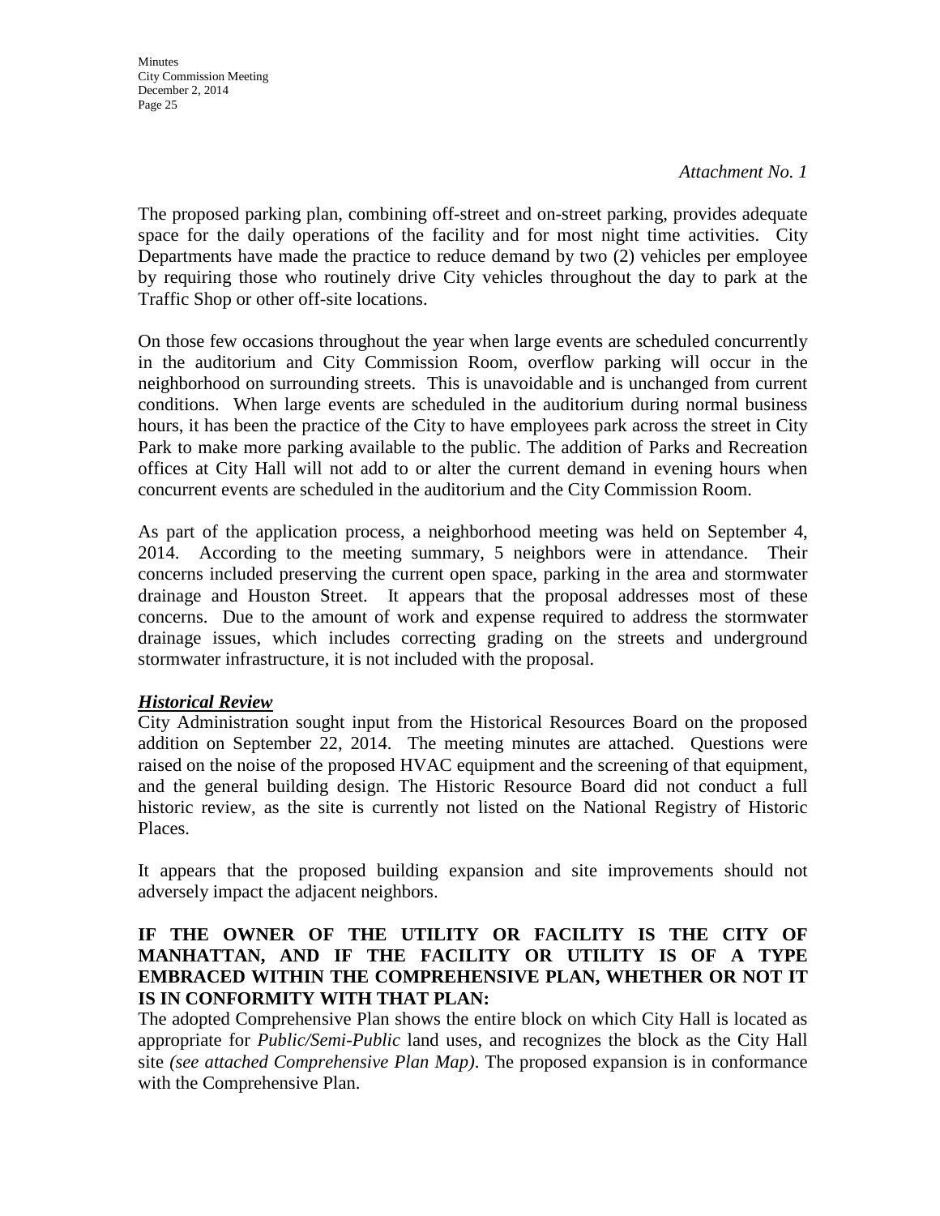*Attachment No. 1*

The proposed parking plan, combining off-street and on-street parking, provides adequate space for the daily operations of the facility and for most night time activities. City Departments have made the practice to reduce demand by two (2) vehicles per employee by requiring those who routinely drive City vehicles throughout the day to park at the Traffic Shop or other off-site locations.

On those few occasions throughout the year when large events are scheduled concurrently in the auditorium and City Commission Room, overflow parking will occur in the neighborhood on surrounding streets. This is unavoidable and is unchanged from current conditions. When large events are scheduled in the auditorium during normal business hours, it has been the practice of the City to have employees park across the street in City Park to make more parking available to the public. The addition of Parks and Recreation offices at City Hall will not add to or alter the current demand in evening hours when concurrent events are scheduled in the auditorium and the City Commission Room.

As part of the application process, a neighborhood meeting was held on September 4, 2014. According to the meeting summary, 5 neighbors were in attendance. Their concerns included preserving the current open space, parking in the area and stormwater drainage and Houston Street. It appears that the proposal addresses most of these concerns. Due to the amount of work and expense required to address the stormwater drainage issues, which includes correcting grading on the streets and underground stormwater infrastructure, it is not included with the proposal.

***Historical Review***

City Administration sought input from the Historical Resources Board on the proposed addition on September 22, 2014. The meeting minutes are attached. Questions were raised on the noise of the proposed HVAC equipment and the screening of that equipment, and the general building design. The Historic Resource Board did not conduct a full historic review, as the site is currently not listed on the National Registry of Historic Places.

It appears that the proposed building expansion and site improvements should not adversely impact the adjacent neighbors.

**IF THE OWNER OF THE UTILITY OR FACILITY IS THE CITY OF MANHATTAN, AND IF THE FACILITY OR UTILITY IS OF A TYPE EMBRACED WITHIN THE COMPREHENSIVE PLAN, WHETHER OR NOT IT IS IN CONFORMITY WITH THAT PLAN:**

The adopted Comprehensive Plan shows the entire block on which City Hall is located as appropriate for *Public/Semi-Public* land uses, and recognizes the block as the City Hall site *(see attached Comprehensive Plan Map)*. The proposed expansion is in conformance with the Comprehensive Plan.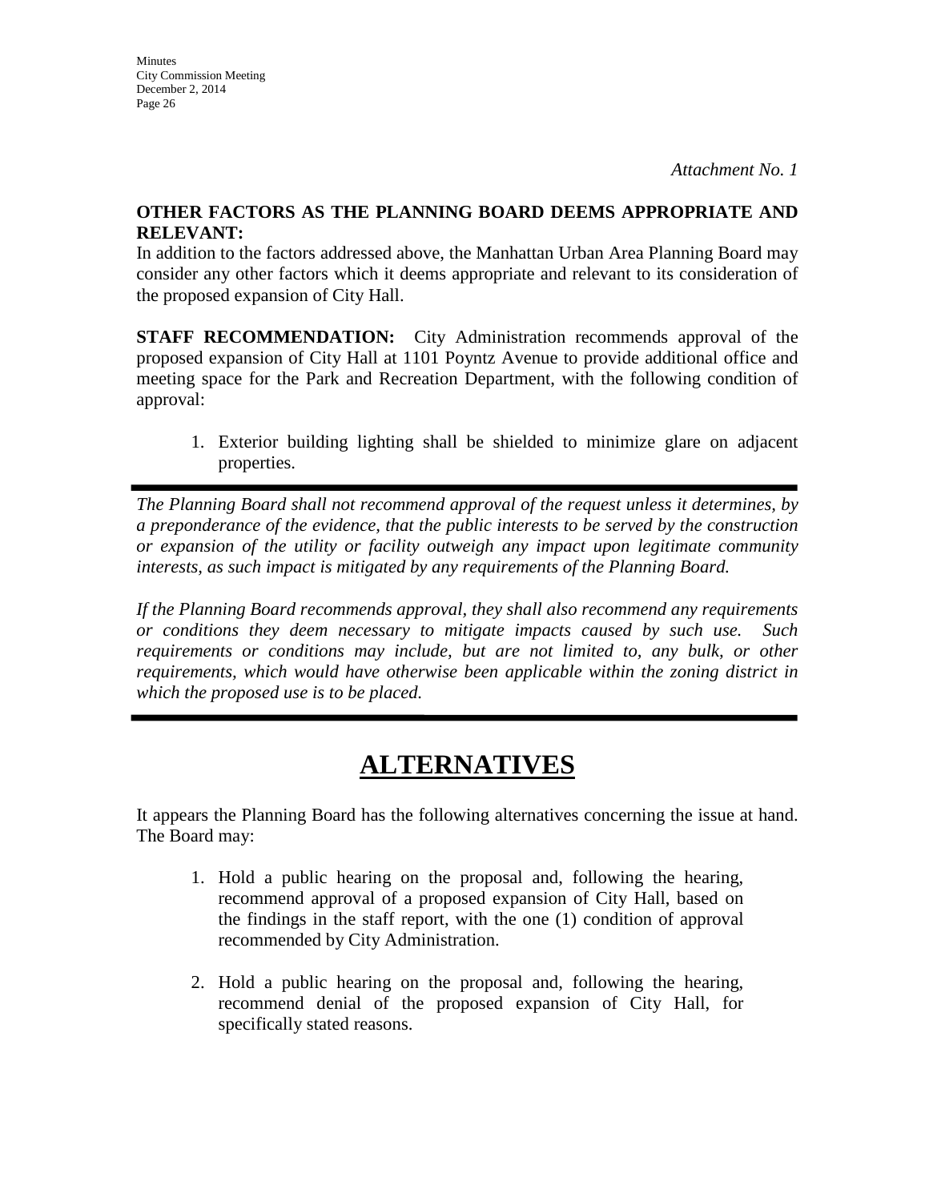*Attachment No. 1*

**OTHER FACTORS AS THE PLANNING BOARD DEEMS APPROPRIATE AND RELEVANT:**
In addition to the factors addressed above, the Manhattan Urban Area Planning Board may consider any other factors which it deems appropriate and relevant to its consideration of the proposed expansion of City Hall.

**STAFF RECOMMENDATION:** City Administration recommends approval of the proposed expansion of City Hall at 1101 Poyntz Avenue to provide additional office and meeting space for the Park and Recreation Department, with the following condition of approval:

1. Exterior building lighting shall be shielded to minimize glare on adjacent properties.

---

*The Planning Board shall not recommend approval of the request unless it determines, by a preponderance of the evidence, that the public interests to be served by the construction or expansion of the utility or facility outweigh any impact upon legitimate community interests, as such impact is mitigated by any requirements of the Planning Board.*

*If the Planning Board recommends approval, they shall also recommend any requirements or conditions they deem necessary to mitigate impacts caused by such use. Such requirements or conditions may include, but are not limited to, any bulk, or other requirements, which would have otherwise been applicable within the zoning district in which the proposed use is to be placed.*

---

# ALTERNATIVES

It appears the Planning Board has the following alternatives concerning the issue at hand. The Board may:

1. Hold a public hearing on the proposal and, following the hearing, recommend approval of a proposed expansion of City Hall, based on the findings in the staff report, with the one (1) condition of approval recommended by City Administration.

2. Hold a public hearing on the proposal and, following the hearing, recommend denial of the proposed expansion of City Hall, for specifically stated reasons.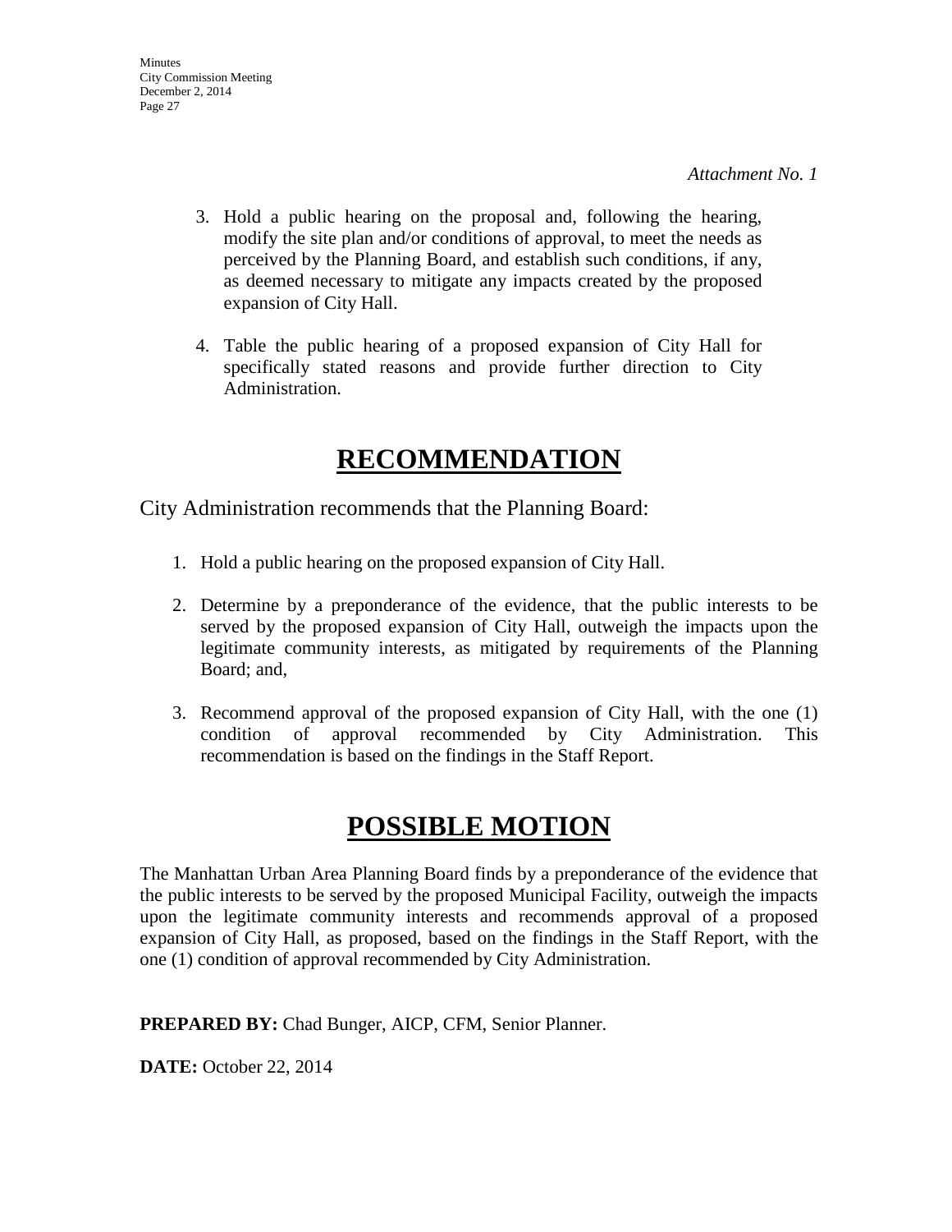*Attachment No. 1*

3. Hold a public hearing on the proposal and, following the hearing, modify the site plan and/or conditions of approval, to meet the needs as perceived by the Planning Board, and establish such conditions, if any, as deemed necessary to mitigate any impacts created by the proposed expansion of City Hall.

4. Table the public hearing of a proposed expansion of City Hall for specifically stated reasons and provide further direction to City Administration.

# RECOMMENDATION

City Administration recommends that the Planning Board:

1. Hold a public hearing on the proposed expansion of City Hall.

2. Determine by a preponderance of the evidence, that the public interests to be served by the proposed expansion of City Hall, outweigh the impacts upon the legitimate community interests, as mitigated by requirements of the Planning Board; and,

3. Recommend approval of the proposed expansion of City Hall, with the one (1) condition of approval recommended by City Administration. This recommendation is based on the findings in the Staff Report.

# POSSIBLE MOTION

The Manhattan Urban Area Planning Board finds by a preponderance of the evidence that the public interests to be served by the proposed Municipal Facility, outweigh the impacts upon the legitimate community interests and recommends approval of a proposed expansion of City Hall, as proposed, based on the findings in the Staff Report, with the one (1) condition of approval recommended by City Administration.

**PREPARED BY:** Chad Bunger, AICP, CFM, Senior Planner.

**DATE:** October 22, 2014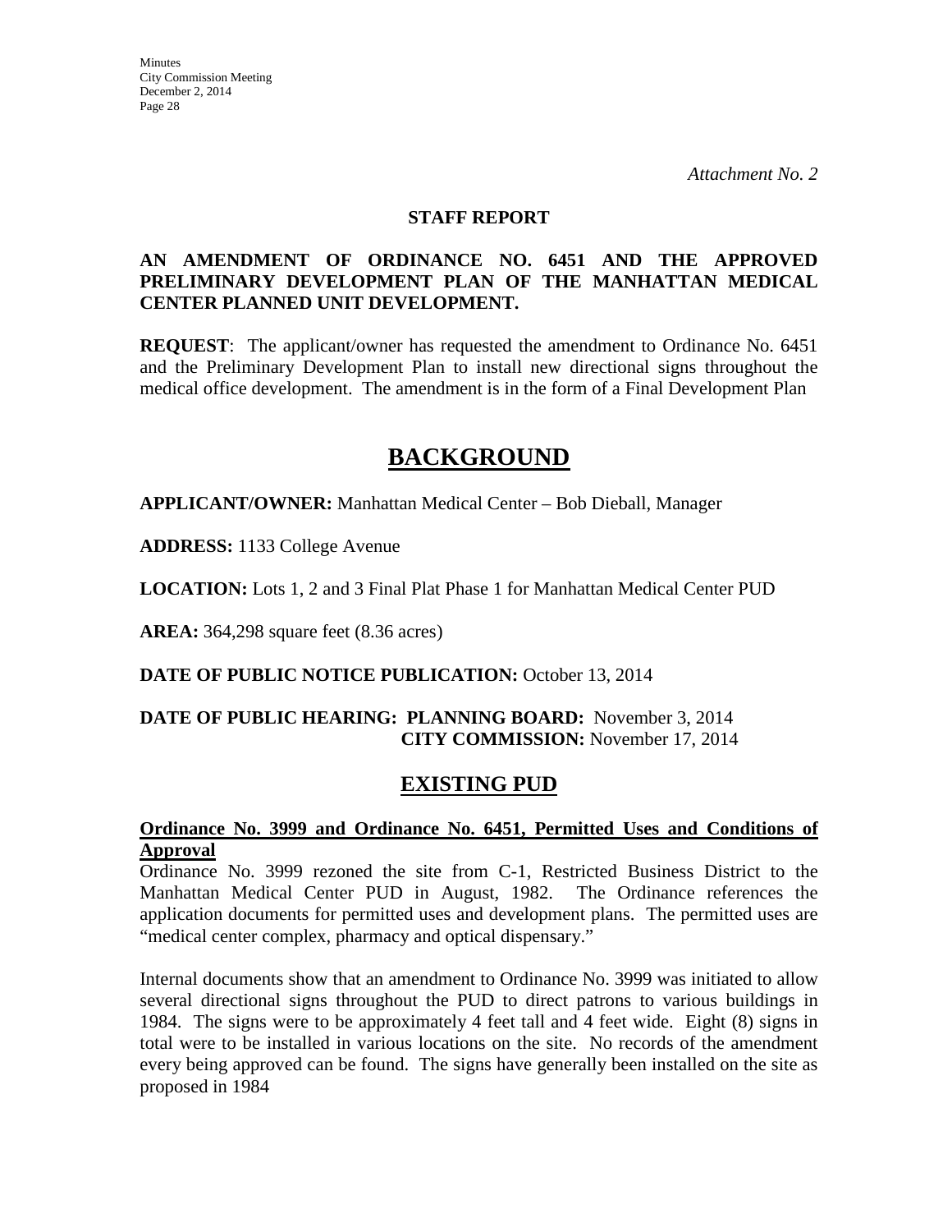*Attachment No. 2*

**STAFF REPORT**

**AN AMENDMENT OF ORDINANCE NO. 6451 AND THE APPROVED PRELIMINARY DEVELOPMENT PLAN OF THE MANHATTAN MEDICAL CENTER PLANNED UNIT DEVELOPMENT.**

**REQUEST**: The applicant/owner has requested the amendment to Ordinance No. 6451 and the Preliminary Development Plan to install new directional signs throughout the medical office development. The amendment is in the form of a Final Development Plan

# BACKGROUND

**APPLICANT/OWNER:** Manhattan Medical Center – Bob Dieball, Manager

**ADDRESS:** 1133 College Avenue

**LOCATION:** Lots 1, 2 and 3 Final Plat Phase 1 for Manhattan Medical Center PUD

**AREA:** 364,298 square feet (8.36 acres)

**DATE OF PUBLIC NOTICE PUBLICATION:** October 13, 2014

**DATE OF PUBLIC HEARING: PLANNING BOARD:** November 3, 2014
**CITY COMMISSION:** November 17, 2014

## EXISTING PUD

**Ordinance No. 3999 and Ordinance No. 6451, Permitted Uses and Conditions of Approval**

Ordinance No. 3999 rezoned the site from C-1, Restricted Business District to the Manhattan Medical Center PUD in August, 1982. The Ordinance references the application documents for permitted uses and development plans. The permitted uses are "medical center complex, pharmacy and optical dispensary."

Internal documents show that an amendment to Ordinance No. 3999 was initiated to allow several directional signs throughout the PUD to direct patrons to various buildings in 1984. The signs were to be approximately 4 feet tall and 4 feet wide. Eight (8) signs in total were to be installed in various locations on the site. No records of the amendment every being approved can be found. The signs have generally been installed on the site as proposed in 1984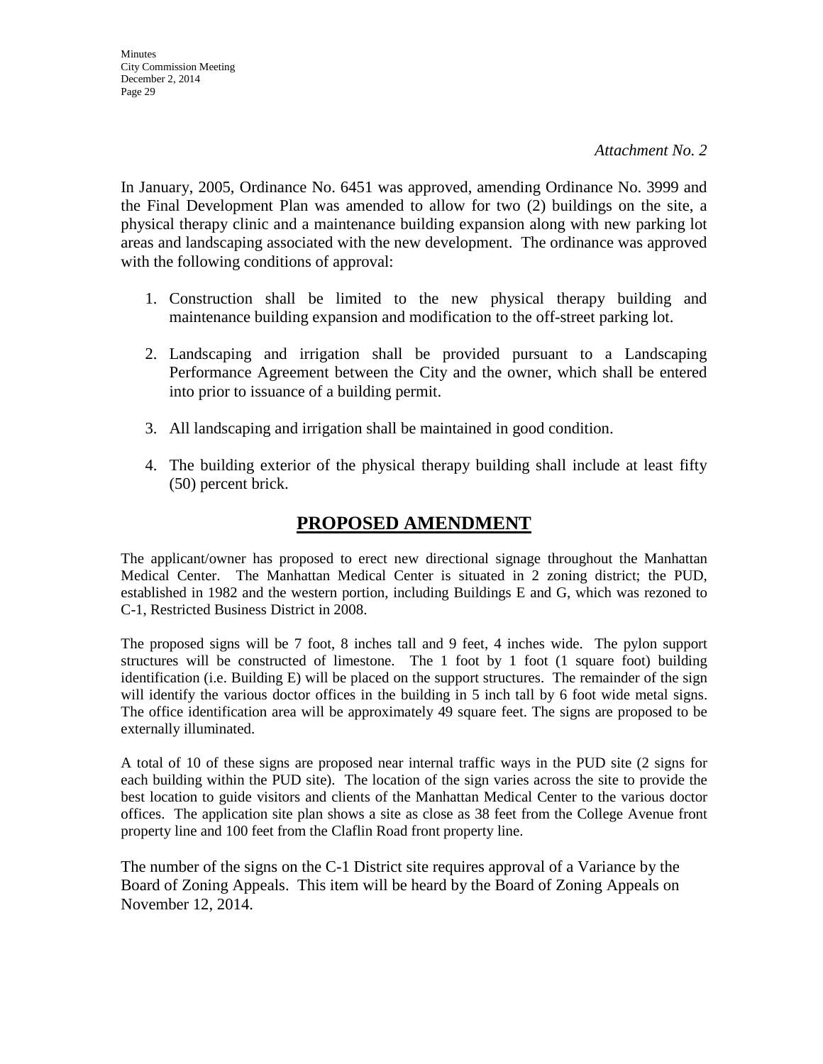*Attachment No. 2*

In January, 2005, Ordinance No. 6451 was approved, amending Ordinance No. 3999 and the Final Development Plan was amended to allow for two (2) buildings on the site, a physical therapy clinic and a maintenance building expansion along with new parking lot areas and landscaping associated with the new development. The ordinance was approved with the following conditions of approval:

1. Construction shall be limited to the new physical therapy building and maintenance building expansion and modification to the off-street parking lot.

2. Landscaping and irrigation shall be provided pursuant to a Landscaping Performance Agreement between the City and the owner, which shall be entered into prior to issuance of a building permit.

3. All landscaping and irrigation shall be maintained in good condition.

4. The building exterior of the physical therapy building shall include at least fifty (50) percent brick.

## PROPOSED AMENDMENT

The applicant/owner has proposed to erect new directional signage throughout the Manhattan Medical Center. The Manhattan Medical Center is situated in 2 zoning district; the PUD, established in 1982 and the western portion, including Buildings E and G, which was rezoned to C-1, Restricted Business District in 2008.

The proposed signs will be 7 foot, 8 inches tall and 9 feet, 4 inches wide. The pylon support structures will be constructed of limestone. The 1 foot by 1 foot (1 square foot) building identification (i.e. Building E) will be placed on the support structures. The remainder of the sign will identify the various doctor offices in the building in 5 inch tall by 6 foot wide metal signs. The office identification area will be approximately 49 square feet. The signs are proposed to be externally illuminated.

A total of 10 of these signs are proposed near internal traffic ways in the PUD site (2 signs for each building within the PUD site). The location of the sign varies across the site to provide the best location to guide visitors and clients of the Manhattan Medical Center to the various doctor offices. The application site plan shows a site as close as 38 feet from the College Avenue front property line and 100 feet from the Claflin Road front property line.

The number of the signs on the C-1 District site requires approval of a Variance by the Board of Zoning Appeals. This item will be heard by the Board of Zoning Appeals on November 12, 2014.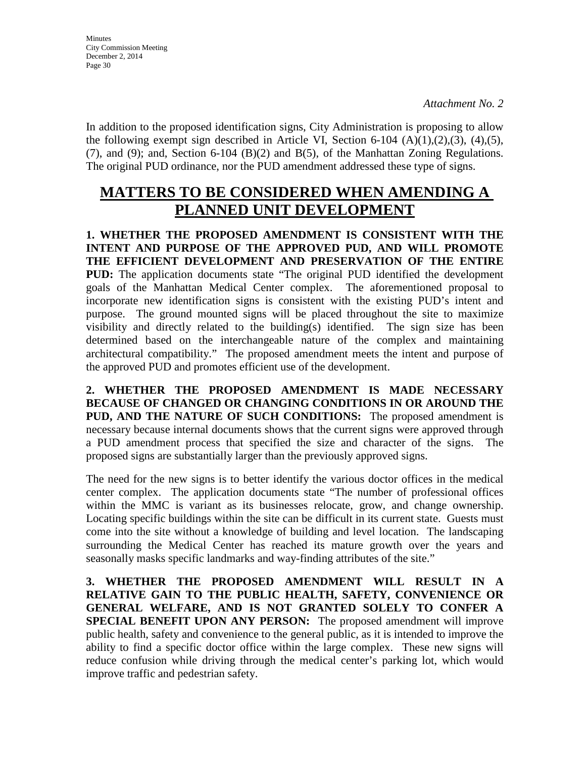*Attachment No. 2*

In addition to the proposed identification signs, City Administration is proposing to allow the following exempt sign described in Article VI, Section 6-104 (A)(1),(2),(3), (4),(5), (7), and (9); and, Section 6-104 (B)(2) and B(5), of the Manhattan Zoning Regulations. The original PUD ordinance, nor the PUD amendment addressed these type of signs.

# MATTERS TO BE CONSIDERED WHEN AMENDING A PLANNED UNIT DEVELOPMENT

**1. WHETHER THE PROPOSED AMENDMENT IS CONSISTENT WITH THE INTENT AND PURPOSE OF THE APPROVED PUD, AND WILL PROMOTE THE EFFICIENT DEVELOPMENT AND PRESERVATION OF THE ENTIRE PUD:** The application documents state "The original PUD identified the development goals of the Manhattan Medical Center complex. The aforementioned proposal to incorporate new identification signs is consistent with the existing PUD's intent and purpose. The ground mounted signs will be placed throughout the site to maximize visibility and directly related to the building(s) identified. The sign size has been determined based on the interchangeable nature of the complex and maintaining architectural compatibility." The proposed amendment meets the intent and purpose of the approved PUD and promotes efficient use of the development.

**2. WHETHER THE PROPOSED AMENDMENT IS MADE NECESSARY BECAUSE OF CHANGED OR CHANGING CONDITIONS IN OR AROUND THE PUD, AND THE NATURE OF SUCH CONDITIONS:** The proposed amendment is necessary because internal documents shows that the current signs were approved through a PUD amendment process that specified the size and character of the signs. The proposed signs are substantially larger than the previously approved signs.

The need for the new signs is to better identify the various doctor offices in the medical center complex. The application documents state "The number of professional offices within the MMC is variant as its businesses relocate, grow, and change ownership. Locating specific buildings within the site can be difficult in its current state. Guests must come into the site without a knowledge of building and level location. The landscaping surrounding the Medical Center has reached its mature growth over the years and seasonally masks specific landmarks and way-finding attributes of the site."

**3. WHETHER THE PROPOSED AMENDMENT WILL RESULT IN A RELATIVE GAIN TO THE PUBLIC HEALTH, SAFETY, CONVENIENCE OR GENERAL WELFARE, AND IS NOT GRANTED SOLELY TO CONFER A SPECIAL BENEFIT UPON ANY PERSON:** The proposed amendment will improve public health, safety and convenience to the general public, as it is intended to improve the ability to find a specific doctor office within the large complex. These new signs will reduce confusion while driving through the medical center's parking lot, which would improve traffic and pedestrian safety.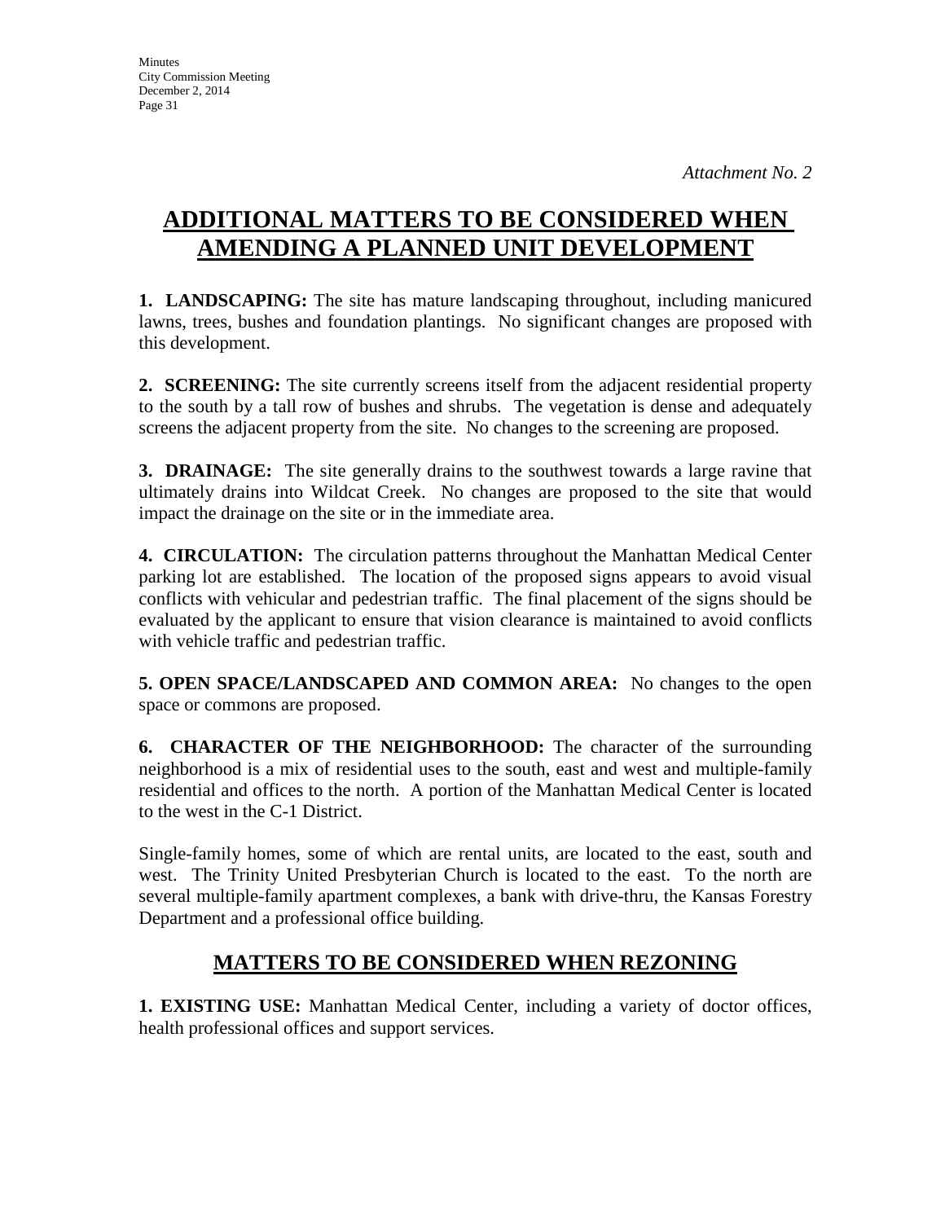*Attachment No. 2*

# ADDITIONAL MATTERS TO BE CONSIDERED WHEN AMENDING A PLANNED UNIT DEVELOPMENT

**1. LANDSCAPING:** The site has mature landscaping throughout, including manicured lawns, trees, bushes and foundation plantings. No significant changes are proposed with this development.

**2. SCREENING:** The site currently screens itself from the adjacent residential property to the south by a tall row of bushes and shrubs. The vegetation is dense and adequately screens the adjacent property from the site. No changes to the screening are proposed.

**3. DRAINAGE:** The site generally drains to the southwest towards a large ravine that ultimately drains into Wildcat Creek. No changes are proposed to the site that would impact the drainage on the site or in the immediate area.

**4. CIRCULATION:** The circulation patterns throughout the Manhattan Medical Center parking lot are established. The location of the proposed signs appears to avoid visual conflicts with vehicular and pedestrian traffic. The final placement of the signs should be evaluated by the applicant to ensure that vision clearance is maintained to avoid conflicts with vehicle traffic and pedestrian traffic.

**5. OPEN SPACE/LANDSCAPED AND COMMON AREA:** No changes to the open space or commons are proposed.

**6. CHARACTER OF THE NEIGHBORHOOD:** The character of the surrounding neighborhood is a mix of residential uses to the south, east and west and multiple-family residential and offices to the north. A portion of the Manhattan Medical Center is located to the west in the C-1 District.

Single-family homes, some of which are rental units, are located to the east, south and west. The Trinity United Presbyterian Church is located to the east. To the north are several multiple-family apartment complexes, a bank with drive-thru, the Kansas Forestry Department and a professional office building.

## MATTERS TO BE CONSIDERED WHEN REZONING

**1. EXISTING USE:** Manhattan Medical Center, including a variety of doctor offices, health professional offices and support services.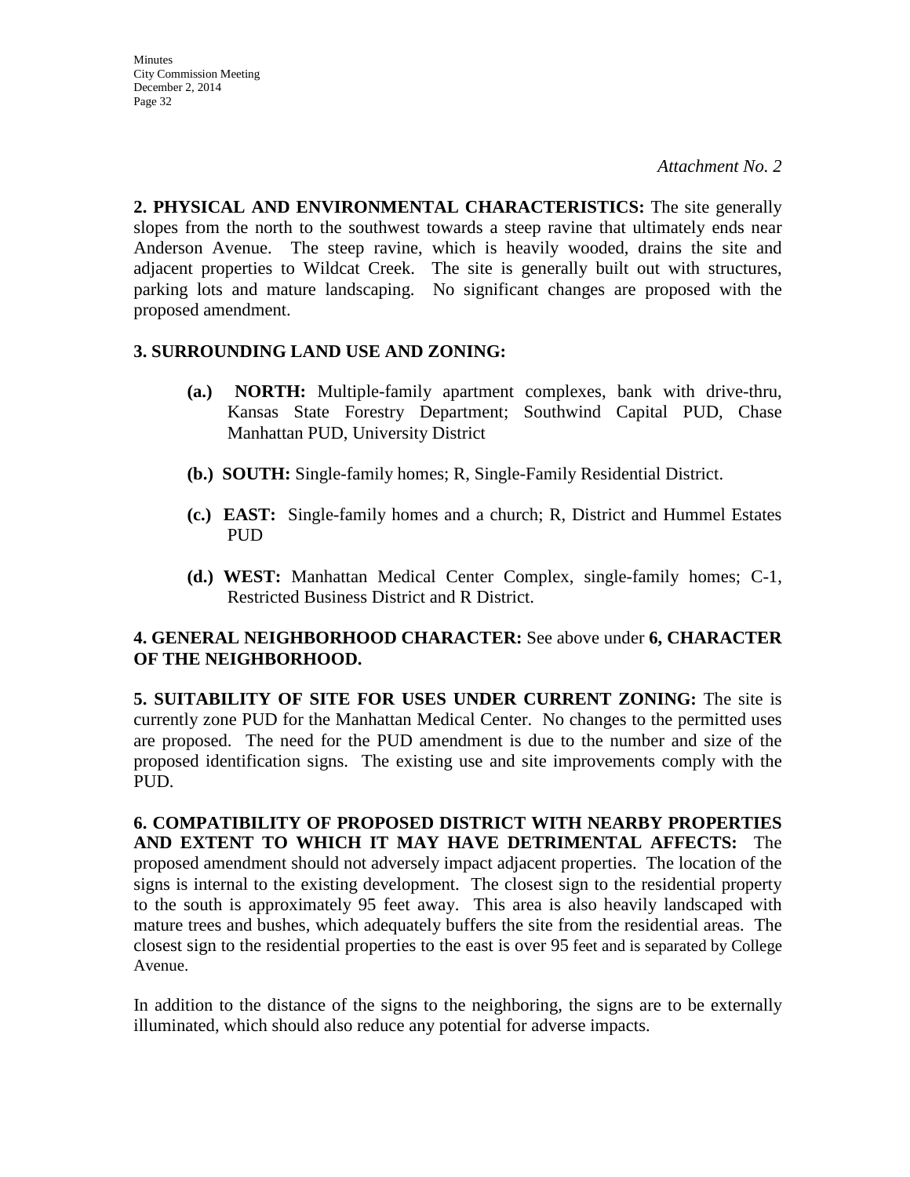*Attachment No. 2*

**2. PHYSICAL AND ENVIRONMENTAL CHARACTERISTICS:** The site generally slopes from the north to the southwest towards a steep ravine that ultimately ends near Anderson Avenue. The steep ravine, which is heavily wooded, drains the site and adjacent properties to Wildcat Creek. The site is generally built out with structures, parking lots and mature landscaping. No significant changes are proposed with the proposed amendment.

**3. SURROUNDING LAND USE AND ZONING:**

- **(a.) NORTH:** Multiple-family apartment complexes, bank with drive-thru, Kansas State Forestry Department; Southwind Capital PUD, Chase Manhattan PUD, University District
- **(b.) SOUTH:** Single-family homes; R, Single-Family Residential District.
- **(c.) EAST:** Single-family homes and a church; R, District and Hummel Estates PUD
- **(d.) WEST:** Manhattan Medical Center Complex, single-family homes; C-1, Restricted Business District and R District.

**4. GENERAL NEIGHBORHOOD CHARACTER:** See above under **6, CHARACTER OF THE NEIGHBORHOOD.**

**5. SUITABILITY OF SITE FOR USES UNDER CURRENT ZONING:** The site is currently zone PUD for the Manhattan Medical Center. No changes to the permitted uses are proposed. The need for the PUD amendment is due to the number and size of the proposed identification signs. The existing use and site improvements comply with the PUD.

**6. COMPATIBILITY OF PROPOSED DISTRICT WITH NEARBY PROPERTIES AND EXTENT TO WHICH IT MAY HAVE DETRIMENTAL AFFECTS:** The proposed amendment should not adversely impact adjacent properties. The location of the signs is internal to the existing development. The closest sign to the residential property to the south is approximately 95 feet away. This area is also heavily landscaped with mature trees and bushes, which adequately buffers the site from the residential areas. The closest sign to the residential properties to the east is over 95 feet and is separated by College Avenue.

In addition to the distance of the signs to the neighboring, the signs are to be externally illuminated, which should also reduce any potential for adverse impacts.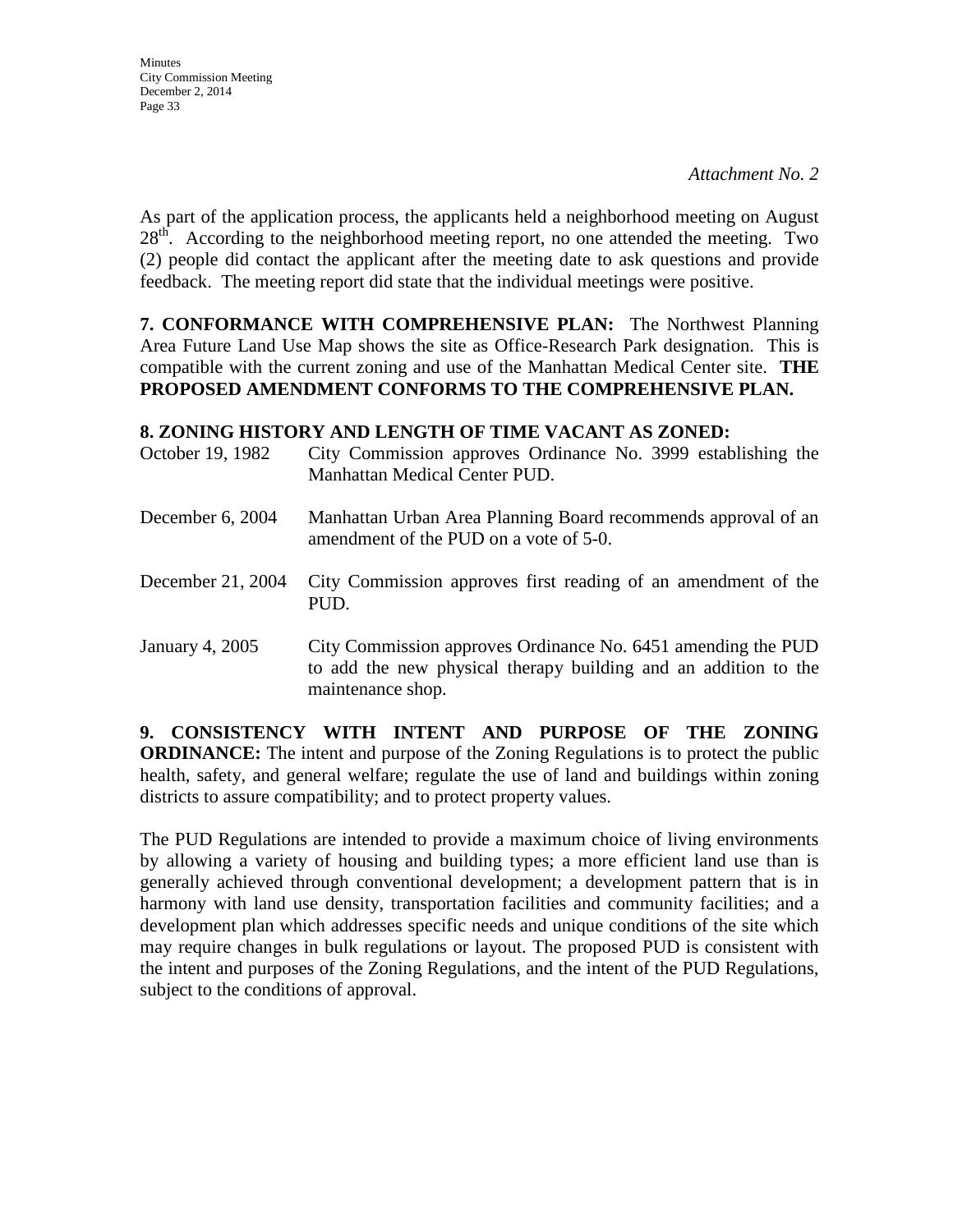*Attachment No. 2*

As part of the application process, the applicants held a neighborhood meeting on August 28th. According to the neighborhood meeting report, no one attended the meeting. Two (2) people did contact the applicant after the meeting date to ask questions and provide feedback. The meeting report did state that the individual meetings were positive.

**7. CONFORMANCE WITH COMPREHENSIVE PLAN:** The Northwest Planning Area Future Land Use Map shows the site as Office-Research Park designation. This is compatible with the current zoning and use of the Manhattan Medical Center site. **THE PROPOSED AMENDMENT CONFORMS TO THE COMPREHENSIVE PLAN.**

**8. ZONING HISTORY AND LENGTH OF TIME VACANT AS ZONED:**

| | |
|---|---|
| October 19, 1982 | City Commission approves Ordinance No. 3999 establishing the Manhattan Medical Center PUD. |
| December 6, 2004 | Manhattan Urban Area Planning Board recommends approval of an amendment of the PUD on a vote of 5-0. |
| December 21, 2004 | City Commission approves first reading of an amendment of the PUD. |
| January 4, 2005 | City Commission approves Ordinance No. 6451 amending the PUD to add the new physical therapy building and an addition to the maintenance shop. |

**9. CONSISTENCY WITH INTENT AND PURPOSE OF THE ZONING ORDINANCE:** The intent and purpose of the Zoning Regulations is to protect the public health, safety, and general welfare; regulate the use of land and buildings within zoning districts to assure compatibility; and to protect property values.

The PUD Regulations are intended to provide a maximum choice of living environments by allowing a variety of housing and building types; a more efficient land use than is generally achieved through conventional development; a development pattern that is in harmony with land use density, transportation facilities and community facilities; and a development plan which addresses specific needs and unique conditions of the site which may require changes in bulk regulations or layout. The proposed PUD is consistent with the intent and purposes of the Zoning Regulations, and the intent of the PUD Regulations, subject to the conditions of approval.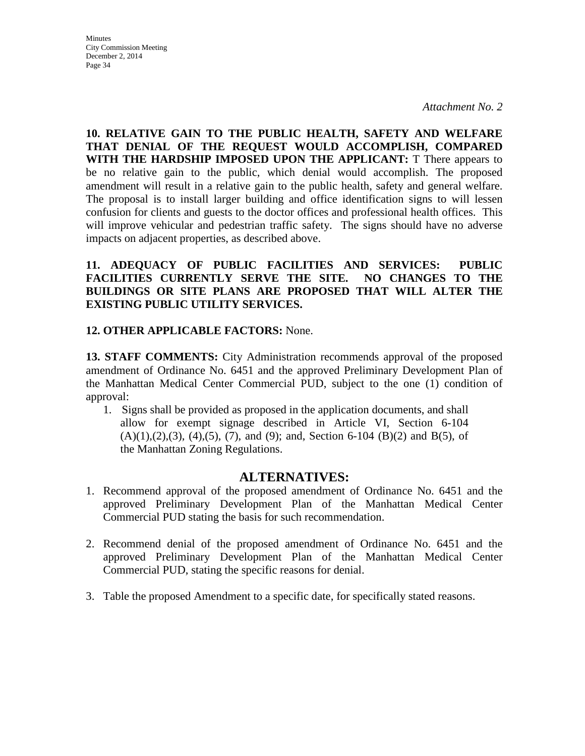*Attachment No. 2*

**10. RELATIVE GAIN TO THE PUBLIC HEALTH, SAFETY AND WELFARE THAT DENIAL OF THE REQUEST WOULD ACCOMPLISH, COMPARED WITH THE HARDSHIP IMPOSED UPON THE APPLICANT:** T There appears to be no relative gain to the public, which denial would accomplish. The proposed amendment will result in a relative gain to the public health, safety and general welfare. The proposal is to install larger building and office identification signs to will lessen confusion for clients and guests to the doctor offices and professional health offices. This will improve vehicular and pedestrian traffic safety. The signs should have no adverse impacts on adjacent properties, as described above.

**11. ADEQUACY OF PUBLIC FACILITIES AND SERVICES: PUBLIC FACILITIES CURRENTLY SERVE THE SITE. NO CHANGES TO THE BUILDINGS OR SITE PLANS ARE PROPOSED THAT WILL ALTER THE EXISTING PUBLIC UTILITY SERVICES.**

**12. OTHER APPLICABLE FACTORS:** None.

**13. STAFF COMMENTS:** City Administration recommends approval of the proposed amendment of Ordinance No. 6451 and the approved Preliminary Development Plan of the Manhattan Medical Center Commercial PUD, subject to the one (1) condition of approval:

1. Signs shall be provided as proposed in the application documents, and shall allow for exempt signage described in Article VI, Section 6-104 (A)(1),(2),(3), (4),(5), (7), and (9); and, Section 6-104 (B)(2) and B(5), of the Manhattan Zoning Regulations.

## ALTERNATIVES:

1. Recommend approval of the proposed amendment of Ordinance No. 6451 and the approved Preliminary Development Plan of the Manhattan Medical Center Commercial PUD stating the basis for such recommendation.

2. Recommend denial of the proposed amendment of Ordinance No. 6451 and the approved Preliminary Development Plan of the Manhattan Medical Center Commercial PUD, stating the specific reasons for denial.

3. Table the proposed Amendment to a specific date, for specifically stated reasons.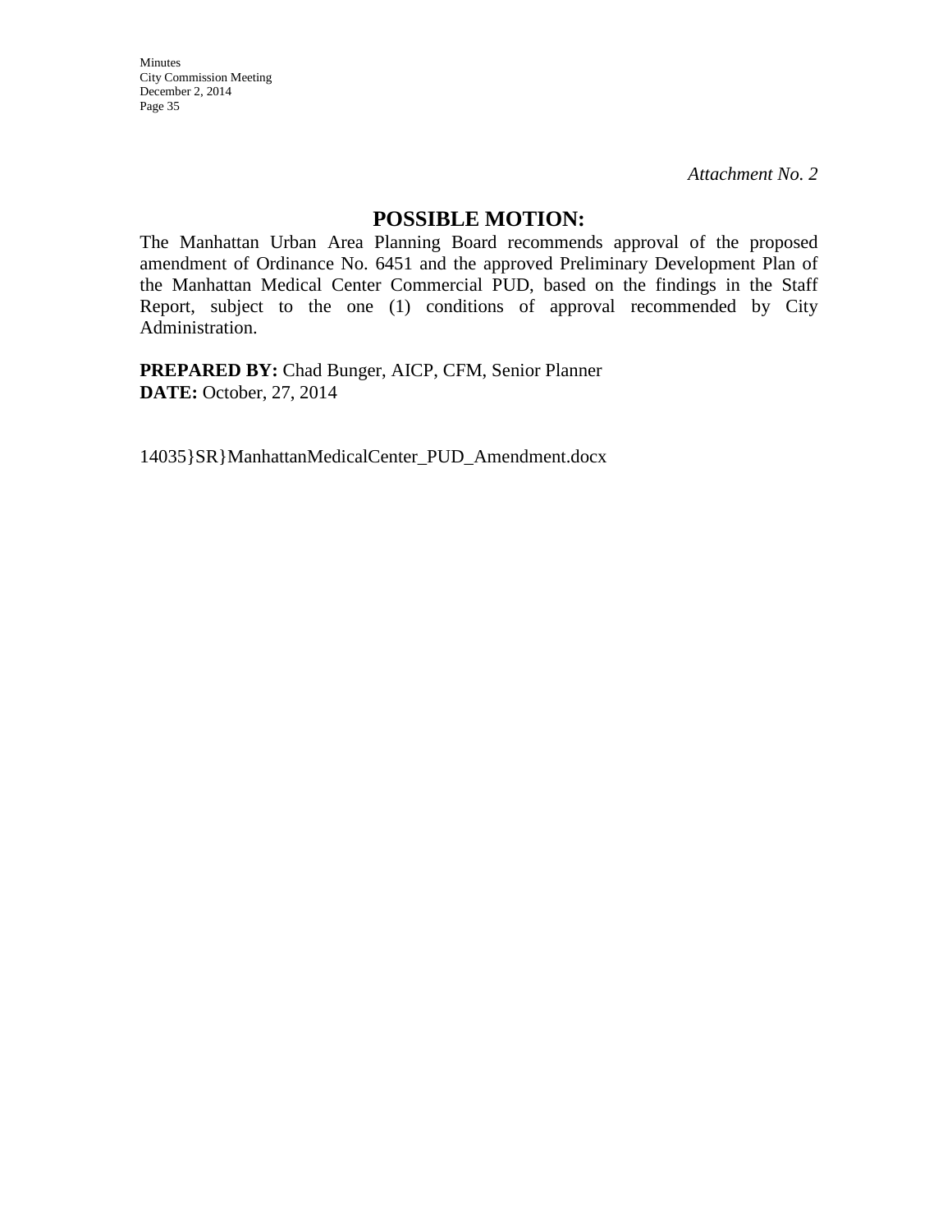*Attachment No. 2*

## POSSIBLE MOTION:

The Manhattan Urban Area Planning Board recommends approval of the proposed amendment of Ordinance No. 6451 and the approved Preliminary Development Plan of the Manhattan Medical Center Commercial PUD, based on the findings in the Staff Report, subject to the one (1) conditions of approval recommended by City Administration.

**PREPARED BY:** Chad Bunger, AICP, CFM, Senior Planner
**DATE:** October, 27, 2014

14035}SR}ManhattanMedicalCenter_PUD_Amendment.docx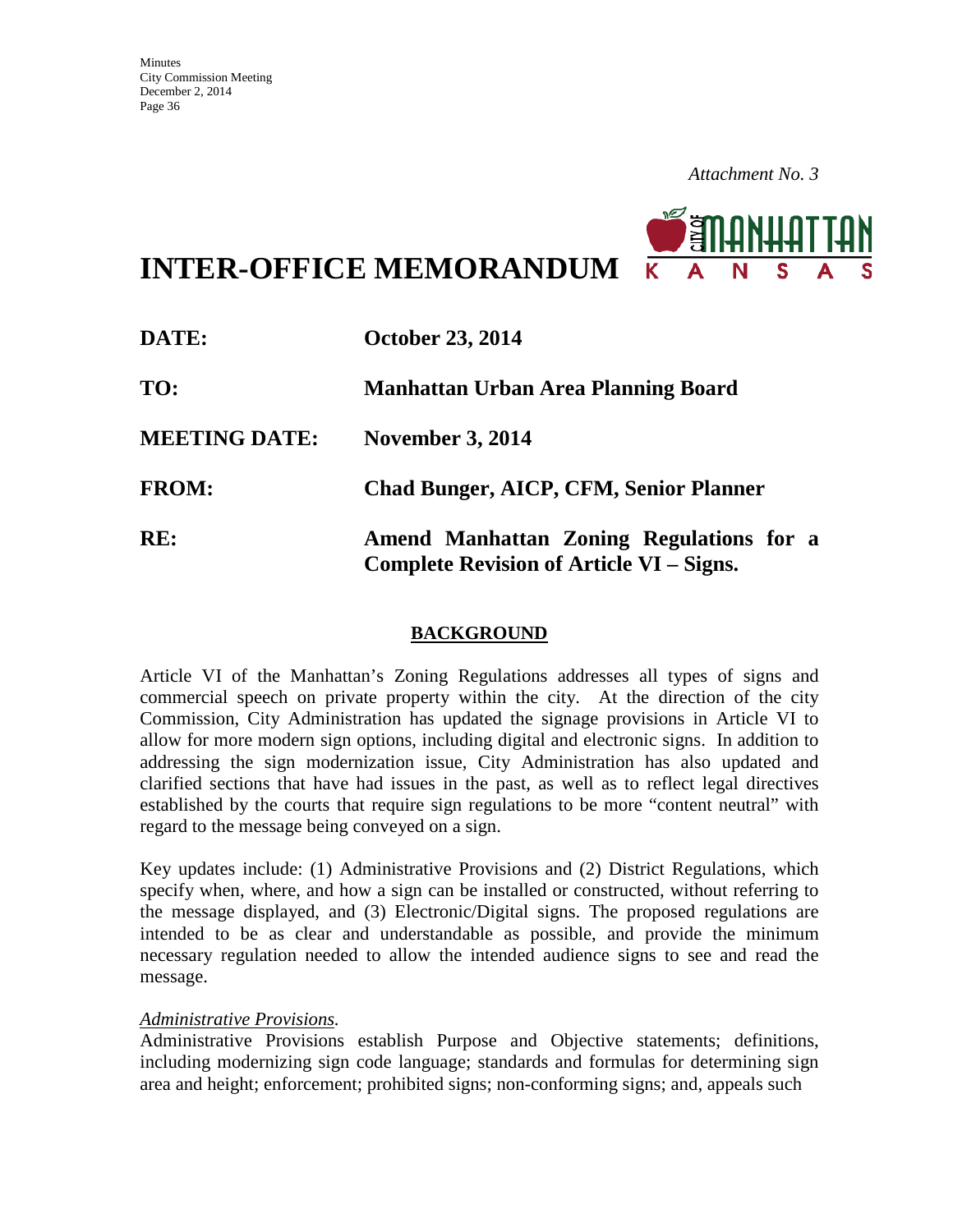*Attachment No. 3*

# INTER-OFFICE MEMORANDUM

**DATE:** **October 23, 2014**

**TO:** **Manhattan Urban Area Planning Board**

**MEETING DATE:** **November 3, 2014**

**FROM:** **Chad Bunger, AICP, CFM, Senior Planner**

**RE:** **Amend Manhattan Zoning Regulations for a Complete Revision of Article VI – Signs.**

## BACKGROUND

Article VI of the Manhattan's Zoning Regulations addresses all types of signs and commercial speech on private property within the city. At the direction of the city Commission, City Administration has updated the signage provisions in Article VI to allow for more modern sign options, including digital and electronic signs. In addition to addressing the sign modernization issue, City Administration has also updated and clarified sections that have had issues in the past, as well as to reflect legal directives established by the courts that require sign regulations to be more "content neutral" with regard to the message being conveyed on a sign.

Key updates include: (1) Administrative Provisions and (2) District Regulations, which specify when, where, and how a sign can be installed or constructed, without referring to the message displayed, and (3) Electronic/Digital signs. The proposed regulations are intended to be as clear and understandable as possible, and provide the minimum necessary regulation needed to allow the intended audience signs to see and read the message.

*Administrative Provisions.*

Administrative Provisions establish Purpose and Objective statements; definitions, including modernizing sign code language; standards and formulas for determining sign area and height; enforcement; prohibited signs; non-conforming signs; and, appeals such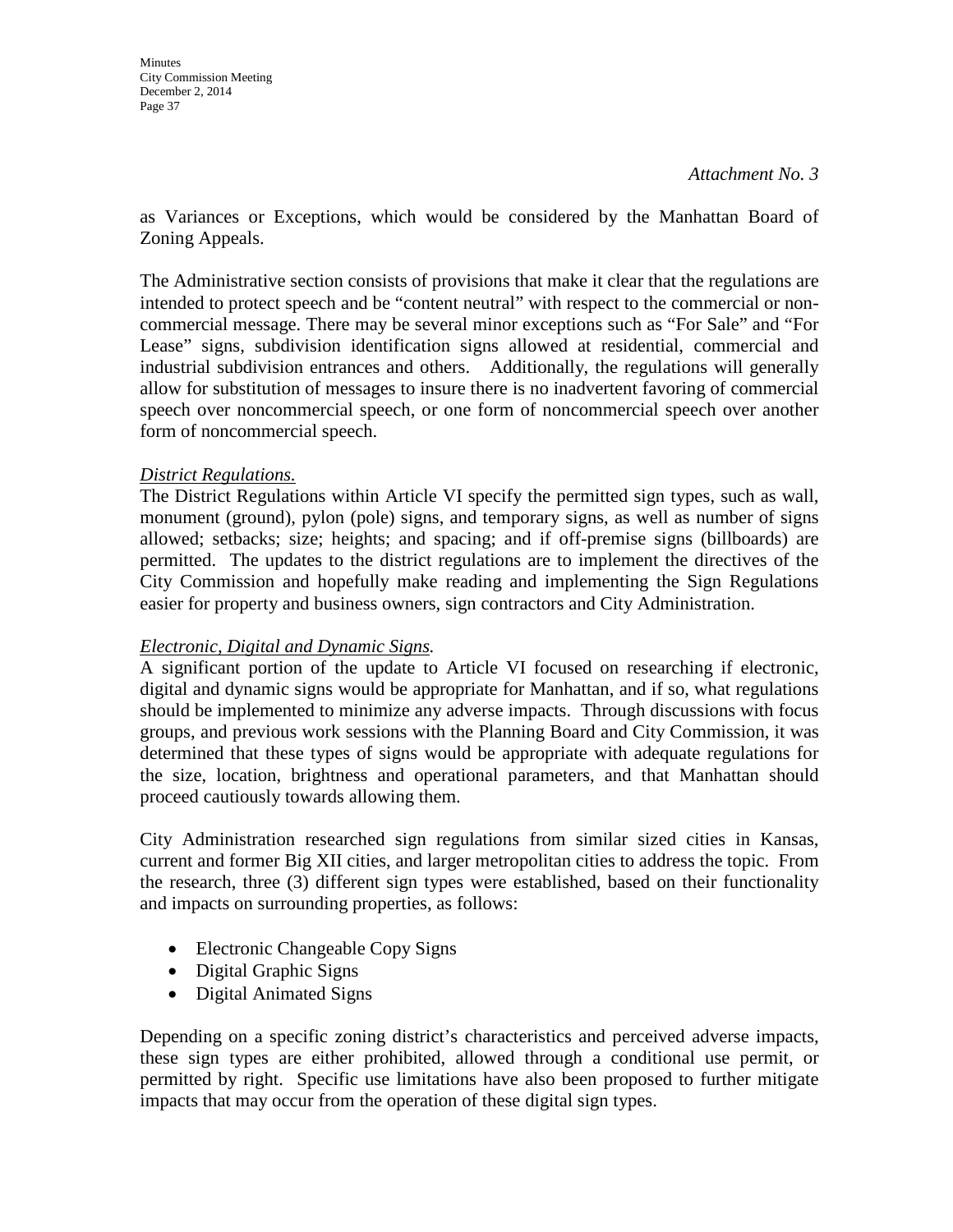*Attachment No. 3*

as Variances or Exceptions, which would be considered by the Manhattan Board of Zoning Appeals.

The Administrative section consists of provisions that make it clear that the regulations are intended to protect speech and be "content neutral" with respect to the commercial or non-commercial message. There may be several minor exceptions such as "For Sale" and "For Lease" signs, subdivision identification signs allowed at residential, commercial and industrial subdivision entrances and others. Additionally, the regulations will generally allow for substitution of messages to insure there is no inadvertent favoring of commercial speech over noncommercial speech, or one form of noncommercial speech over another form of noncommercial speech.

*District Regulations.*

The District Regulations within Article VI specify the permitted sign types, such as wall, monument (ground), pylon (pole) signs, and temporary signs, as well as number of signs allowed; setbacks; size; heights; and spacing; and if off-premise signs (billboards) are permitted. The updates to the district regulations are to implement the directives of the City Commission and hopefully make reading and implementing the Sign Regulations easier for property and business owners, sign contractors and City Administration.

*Electronic, Digital and Dynamic Signs.*

A significant portion of the update to Article VI focused on researching if electronic, digital and dynamic signs would be appropriate for Manhattan, and if so, what regulations should be implemented to minimize any adverse impacts. Through discussions with focus groups, and previous work sessions with the Planning Board and City Commission, it was determined that these types of signs would be appropriate with adequate regulations for the size, location, brightness and operational parameters, and that Manhattan should proceed cautiously towards allowing them.

City Administration researched sign regulations from similar sized cities in Kansas, current and former Big XII cities, and larger metropolitan cities to address the topic. From the research, three (3) different sign types were established, based on their functionality and impacts on surrounding properties, as follows:

- Electronic Changeable Copy Signs
- Digital Graphic Signs
- Digital Animated Signs

Depending on a specific zoning district's characteristics and perceived adverse impacts, these sign types are either prohibited, allowed through a conditional use permit, or permitted by right. Specific use limitations have also been proposed to further mitigate impacts that may occur from the operation of these digital sign types.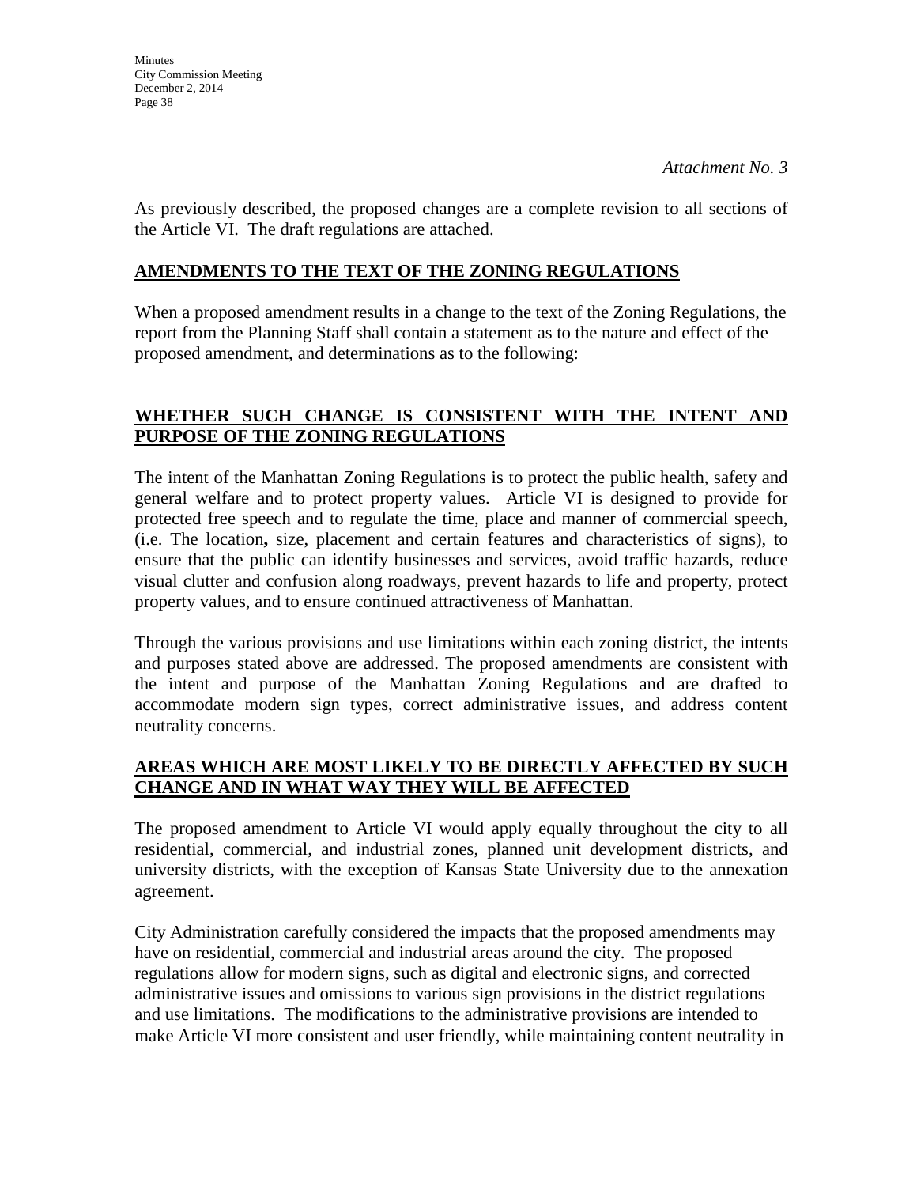*Attachment No. 3*

As previously described, the proposed changes are a complete revision to all sections of the Article VI. The draft regulations are attached.

## AMENDMENTS TO THE TEXT OF THE ZONING REGULATIONS

When a proposed amendment results in a change to the text of the Zoning Regulations, the report from the Planning Staff shall contain a statement as to the nature and effect of the proposed amendment, and determinations as to the following:

## WHETHER SUCH CHANGE IS CONSISTENT WITH THE INTENT AND PURPOSE OF THE ZONING REGULATIONS

The intent of the Manhattan Zoning Regulations is to protect the public health, safety and general welfare and to protect property values. Article VI is designed to provide for protected free speech and to regulate the time, place and manner of commercial speech, (i.e. The location**,** size, placement and certain features and characteristics of signs), to ensure that the public can identify businesses and services, avoid traffic hazards, reduce visual clutter and confusion along roadways, prevent hazards to life and property, protect property values, and to ensure continued attractiveness of Manhattan.

Through the various provisions and use limitations within each zoning district, the intents and purposes stated above are addressed. The proposed amendments are consistent with the intent and purpose of the Manhattan Zoning Regulations and are drafted to accommodate modern sign types, correct administrative issues, and address content neutrality concerns.

## AREAS WHICH ARE MOST LIKELY TO BE DIRECTLY AFFECTED BY SUCH CHANGE AND IN WHAT WAY THEY WILL BE AFFECTED

The proposed amendment to Article VI would apply equally throughout the city to all residential, commercial, and industrial zones, planned unit development districts, and university districts, with the exception of Kansas State University due to the annexation agreement.

City Administration carefully considered the impacts that the proposed amendments may have on residential, commercial and industrial areas around the city. The proposed regulations allow for modern signs, such as digital and electronic signs, and corrected administrative issues and omissions to various sign provisions in the district regulations and use limitations. The modifications to the administrative provisions are intended to make Article VI more consistent and user friendly, while maintaining content neutrality in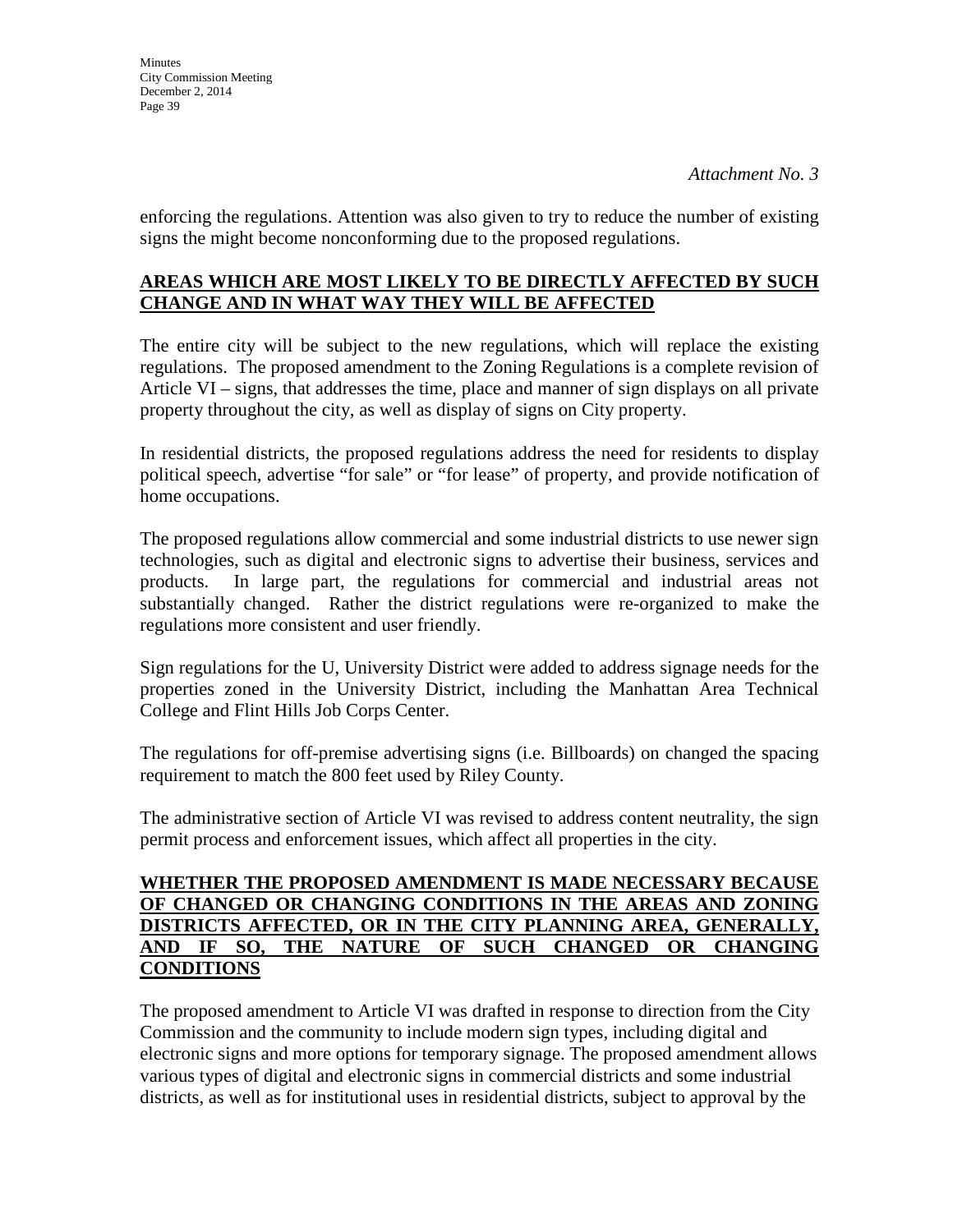*Attachment No. 3*

enforcing the regulations. Attention was also given to try to reduce the number of existing signs the might become nonconforming due to the proposed regulations.

**AREAS WHICH ARE MOST LIKELY TO BE DIRECTLY AFFECTED BY SUCH CHANGE AND IN WHAT WAY THEY WILL BE AFFECTED**

The entire city will be subject to the new regulations, which will replace the existing regulations. The proposed amendment to the Zoning Regulations is a complete revision of Article VI – signs, that addresses the time, place and manner of sign displays on all private property throughout the city, as well as display of signs on City property.

In residential districts, the proposed regulations address the need for residents to display political speech, advertise "for sale" or "for lease" of property, and provide notification of home occupations.

The proposed regulations allow commercial and some industrial districts to use newer sign technologies, such as digital and electronic signs to advertise their business, services and products. In large part, the regulations for commercial and industrial areas not substantially changed. Rather the district regulations were re-organized to make the regulations more consistent and user friendly.

Sign regulations for the U, University District were added to address signage needs for the properties zoned in the University District, including the Manhattan Area Technical College and Flint Hills Job Corps Center.

The regulations for off-premise advertising signs (i.e. Billboards) on changed the spacing requirement to match the 800 feet used by Riley County.

The administrative section of Article VI was revised to address content neutrality, the sign permit process and enforcement issues, which affect all properties in the city.

**WHETHER THE PROPOSED AMENDMENT IS MADE NECESSARY BECAUSE OF CHANGED OR CHANGING CONDITIONS IN THE AREAS AND ZONING DISTRICTS AFFECTED, OR IN THE CITY PLANNING AREA, GENERALLY, AND IF SO, THE NATURE OF SUCH CHANGED OR CHANGING CONDITIONS**

The proposed amendment to Article VI was drafted in response to direction from the City Commission and the community to include modern sign types, including digital and electronic signs and more options for temporary signage. The proposed amendment allows various types of digital and electronic signs in commercial districts and some industrial districts, as well as for institutional uses in residential districts, subject to approval by the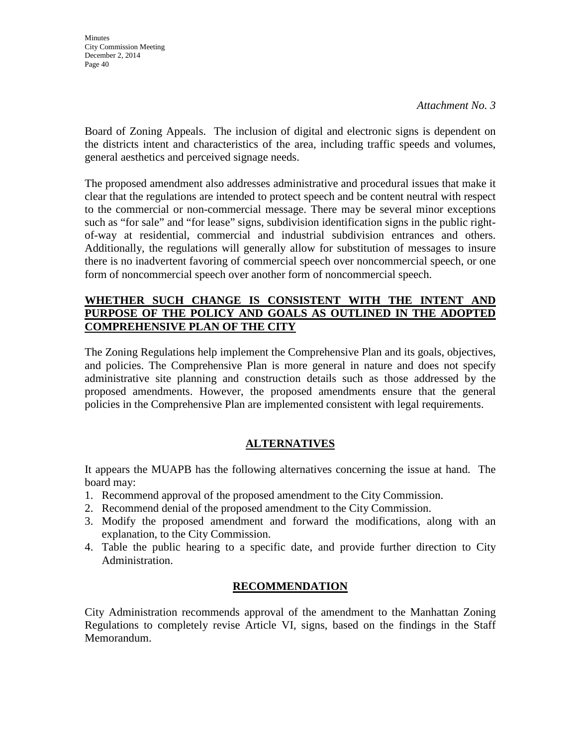*Attachment No. 3*

Board of Zoning Appeals. The inclusion of digital and electronic signs is dependent on the districts intent and characteristics of the area, including traffic speeds and volumes, general aesthetics and perceived signage needs.

The proposed amendment also addresses administrative and procedural issues that make it clear that the regulations are intended to protect speech and be content neutral with respect to the commercial or non-commercial message. There may be several minor exceptions such as "for sale" and "for lease" signs, subdivision identification signs in the public right-of-way at residential, commercial and industrial subdivision entrances and others. Additionally, the regulations will generally allow for substitution of messages to insure there is no inadvertent favoring of commercial speech over noncommercial speech, or one form of noncommercial speech over another form of noncommercial speech.

**WHETHER SUCH CHANGE IS CONSISTENT WITH THE INTENT AND PURPOSE OF THE POLICY AND GOALS AS OUTLINED IN THE ADOPTED COMPREHENSIVE PLAN OF THE CITY**

The Zoning Regulations help implement the Comprehensive Plan and its goals, objectives, and policies. The Comprehensive Plan is more general in nature and does not specify administrative site planning and construction details such as those addressed by the proposed amendments. However, the proposed amendments ensure that the general policies in the Comprehensive Plan are implemented consistent with legal requirements.

## ALTERNATIVES

It appears the MUAPB has the following alternatives concerning the issue at hand. The board may:

1. Recommend approval of the proposed amendment to the City Commission.
2. Recommend denial of the proposed amendment to the City Commission.
3. Modify the proposed amendment and forward the modifications, along with an explanation, to the City Commission.
4. Table the public hearing to a specific date, and provide further direction to City Administration.

## RECOMMENDATION

City Administration recommends approval of the amendment to the Manhattan Zoning Regulations to completely revise Article VI, signs, based on the findings in the Staff Memorandum.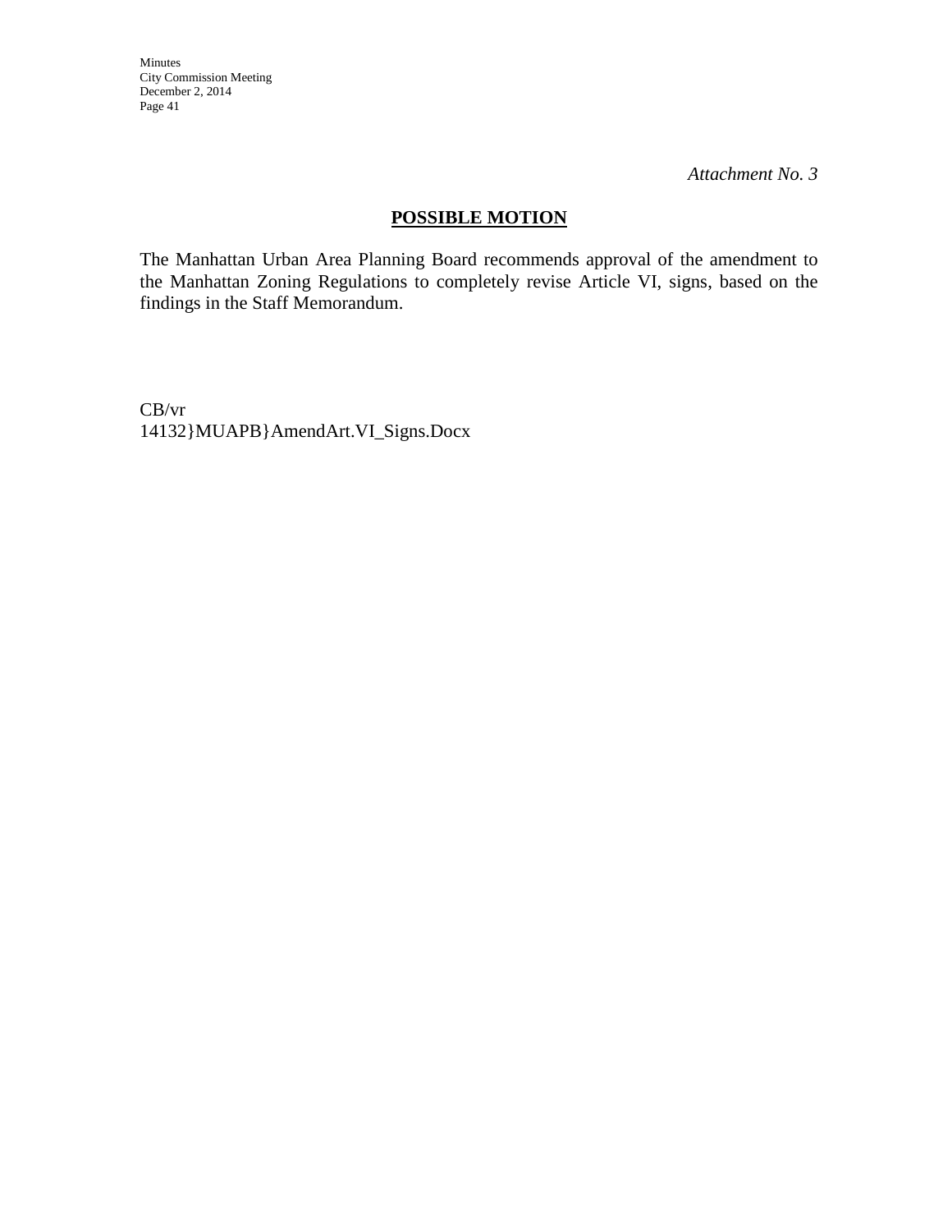*Attachment No. 3*

## POSSIBLE MOTION

The Manhattan Urban Area Planning Board recommends approval of the amendment to the Manhattan Zoning Regulations to completely revise Article VI, signs, based on the findings in the Staff Memorandum.

CB/vr
14132}MUAPB}AmendArt.VI_Signs.Docx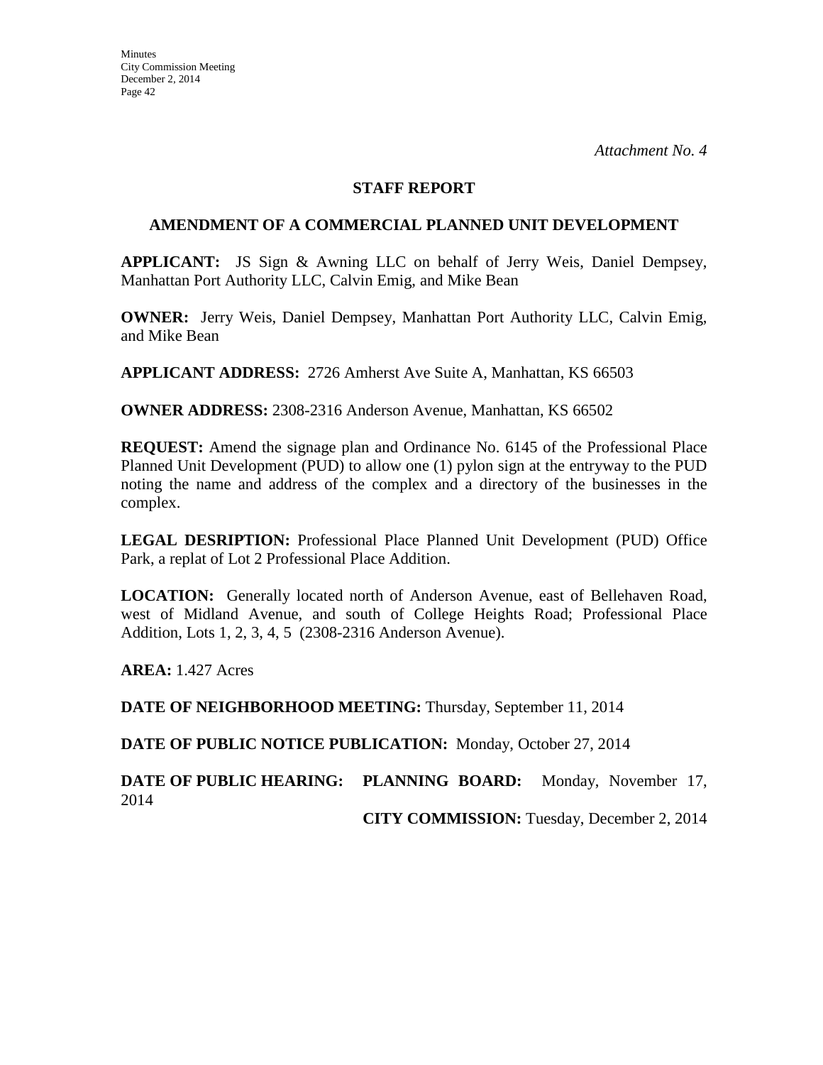*Attachment No. 4*

## STAFF REPORT

### AMENDMENT OF A COMMERCIAL PLANNED UNIT DEVELOPMENT

**APPLICANT:** JS Sign & Awning LLC on behalf of Jerry Weis, Daniel Dempsey, Manhattan Port Authority LLC, Calvin Emig, and Mike Bean

**OWNER:** Jerry Weis, Daniel Dempsey, Manhattan Port Authority LLC, Calvin Emig, and Mike Bean

**APPLICANT ADDRESS:** 2726 Amherst Ave Suite A, Manhattan, KS 66503

**OWNER ADDRESS:** 2308-2316 Anderson Avenue, Manhattan, KS 66502

**REQUEST:** Amend the signage plan and Ordinance No. 6145 of the Professional Place Planned Unit Development (PUD) to allow one (1) pylon sign at the entryway to the PUD noting the name and address of the complex and a directory of the businesses in the complex.

**LEGAL DESRIPTION:** Professional Place Planned Unit Development (PUD) Office Park, a replat of Lot 2 Professional Place Addition.

**LOCATION:** Generally located north of Anderson Avenue, east of Bellehaven Road, west of Midland Avenue, and south of College Heights Road; Professional Place Addition, Lots 1, 2, 3, 4, 5 (2308-2316 Anderson Avenue).

**AREA:** 1.427 Acres

**DATE OF NEIGHBORHOOD MEETING:** Thursday, September 11, 2014

**DATE OF PUBLIC NOTICE PUBLICATION:** Monday, October 27, 2014

**DATE OF PUBLIC HEARING:** **PLANNING BOARD:** Monday, November 17, 2014

**CITY COMMISSION:** Tuesday, December 2, 2014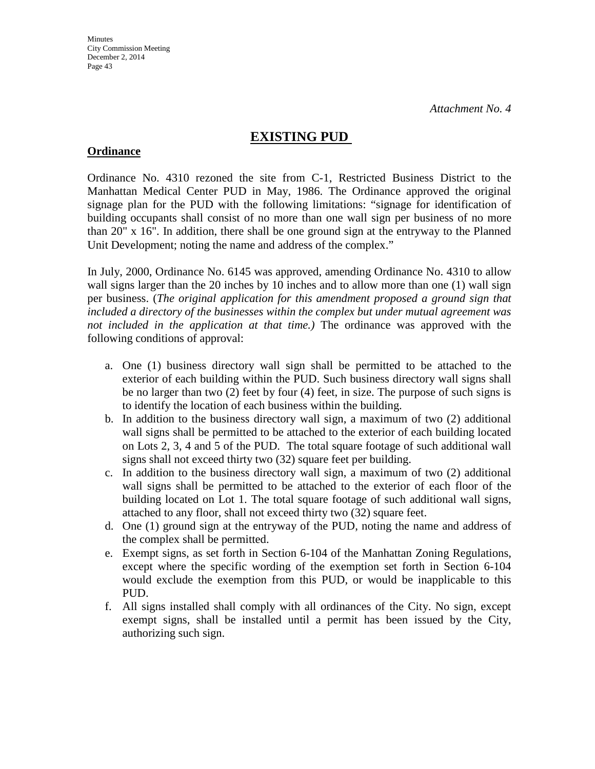*Attachment No. 4*

# EXISTING PUD

**Ordinance**

Ordinance No. 4310 rezoned the site from C-1, Restricted Business District to the Manhattan Medical Center PUD in May, 1986. The Ordinance approved the original signage plan for the PUD with the following limitations: "signage for identification of building occupants shall consist of no more than one wall sign per business of no more than 20" x 16". In addition, there shall be one ground sign at the entryway to the Planned Unit Development; noting the name and address of the complex."

In July, 2000, Ordinance No. 6145 was approved, amending Ordinance No. 4310 to allow wall signs larger than the 20 inches by 10 inches and to allow more than one (1) wall sign per business. (*The original application for this amendment proposed a ground sign that included a directory of the businesses within the complex but under mutual agreement was not included in the application at that time.)* The ordinance was approved with the following conditions of approval:

a. One (1) business directory wall sign shall be permitted to be attached to the exterior of each building within the PUD. Such business directory wall signs shall be no larger than two (2) feet by four (4) feet, in size. The purpose of such signs is to identify the location of each business within the building.
b. In addition to the business directory wall sign, a maximum of two (2) additional wall signs shall be permitted to be attached to the exterior of each building located on Lots 2, 3, 4 and 5 of the PUD. The total square footage of such additional wall signs shall not exceed thirty two (32) square feet per building.
c. In addition to the business directory wall sign, a maximum of two (2) additional wall signs shall be permitted to be attached to the exterior of each floor of the building located on Lot 1. The total square footage of such additional wall signs, attached to any floor, shall not exceed thirty two (32) square feet.
d. One (1) ground sign at the entryway of the PUD, noting the name and address of the complex shall be permitted.
e. Exempt signs, as set forth in Section 6-104 of the Manhattan Zoning Regulations, except where the specific wording of the exemption set forth in Section 6-104 would exclude the exemption from this PUD, or would be inapplicable to this PUD.
f. All signs installed shall comply with all ordinances of the City. No sign, except exempt signs, shall be installed until a permit has been issued by the City, authorizing such sign.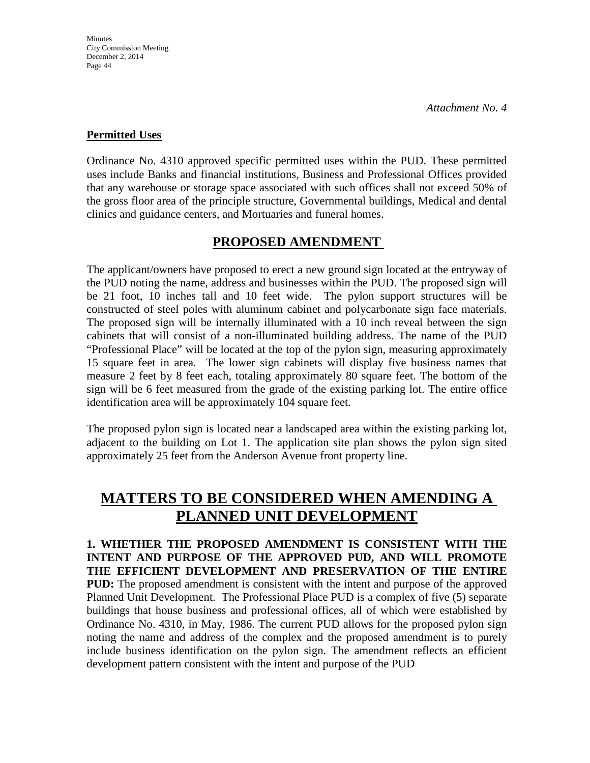*Attachment No. 4*

**Permitted Uses**

Ordinance No. 4310 approved specific permitted uses within the PUD. These permitted uses include Banks and financial institutions, Business and Professional Offices provided that any warehouse or storage space associated with such offices shall not exceed 50% of the gross floor area of the principle structure, Governmental buildings, Medical and dental clinics and guidance centers, and Mortuaries and funeral homes.

## PROPOSED AMENDMENT

The applicant/owners have proposed to erect a new ground sign located at the entryway of the PUD noting the name, address and businesses within the PUD. The proposed sign will be 21 foot, 10 inches tall and 10 feet wide. The pylon support structures will be constructed of steel poles with aluminum cabinet and polycarbonate sign face materials. The proposed sign will be internally illuminated with a 10 inch reveal between the sign cabinets that will consist of a non-illuminated building address. The name of the PUD "Professional Place" will be located at the top of the pylon sign, measuring approximately 15 square feet in area. The lower sign cabinets will display five business names that measure 2 feet by 8 feet each, totaling approximately 80 square feet. The bottom of the sign will be 6 feet measured from the grade of the existing parking lot. The entire office identification area will be approximately 104 square feet.

The proposed pylon sign is located near a landscaped area within the existing parking lot, adjacent to the building on Lot 1. The application site plan shows the pylon sign sited approximately 25 feet from the Anderson Avenue front property line.

# MATTERS TO BE CONSIDERED WHEN AMENDING A PLANNED UNIT DEVELOPMENT

**1. WHETHER THE PROPOSED AMENDMENT IS CONSISTENT WITH THE INTENT AND PURPOSE OF THE APPROVED PUD, AND WILL PROMOTE THE EFFICIENT DEVELOPMENT AND PRESERVATION OF THE ENTIRE PUD:** The proposed amendment is consistent with the intent and purpose of the approved Planned Unit Development. The Professional Place PUD is a complex of five (5) separate buildings that house business and professional offices, all of which were established by Ordinance No. 4310, in May, 1986. The current PUD allows for the proposed pylon sign noting the name and address of the complex and the proposed amendment is to purely include business identification on the pylon sign. The amendment reflects an efficient development pattern consistent with the intent and purpose of the PUD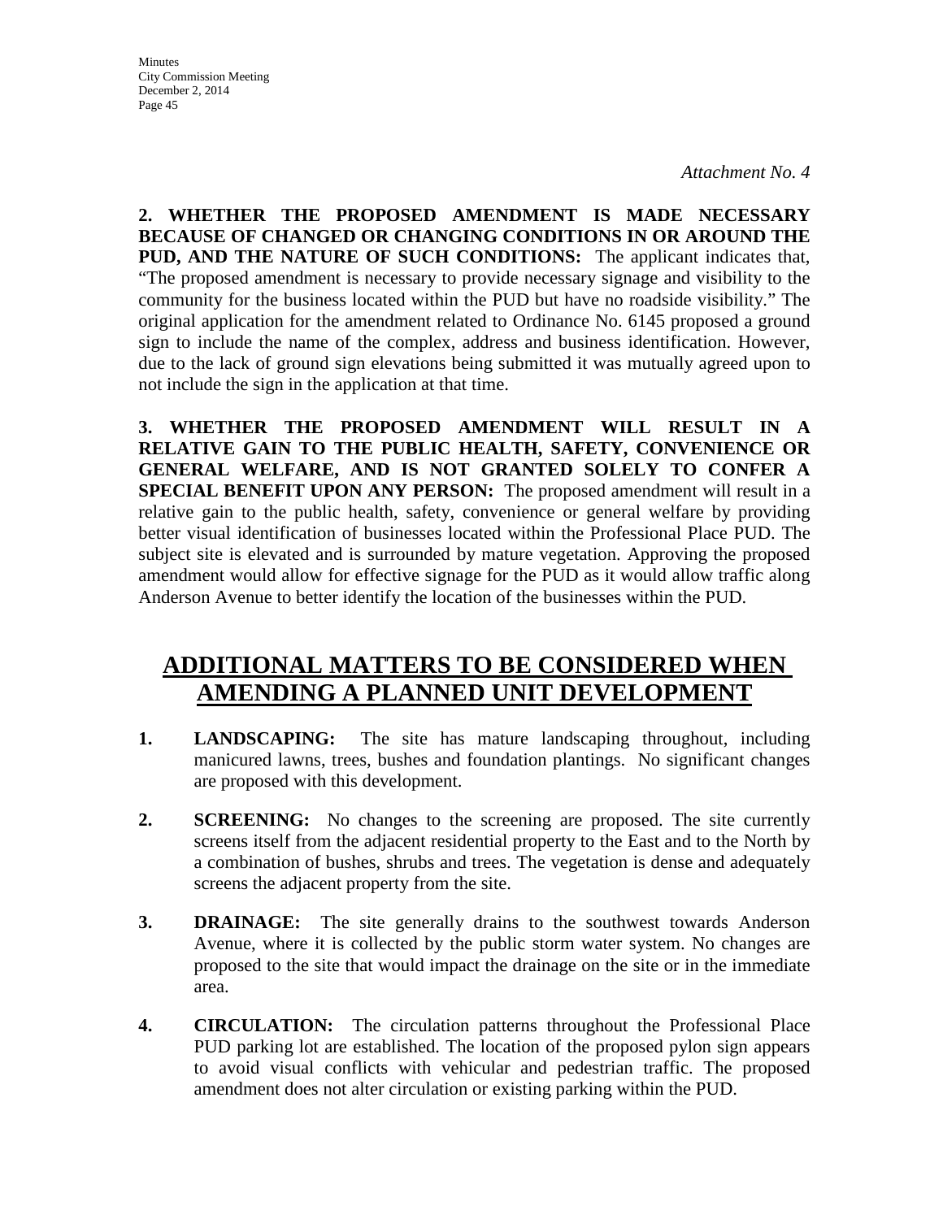*Attachment No. 4*

**2. WHETHER THE PROPOSED AMENDMENT IS MADE NECESSARY BECAUSE OF CHANGED OR CHANGING CONDITIONS IN OR AROUND THE PUD, AND THE NATURE OF SUCH CONDITIONS:** The applicant indicates that, "The proposed amendment is necessary to provide necessary signage and visibility to the community for the business located within the PUD but have no roadside visibility." The original application for the amendment related to Ordinance No. 6145 proposed a ground sign to include the name of the complex, address and business identification. However, due to the lack of ground sign elevations being submitted it was mutually agreed upon to not include the sign in the application at that time.

**3. WHETHER THE PROPOSED AMENDMENT WILL RESULT IN A RELATIVE GAIN TO THE PUBLIC HEALTH, SAFETY, CONVENIENCE OR GENERAL WELFARE, AND IS NOT GRANTED SOLELY TO CONFER A SPECIAL BENEFIT UPON ANY PERSON:** The proposed amendment will result in a relative gain to the public health, safety, convenience or general welfare by providing better visual identification of businesses located within the Professional Place PUD. The subject site is elevated and is surrounded by mature vegetation. Approving the proposed amendment would allow for effective signage for the PUD as it would allow traffic along Anderson Avenue to better identify the location of the businesses within the PUD.

## ADDITIONAL MATTERS TO BE CONSIDERED WHEN AMENDING A PLANNED UNIT DEVELOPMENT

1. **LANDSCAPING:** The site has mature landscaping throughout, including manicured lawns, trees, bushes and foundation plantings. No significant changes are proposed with this development.

2. **SCREENING:** No changes to the screening are proposed. The site currently screens itself from the adjacent residential property to the East and to the North by a combination of bushes, shrubs and trees. The vegetation is dense and adequately screens the adjacent property from the site.

3. **DRAINAGE:** The site generally drains to the southwest towards Anderson Avenue, where it is collected by the public storm water system. No changes are proposed to the site that would impact the drainage on the site or in the immediate area.

4. **CIRCULATION:** The circulation patterns throughout the Professional Place PUD parking lot are established. The location of the proposed pylon sign appears to avoid visual conflicts with vehicular and pedestrian traffic. The proposed amendment does not alter circulation or existing parking within the PUD.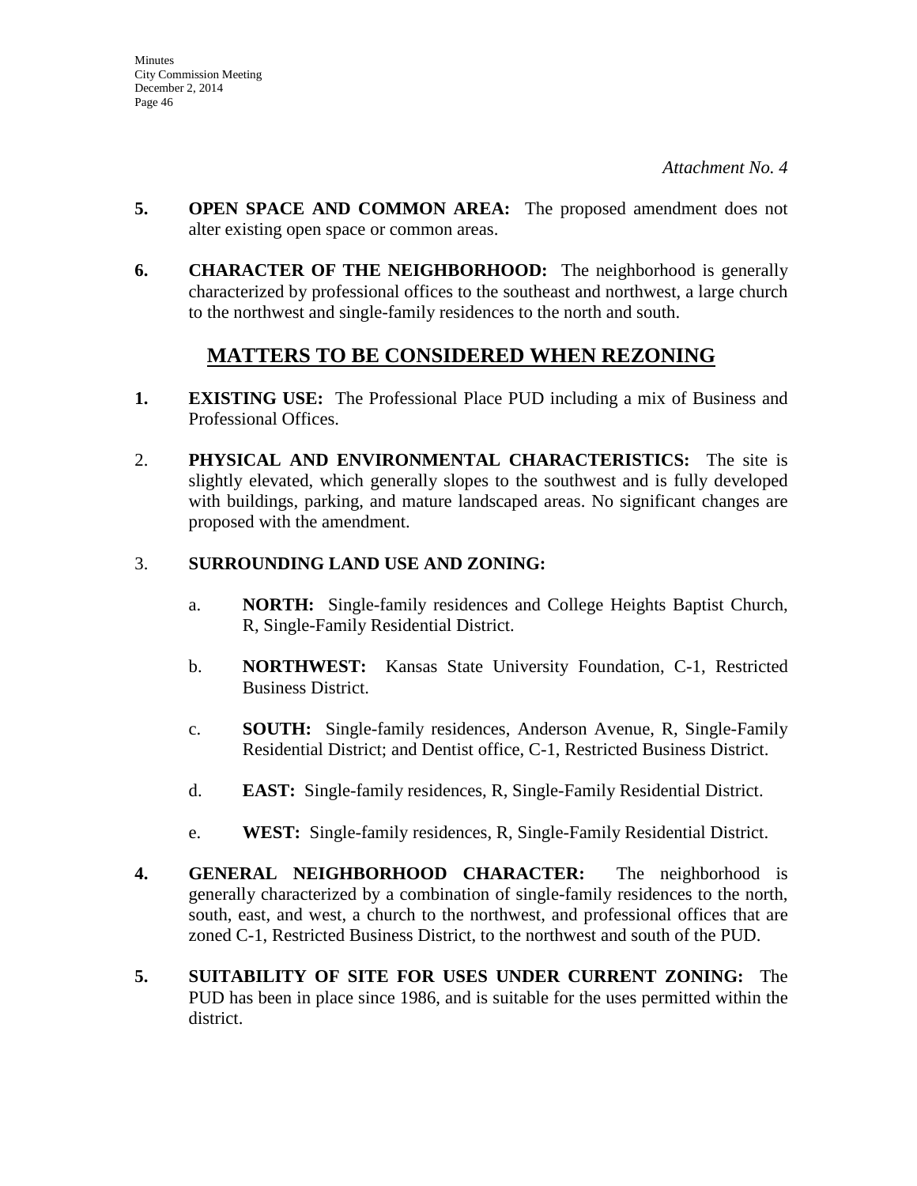*Attachment No. 4*

**5.** **OPEN SPACE AND COMMON AREA:** The proposed amendment does not alter existing open space or common areas.

**6.** **CHARACTER OF THE NEIGHBORHOOD:** The neighborhood is generally characterized by professional offices to the southeast and northwest, a large church to the northwest and single-family residences to the north and south.

## MATTERS TO BE CONSIDERED WHEN REZONING

**1.** **EXISTING USE:** The Professional Place PUD including a mix of Business and Professional Offices.

2. **PHYSICAL AND ENVIRONMENTAL CHARACTERISTICS:** The site is slightly elevated, which generally slopes to the southwest and is fully developed with buildings, parking, and mature landscaped areas. No significant changes are proposed with the amendment.

3. **SURROUNDING LAND USE AND ZONING:**

   a. **NORTH:** Single-family residences and College Heights Baptist Church, R, Single-Family Residential District.

   b. **NORTHWEST:** Kansas State University Foundation, C-1, Restricted Business District.

   c. **SOUTH:** Single-family residences, Anderson Avenue, R, Single-Family Residential District; and Dentist office, C-1, Restricted Business District.

   d. **EAST:** Single-family residences, R, Single-Family Residential District.

   e. **WEST:** Single-family residences, R, Single-Family Residential District.

**4.** **GENERAL NEIGHBORHOOD CHARACTER:** The neighborhood is generally characterized by a combination of single-family residences to the north, south, east, and west, a church to the northwest, and professional offices that are zoned C-1, Restricted Business District, to the northwest and south of the PUD.

**5.** **SUITABILITY OF SITE FOR USES UNDER CURRENT ZONING:** The PUD has been in place since 1986, and is suitable for the uses permitted within the district.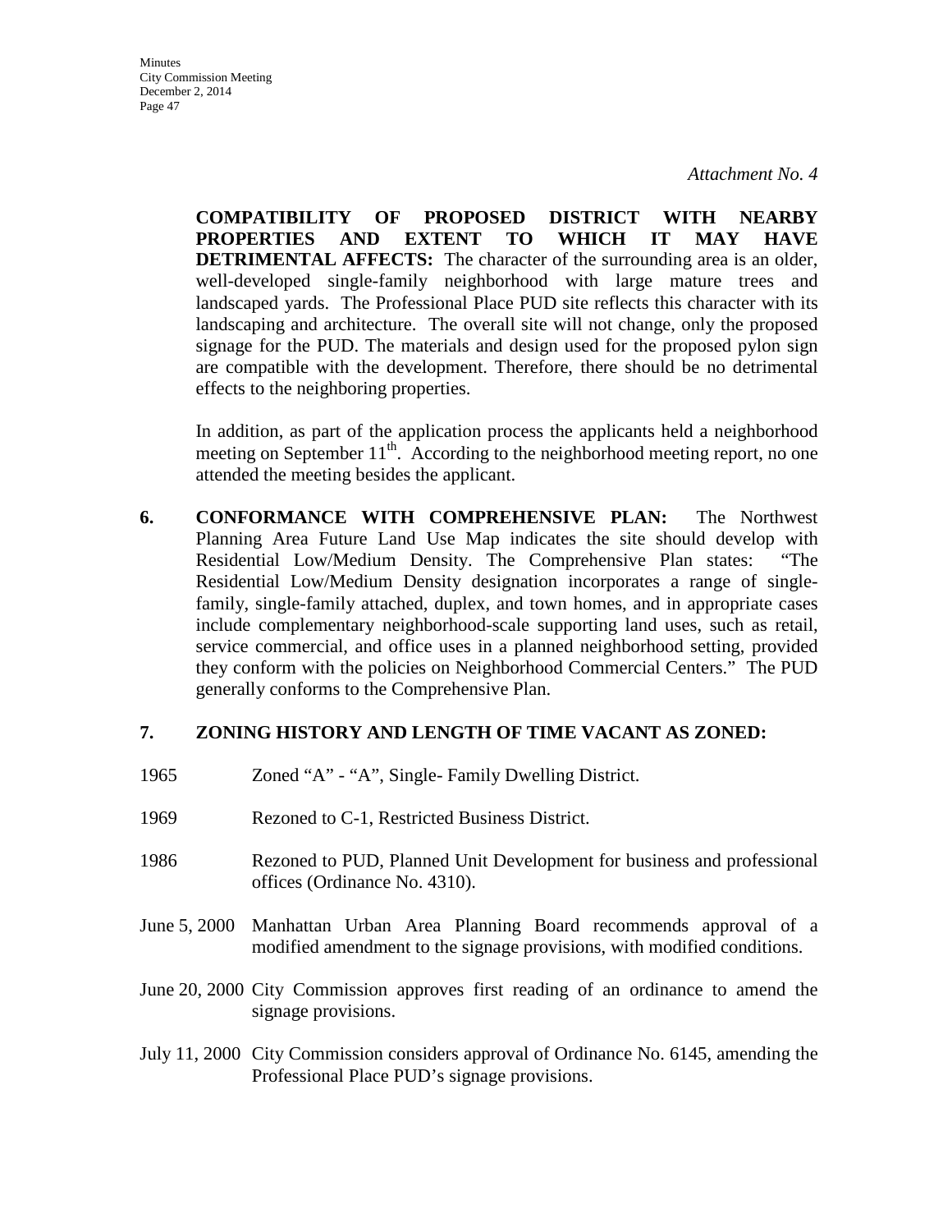*Attachment No. 4*

**COMPATIBILITY OF PROPOSED DISTRICT WITH NEARBY PROPERTIES AND EXTENT TO WHICH IT MAY HAVE DETRIMENTAL AFFECTS:** The character of the surrounding area is an older, well-developed single-family neighborhood with large mature trees and landscaped yards. The Professional Place PUD site reflects this character with its landscaping and architecture. The overall site will not change, only the proposed signage for the PUD. The materials and design used for the proposed pylon sign are compatible with the development. Therefore, there should be no detrimental effects to the neighboring properties.

In addition, as part of the application process the applicants held a neighborhood meeting on September 11th. According to the neighborhood meeting report, no one attended the meeting besides the applicant.

**6. CONFORMANCE WITH COMPREHENSIVE PLAN:** The Northwest Planning Area Future Land Use Map indicates the site should develop with Residential Low/Medium Density. The Comprehensive Plan states: "The Residential Low/Medium Density designation incorporates a range of single-family, single-family attached, duplex, and town homes, and in appropriate cases include complementary neighborhood-scale supporting land uses, such as retail, service commercial, and office uses in a planned neighborhood setting, provided they conform with the policies on Neighborhood Commercial Centers." The PUD generally conforms to the Comprehensive Plan.

**7. ZONING HISTORY AND LENGTH OF TIME VACANT AS ZONED:**

1965 Zoned "A" - "A", Single- Family Dwelling District.

1969 Rezoned to C-1, Restricted Business District.

1986 Rezoned to PUD, Planned Unit Development for business and professional offices (Ordinance No. 4310).

June 5, 2000 Manhattan Urban Area Planning Board recommends approval of a modified amendment to the signage provisions, with modified conditions.

June 20, 2000 City Commission approves first reading of an ordinance to amend the signage provisions.

July 11, 2000 City Commission considers approval of Ordinance No. 6145, amending the Professional Place PUD's signage provisions.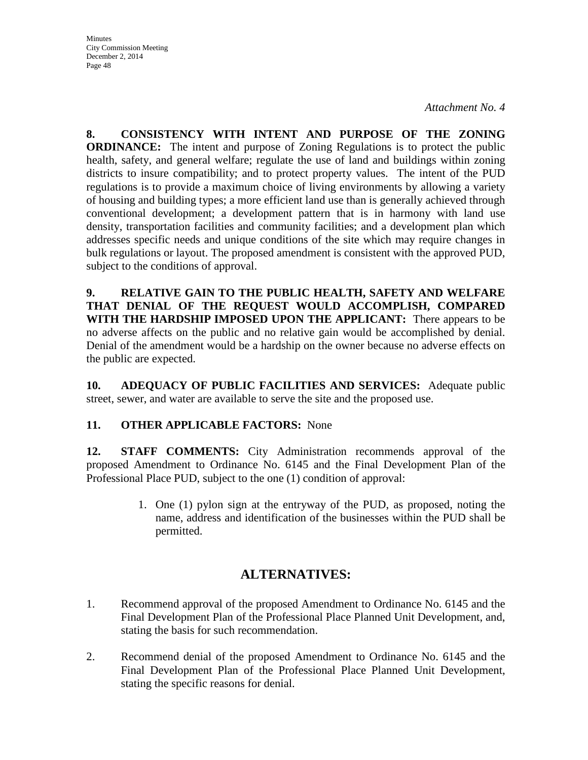*Attachment No. 4*

**8. CONSISTENCY WITH INTENT AND PURPOSE OF THE ZONING ORDINANCE:** The intent and purpose of Zoning Regulations is to protect the public health, safety, and general welfare; regulate the use of land and buildings within zoning districts to insure compatibility; and to protect property values. The intent of the PUD regulations is to provide a maximum choice of living environments by allowing a variety of housing and building types; a more efficient land use than is generally achieved through conventional development; a development pattern that is in harmony with land use density, transportation facilities and community facilities; and a development plan which addresses specific needs and unique conditions of the site which may require changes in bulk regulations or layout. The proposed amendment is consistent with the approved PUD, subject to the conditions of approval.

**9. RELATIVE GAIN TO THE PUBLIC HEALTH, SAFETY AND WELFARE THAT DENIAL OF THE REQUEST WOULD ACCOMPLISH, COMPARED WITH THE HARDSHIP IMPOSED UPON THE APPLICANT:** There appears to be no adverse affects on the public and no relative gain would be accomplished by denial. Denial of the amendment would be a hardship on the owner because no adverse effects on the public are expected.

**10. ADEQUACY OF PUBLIC FACILITIES AND SERVICES:** Adequate public street, sewer, and water are available to serve the site and the proposed use.

**11. OTHER APPLICABLE FACTORS:** None

**12. STAFF COMMENTS:** City Administration recommends approval of the proposed Amendment to Ordinance No. 6145 and the Final Development Plan of the Professional Place PUD, subject to the one (1) condition of approval:

1. One (1) pylon sign at the entryway of the PUD, as proposed, noting the name, address and identification of the businesses within the PUD shall be permitted.

## ALTERNATIVES:

1. Recommend approval of the proposed Amendment to Ordinance No. 6145 and the Final Development Plan of the Professional Place Planned Unit Development, and, stating the basis for such recommendation.

2. Recommend denial of the proposed Amendment to Ordinance No. 6145 and the Final Development Plan of the Professional Place Planned Unit Development, stating the specific reasons for denial.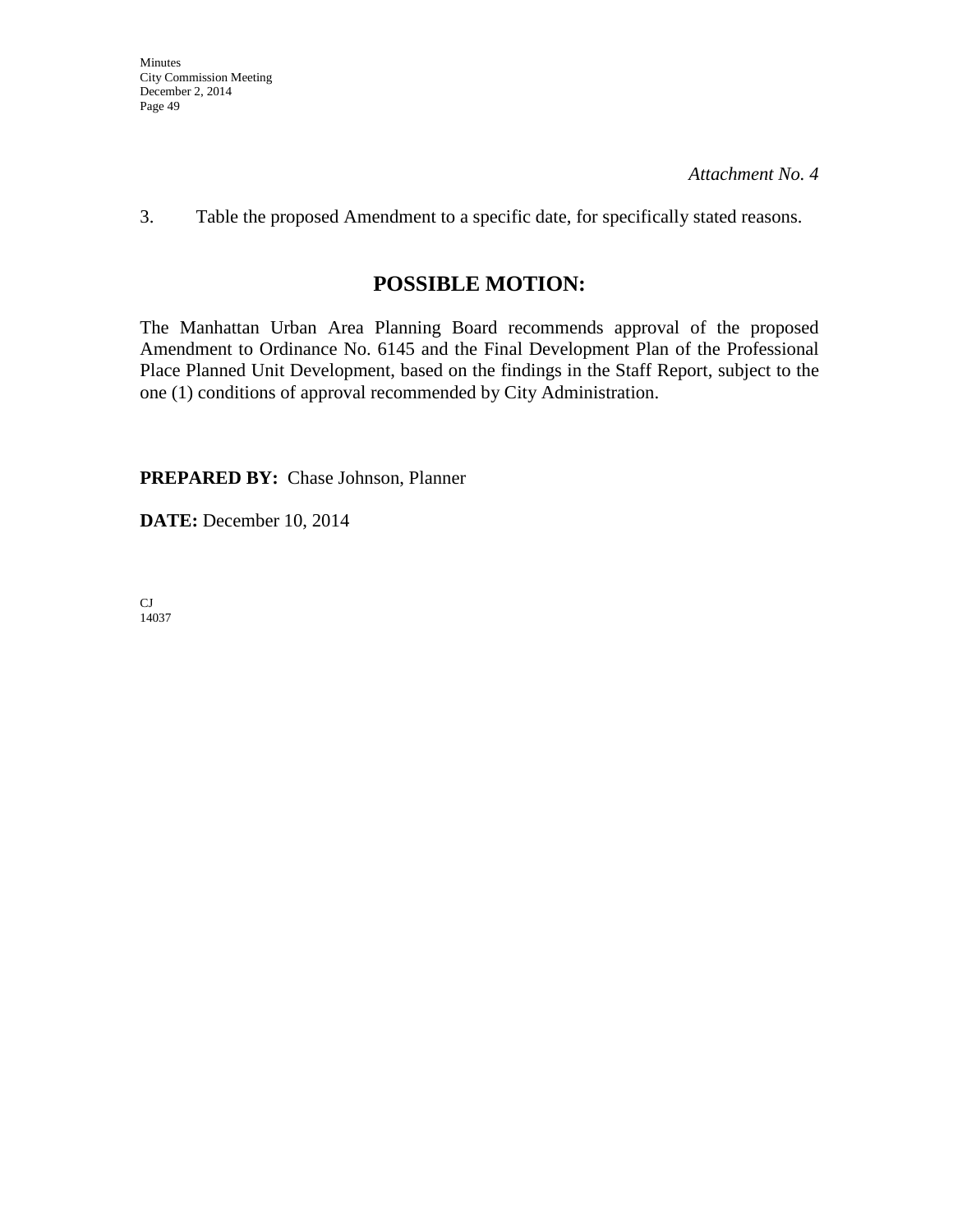*Attachment No. 4*

3. Table the proposed Amendment to a specific date, for specifically stated reasons.

## POSSIBLE MOTION:

The Manhattan Urban Area Planning Board recommends approval of the proposed Amendment to Ordinance No. 6145 and the Final Development Plan of the Professional Place Planned Unit Development, based on the findings in the Staff Report, subject to the one (1) conditions of approval recommended by City Administration.

**PREPARED BY:** Chase Johnson, Planner

**DATE:** December 10, 2014

CJ
14037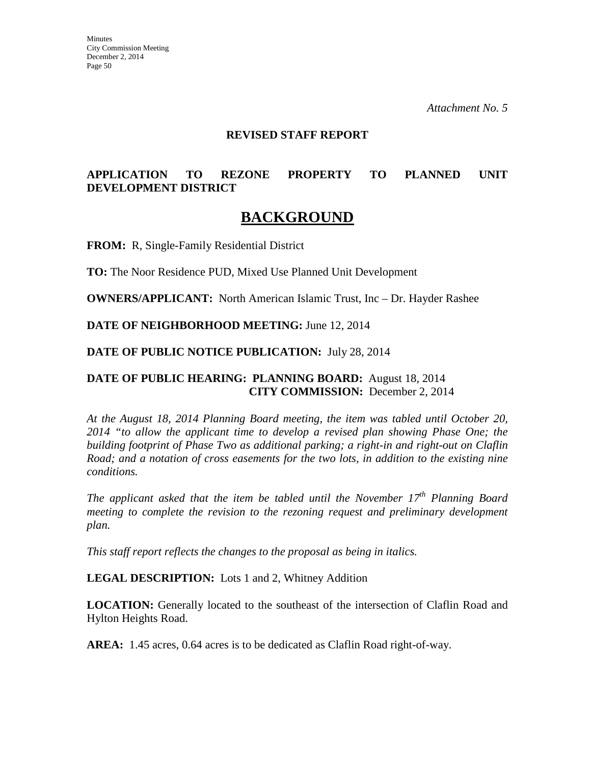*Attachment No. 5*

**REVISED STAFF REPORT**

**APPLICATION TO REZONE PROPERTY TO PLANNED UNIT DEVELOPMENT DISTRICT**

# BACKGROUND

**FROM:** R, Single-Family Residential District

**TO:** The Noor Residence PUD, Mixed Use Planned Unit Development

**OWNERS/APPLICANT:** North American Islamic Trust, Inc – Dr. Hayder Rashee

**DATE OF NEIGHBORHOOD MEETING:** June 12, 2014

**DATE OF PUBLIC NOTICE PUBLICATION:** July 28, 2014

**DATE OF PUBLIC HEARING: PLANNING BOARD:** August 18, 2014
**CITY COMMISSION:** December 2, 2014

*At the August 18, 2014 Planning Board meeting, the item was tabled until October 20, 2014 "to allow the applicant time to develop a revised plan showing Phase One; the building footprint of Phase Two as additional parking; a right-in and right-out on Claflin Road; and a notation of cross easements for the two lots, in addition to the existing nine conditions.*

*The applicant asked that the item be tabled until the November 17th Planning Board meeting to complete the revision to the rezoning request and preliminary development plan.*

*This staff report reflects the changes to the proposal as being in italics.*

**LEGAL DESCRIPTION:** Lots 1 and 2, Whitney Addition

**LOCATION:** Generally located to the southeast of the intersection of Claflin Road and Hylton Heights Road.

**AREA:** 1.45 acres, 0.64 acres is to be dedicated as Claflin Road right-of-way.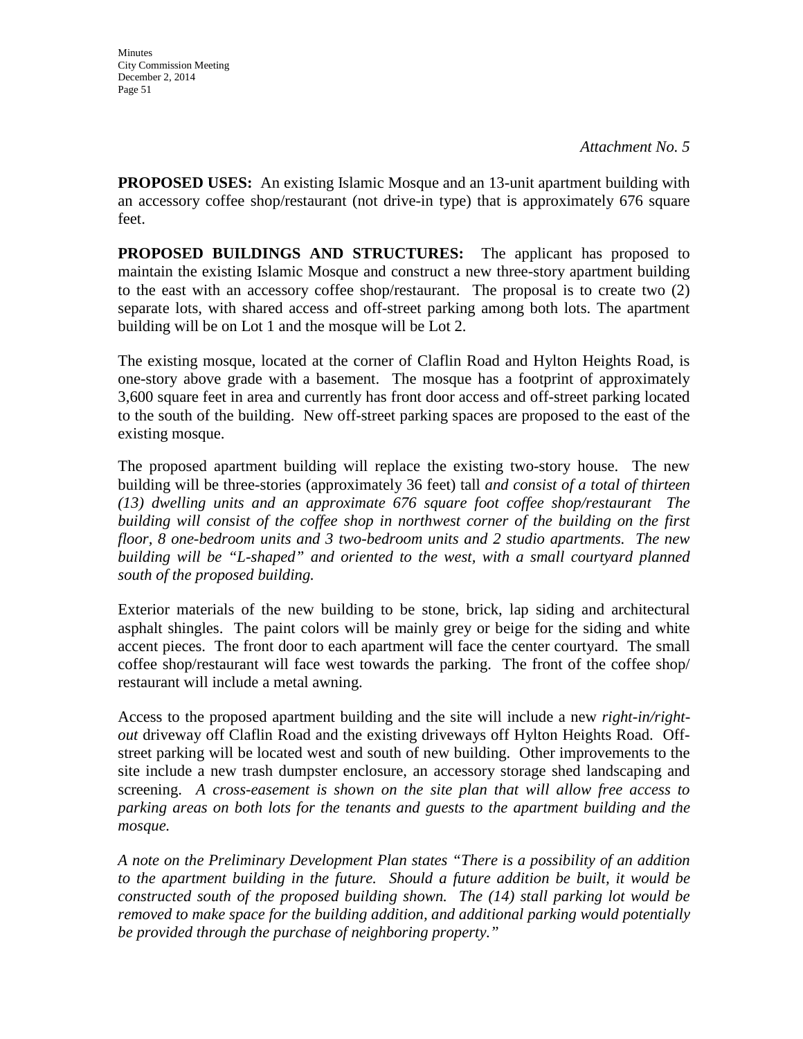*Attachment No. 5*

**PROPOSED USES:** An existing Islamic Mosque and an 13-unit apartment building with an accessory coffee shop/restaurant (not drive-in type) that is approximately 676 square feet.

**PROPOSED BUILDINGS AND STRUCTURES:** The applicant has proposed to maintain the existing Islamic Mosque and construct a new three-story apartment building to the east with an accessory coffee shop/restaurant. The proposal is to create two (2) separate lots, with shared access and off-street parking among both lots. The apartment building will be on Lot 1 and the mosque will be Lot 2.

The existing mosque, located at the corner of Claflin Road and Hylton Heights Road, is one-story above grade with a basement. The mosque has a footprint of approximately 3,600 square feet in area and currently has front door access and off-street parking located to the south of the building. New off-street parking spaces are proposed to the east of the existing mosque.

The proposed apartment building will replace the existing two-story house. The new building will be three-stories (approximately 36 feet) tall *and consist of a total of thirteen (13) dwelling units and an approximate 676 square foot coffee shop/restaurant The building will consist of the coffee shop in northwest corner of the building on the first floor, 8 one-bedroom units and 3 two-bedroom units and 2 studio apartments. The new building will be "L-shaped" and oriented to the west, with a small courtyard planned south of the proposed building.*

Exterior materials of the new building to be stone, brick, lap siding and architectural asphalt shingles. The paint colors will be mainly grey or beige for the siding and white accent pieces. The front door to each apartment will face the center courtyard. The small coffee shop/restaurant will face west towards the parking. The front of the coffee shop/ restaurant will include a metal awning.

Access to the proposed apartment building and the site will include a new *right-in/right-out* driveway off Claflin Road and the existing driveways off Hylton Heights Road. Off-street parking will be located west and south of new building. Other improvements to the site include a new trash dumpster enclosure, an accessory storage shed landscaping and screening. *A cross-easement is shown on the site plan that will allow free access to parking areas on both lots for the tenants and guests to the apartment building and the mosque.*

*A note on the Preliminary Development Plan states "There is a possibility of an addition to the apartment building in the future. Should a future addition be built, it would be constructed south of the proposed building shown. The (14) stall parking lot would be removed to make space for the building addition, and additional parking would potentially be provided through the purchase of neighboring property."*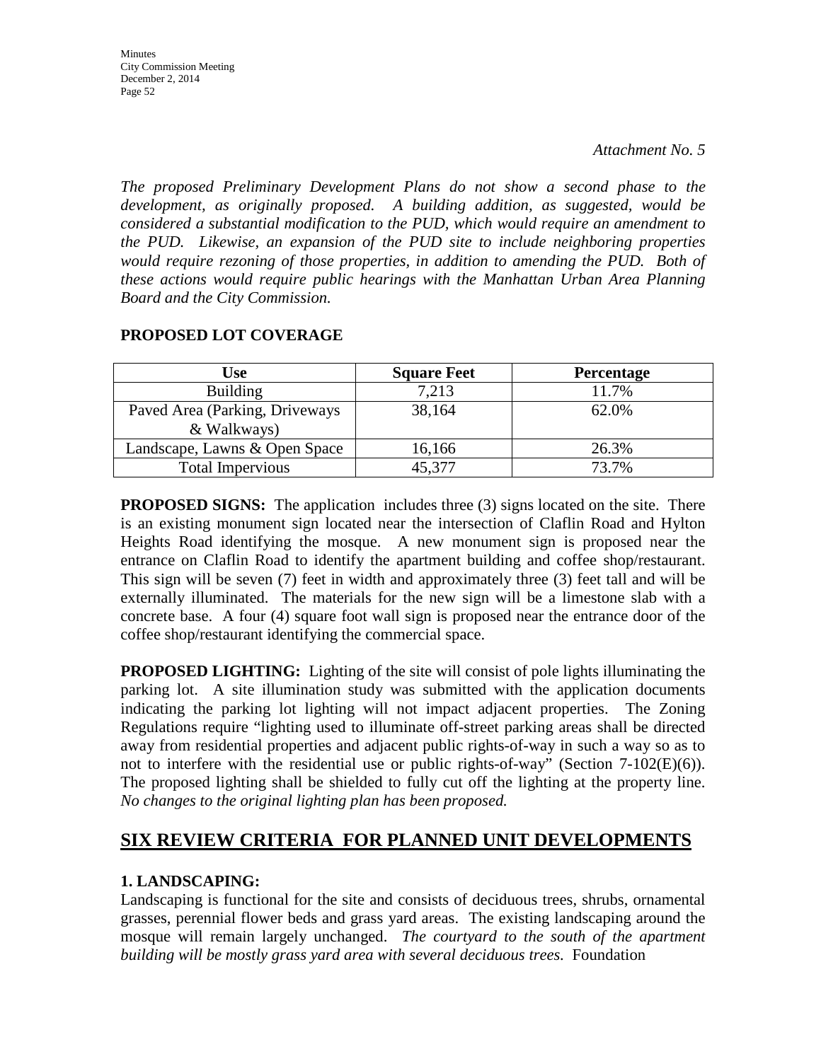*Attachment No. 5*

*The proposed Preliminary Development Plans do not show a second phase to the development, as originally proposed. A building addition, as suggested, would be considered a substantial modification to the PUD, which would require an amendment to the PUD. Likewise, an expansion of the PUD site to include neighboring properties would require rezoning of those properties, in addition to amending the PUD. Both of these actions would require public hearings with the Manhattan Urban Area Planning Board and the City Commission.*

**PROPOSED LOT COVERAGE**

| Use | Square Feet | Percentage |
|---|---|---|
| Building | 7,213 | 11.7% |
| Paved Area (Parking, Driveways & Walkways) | 38,164 | 62.0% |
| Landscape, Lawns & Open Space | 16,166 | 26.3% |
| Total Impervious | 45,377 | 73.7% |

**PROPOSED SIGNS:** The application includes three (3) signs located on the site. There is an existing monument sign located near the intersection of Claflin Road and Hylton Heights Road identifying the mosque. A new monument sign is proposed near the entrance on Claflin Road to identify the apartment building and coffee shop/restaurant. This sign will be seven (7) feet in width and approximately three (3) feet tall and will be externally illuminated. The materials for the new sign will be a limestone slab with a concrete base. A four (4) square foot wall sign is proposed near the entrance door of the coffee shop/restaurant identifying the commercial space.

**PROPOSED LIGHTING:** Lighting of the site will consist of pole lights illuminating the parking lot. A site illumination study was submitted with the application documents indicating the parking lot lighting will not impact adjacent properties. The Zoning Regulations require "lighting used to illuminate off-street parking areas shall be directed away from residential properties and adjacent public rights-of-way in such a way so as to not to interfere with the residential use or public rights-of-way" (Section 7-102(E)(6)). The proposed lighting shall be shielded to fully cut off the lighting at the property line. *No changes to the original lighting plan has been proposed.*

## SIX REVIEW CRITERIA FOR PLANNED UNIT DEVELOPMENTS

**1. LANDSCAPING:**
Landscaping is functional for the site and consists of deciduous trees, shrubs, ornamental grasses, perennial flower beds and grass yard areas. The existing landscaping around the mosque will remain largely unchanged. *The courtyard to the south of the apartment building will be mostly grass yard area with several deciduous trees.* Foundation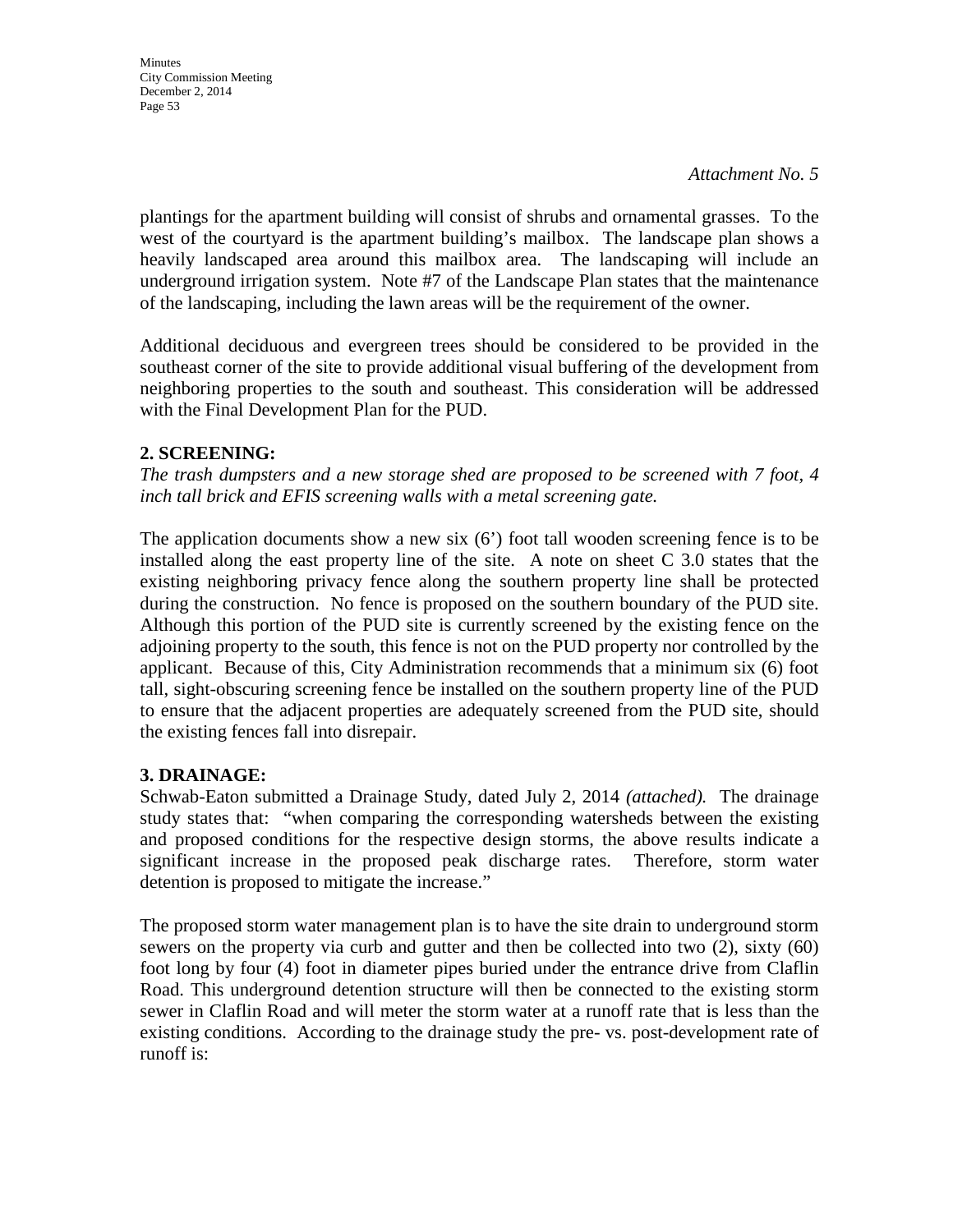*Attachment No. 5*

plantings for the apartment building will consist of shrubs and ornamental grasses. To the west of the courtyard is the apartment building's mailbox. The landscape plan shows a heavily landscaped area around this mailbox area. The landscaping will include an underground irrigation system. Note #7 of the Landscape Plan states that the maintenance of the landscaping, including the lawn areas will be the requirement of the owner.

Additional deciduous and evergreen trees should be considered to be provided in the southeast corner of the site to provide additional visual buffering of the development from neighboring properties to the south and southeast. This consideration will be addressed with the Final Development Plan for the PUD.

**2. SCREENING:**

*The trash dumpsters and a new storage shed are proposed to be screened with 7 foot, 4 inch tall brick and EFIS screening walls with a metal screening gate.*

The application documents show a new six (6') foot tall wooden screening fence is to be installed along the east property line of the site. A note on sheet C 3.0 states that the existing neighboring privacy fence along the southern property line shall be protected during the construction. No fence is proposed on the southern boundary of the PUD site. Although this portion of the PUD site is currently screened by the existing fence on the adjoining property to the south, this fence is not on the PUD property nor controlled by the applicant. Because of this, City Administration recommends that a minimum six (6) foot tall, sight-obscuring screening fence be installed on the southern property line of the PUD to ensure that the adjacent properties are adequately screened from the PUD site, should the existing fences fall into disrepair.

**3. DRAINAGE:**

Schwab-Eaton submitted a Drainage Study, dated July 2, 2014 *(attached).* The drainage study states that: "when comparing the corresponding watersheds between the existing and proposed conditions for the respective design storms, the above results indicate a significant increase in the proposed peak discharge rates. Therefore, storm water detention is proposed to mitigate the increase."

The proposed storm water management plan is to have the site drain to underground storm sewers on the property via curb and gutter and then be collected into two (2), sixty (60) foot long by four (4) foot in diameter pipes buried under the entrance drive from Claflin Road. This underground detention structure will then be connected to the existing storm sewer in Claflin Road and will meter the storm water at a runoff rate that is less than the existing conditions. According to the drainage study the pre- vs. post-development rate of runoff is: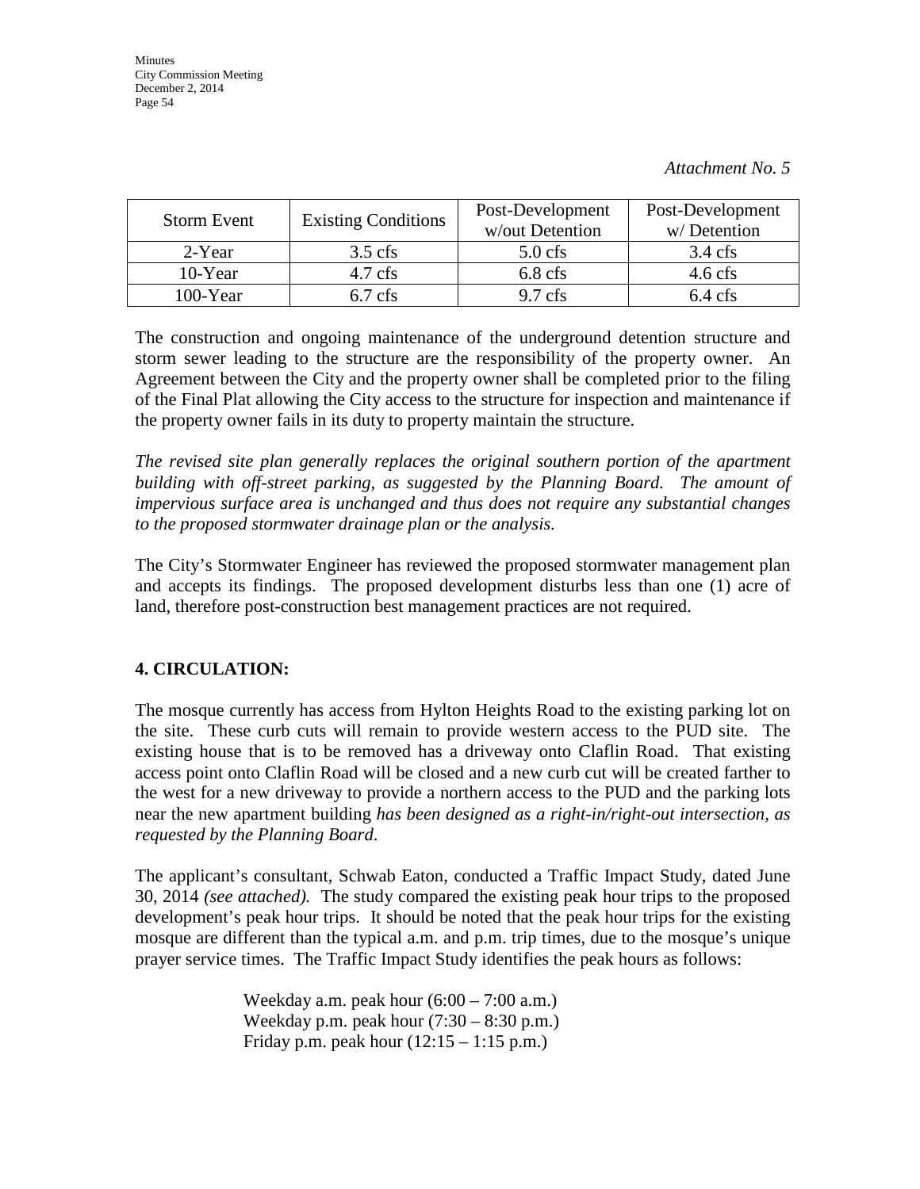*Attachment No. 5*

| Storm Event | Existing Conditions | Post-Development w/out Detention | Post-Development w/ Detention |
|---|---|---|---|
| 2-Year | 3.5 cfs | 5.0 cfs | 3.4 cfs |
| 10-Year | 4.7 cfs | 6.8 cfs | 4.6 cfs |
| 100-Year | 6.7 cfs | 9.7 cfs | 6.4 cfs |

The construction and ongoing maintenance of the underground detention structure and storm sewer leading to the structure are the responsibility of the property owner. An Agreement between the City and the property owner shall be completed prior to the filing of the Final Plat allowing the City access to the structure for inspection and maintenance if the property owner fails in its duty to property maintain the structure.

*The revised site plan generally replaces the original southern portion of the apartment building with off-street parking, as suggested by the Planning Board. The amount of impervious surface area is unchanged and thus does not require any substantial changes to the proposed stormwater drainage plan or the analysis.*

The City's Stormwater Engineer has reviewed the proposed stormwater management plan and accepts its findings. The proposed development disturbs less than one (1) acre of land, therefore post-construction best management practices are not required.

**4. CIRCULATION:**

The mosque currently has access from Hylton Heights Road to the existing parking lot on the site. These curb cuts will remain to provide western access to the PUD site. The existing house that is to be removed has a driveway onto Claflin Road. That existing access point onto Claflin Road will be closed and a new curb cut will be created farther to the west for a new driveway to provide a northern access to the PUD and the parking lots near the new apartment building *has been designed as a right-in/right-out intersection, as requested by the Planning Board.*

The applicant's consultant, Schwab Eaton, conducted a Traffic Impact Study, dated June 30, 2014 *(see attached).* The study compared the existing peak hour trips to the proposed development's peak hour trips. It should be noted that the peak hour trips for the existing mosque are different than the typical a.m. and p.m. trip times, due to the mosque's unique prayer service times. The Traffic Impact Study identifies the peak hours as follows:

Weekday a.m. peak hour (6:00 – 7:00 a.m.)
Weekday p.m. peak hour (7:30 – 8:30 p.m.)
Friday p.m. peak hour (12:15 – 1:15 p.m.)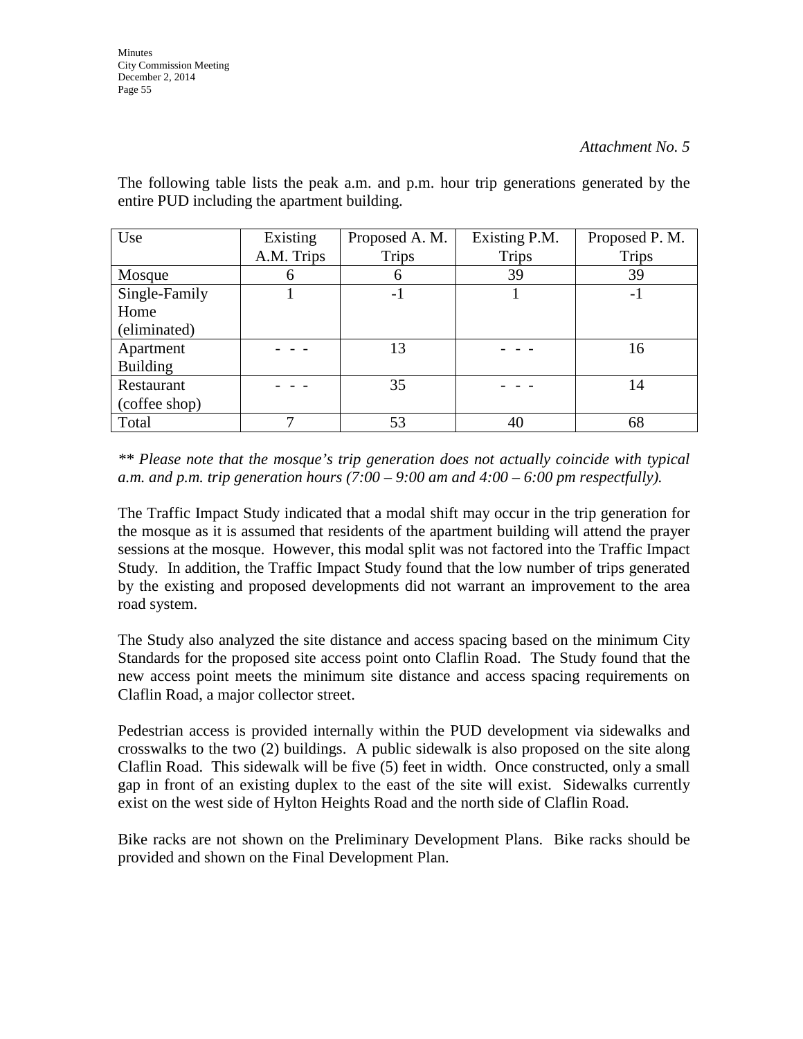*Attachment No. 5*

The following table lists the peak a.m. and p.m. hour trip generations generated by the entire PUD including the apartment building.

| Use | Existing A.M. Trips | Proposed A. M. Trips | Existing P.M. Trips | Proposed P. M. Trips |
|---|---|---|---|---|
| Mosque | 6 | 6 | 39 | 39 |
| Single-Family Home (eliminated) | 1 | -1 | 1 | -1 |
| Apartment Building | - - - | 13 | - - - | 16 |
| Restaurant (coffee shop) | - - - | 35 | - - - | 14 |
| Total | 7 | 53 | 40 | 68 |

*** Please note that the mosque's trip generation does not actually coincide with typical a.m. and p.m. trip generation hours (7:00 – 9:00 am and 4:00 – 6:00 pm respectfully).*

The Traffic Impact Study indicated that a modal shift may occur in the trip generation for the mosque as it is assumed that residents of the apartment building will attend the prayer sessions at the mosque. However, this modal split was not factored into the Traffic Impact Study. In addition, the Traffic Impact Study found that the low number of trips generated by the existing and proposed developments did not warrant an improvement to the area road system.

The Study also analyzed the site distance and access spacing based on the minimum City Standards for the proposed site access point onto Claflin Road. The Study found that the new access point meets the minimum site distance and access spacing requirements on Claflin Road, a major collector street.

Pedestrian access is provided internally within the PUD development via sidewalks and crosswalks to the two (2) buildings. A public sidewalk is also proposed on the site along Claflin Road. This sidewalk will be five (5) feet in width. Once constructed, only a small gap in front of an existing duplex to the east of the site will exist. Sidewalks currently exist on the west side of Hylton Heights Road and the north side of Claflin Road.

Bike racks are not shown on the Preliminary Development Plans. Bike racks should be provided and shown on the Final Development Plan.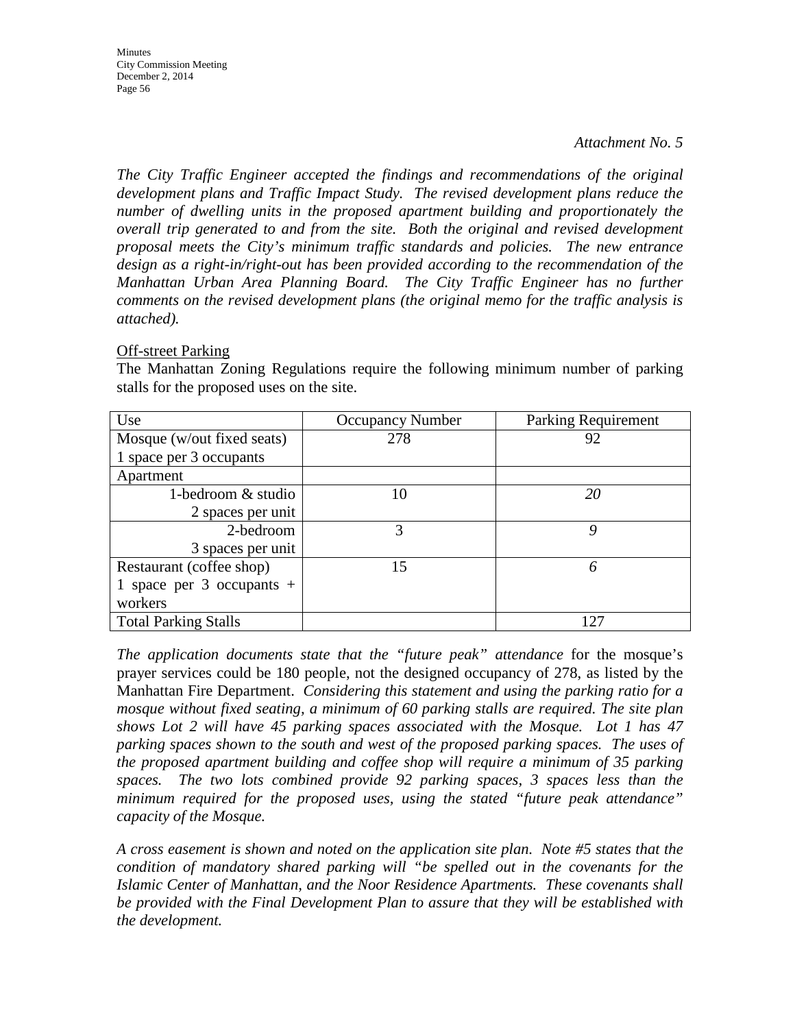*Attachment No. 5*

*The City Traffic Engineer accepted the findings and recommendations of the original development plans and Traffic Impact Study. The revised development plans reduce the number of dwelling units in the proposed apartment building and proportionately the overall trip generated to and from the site. Both the original and revised development proposal meets the City's minimum traffic standards and policies. The new entrance design as a right-in/right-out has been provided according to the recommendation of the Manhattan Urban Area Planning Board. The City Traffic Engineer has no further comments on the revised development plans (the original memo for the traffic analysis is attached).*

Off-street Parking

The Manhattan Zoning Regulations require the following minimum number of parking stalls for the proposed uses on the site.

| Use | Occupancy Number | Parking Requirement |
|---|---|---|
| Mosque (w/out fixed seats) 1 space per 3 occupants | 278 | 92 |
| Apartment | | |
| 1-bedroom & studio 2 spaces per unit | 10 | *20* |
| 2-bedroom 3 spaces per unit | 3 | *9* |
| Restaurant (coffee shop) 1 space per 3 occupants + workers | 15 | *6* |
| Total Parking Stalls | | 127 |

*The application documents state that the "future peak" attendance* for the mosque's prayer services could be 180 people, not the designed occupancy of 278, as listed by the Manhattan Fire Department. *Considering this statement and using the parking ratio for a mosque without fixed seating, a minimum of 60 parking stalls are required. The site plan shows Lot 2 will have 45 parking spaces associated with the Mosque. Lot 1 has 47 parking spaces shown to the south and west of the proposed parking spaces. The uses of the proposed apartment building and coffee shop will require a minimum of 35 parking spaces. The two lots combined provide 92 parking spaces, 3 spaces less than the minimum required for the proposed uses, using the stated "future peak attendance" capacity of the Mosque.*

*A cross easement is shown and noted on the application site plan. Note #5 states that the condition of mandatory shared parking will "be spelled out in the covenants for the Islamic Center of Manhattan, and the Noor Residence Apartments. These covenants shall be provided with the Final Development Plan to assure that they will be established with the development.*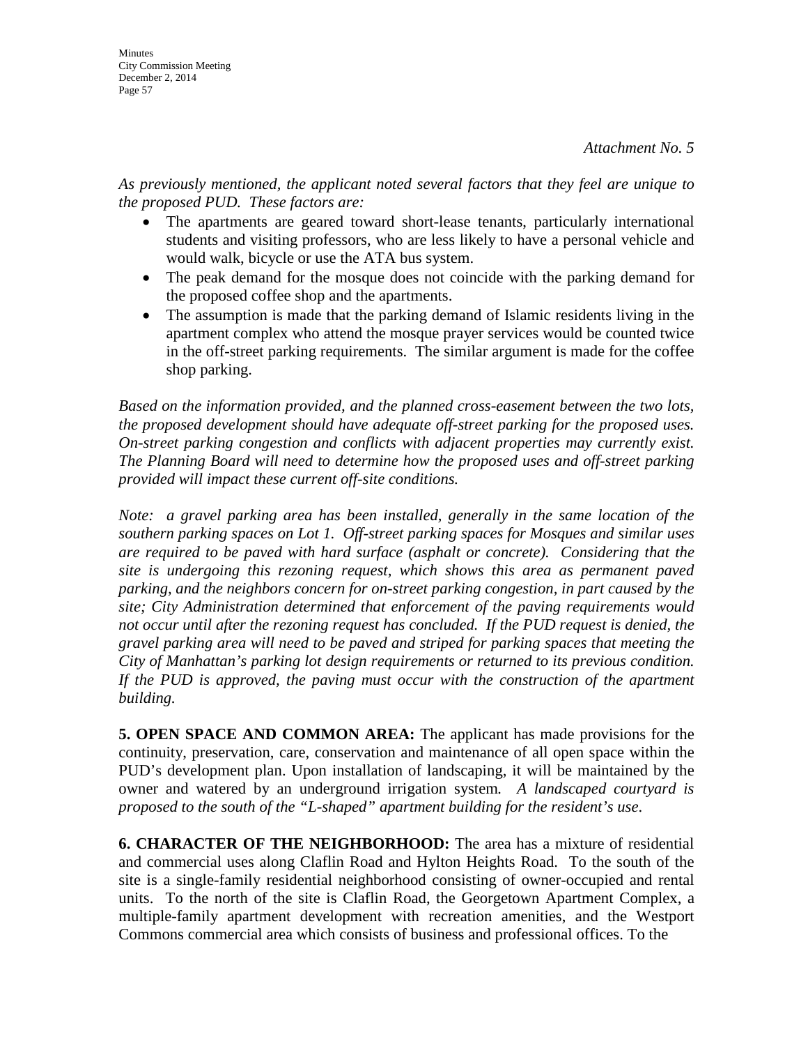*Attachment No. 5*

*As previously mentioned, the applicant noted several factors that they feel are unique to the proposed PUD. These factors are:*

- The apartments are geared toward short-lease tenants, particularly international students and visiting professors, who are less likely to have a personal vehicle and would walk, bicycle or use the ATA bus system.
- The peak demand for the mosque does not coincide with the parking demand for the proposed coffee shop and the apartments.
- The assumption is made that the parking demand of Islamic residents living in the apartment complex who attend the mosque prayer services would be counted twice in the off-street parking requirements. The similar argument is made for the coffee shop parking.

*Based on the information provided, and the planned cross-easement between the two lots, the proposed development should have adequate off-street parking for the proposed uses. On-street parking congestion and conflicts with adjacent properties may currently exist. The Planning Board will need to determine how the proposed uses and off-street parking provided will impact these current off-site conditions.*

*Note: a gravel parking area has been installed, generally in the same location of the southern parking spaces on Lot 1. Off-street parking spaces for Mosques and similar uses are required to be paved with hard surface (asphalt or concrete). Considering that the site is undergoing this rezoning request, which shows this area as permanent paved parking, and the neighbors concern for on-street parking congestion, in part caused by the site; City Administration determined that enforcement of the paving requirements would not occur until after the rezoning request has concluded. If the PUD request is denied, the gravel parking area will need to be paved and striped for parking spaces that meeting the City of Manhattan's parking lot design requirements or returned to its previous condition. If the PUD is approved, the paving must occur with the construction of the apartment building.*

**5. OPEN SPACE AND COMMON AREA:** The applicant has made provisions for the continuity, preservation, care, conservation and maintenance of all open space within the PUD's development plan. Upon installation of landscaping, it will be maintained by the owner and watered by an underground irrigation system. *A landscaped courtyard is proposed to the south of the "L-shaped" apartment building for the resident's use.*

**6. CHARACTER OF THE NEIGHBORHOOD:** The area has a mixture of residential and commercial uses along Claflin Road and Hylton Heights Road. To the south of the site is a single-family residential neighborhood consisting of owner-occupied and rental units. To the north of the site is Claflin Road, the Georgetown Apartment Complex, a multiple-family apartment development with recreation amenities, and the Westport Commons commercial area which consists of business and professional offices. To the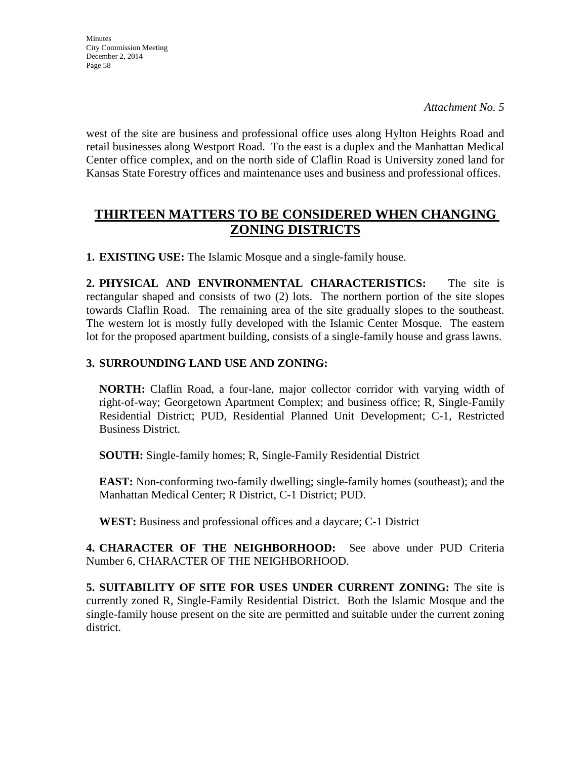*Attachment No. 5*

west of the site are business and professional office uses along Hylton Heights Road and retail businesses along Westport Road. To the east is a duplex and the Manhattan Medical Center office complex, and on the north side of Claflin Road is University zoned land for Kansas State Forestry offices and maintenance uses and business and professional offices.

## THIRTEEN MATTERS TO BE CONSIDERED WHEN CHANGING ZONING DISTRICTS

**1. EXISTING USE:** The Islamic Mosque and a single-family house.

**2. PHYSICAL AND ENVIRONMENTAL CHARACTERISTICS:** The site is rectangular shaped and consists of two (2) lots. The northern portion of the site slopes towards Claflin Road. The remaining area of the site gradually slopes to the southeast. The western lot is mostly fully developed with the Islamic Center Mosque. The eastern lot for the proposed apartment building, consists of a single-family house and grass lawns.

**3. SURROUNDING LAND USE AND ZONING:**

**NORTH:** Claflin Road, a four-lane, major collector corridor with varying width of right-of-way; Georgetown Apartment Complex; and business office; R, Single-Family Residential District; PUD, Residential Planned Unit Development; C-1, Restricted Business District.

**SOUTH:** Single-family homes; R, Single-Family Residential District

**EAST:** Non-conforming two-family dwelling; single-family homes (southeast); and the Manhattan Medical Center; R District, C-1 District; PUD.

**WEST:** Business and professional offices and a daycare; C-1 District

**4. CHARACTER OF THE NEIGHBORHOOD:** See above under PUD Criteria Number 6, CHARACTER OF THE NEIGHBORHOOD.

**5. SUITABILITY OF SITE FOR USES UNDER CURRENT ZONING:** The site is currently zoned R, Single-Family Residential District. Both the Islamic Mosque and the single-family house present on the site are permitted and suitable under the current zoning district.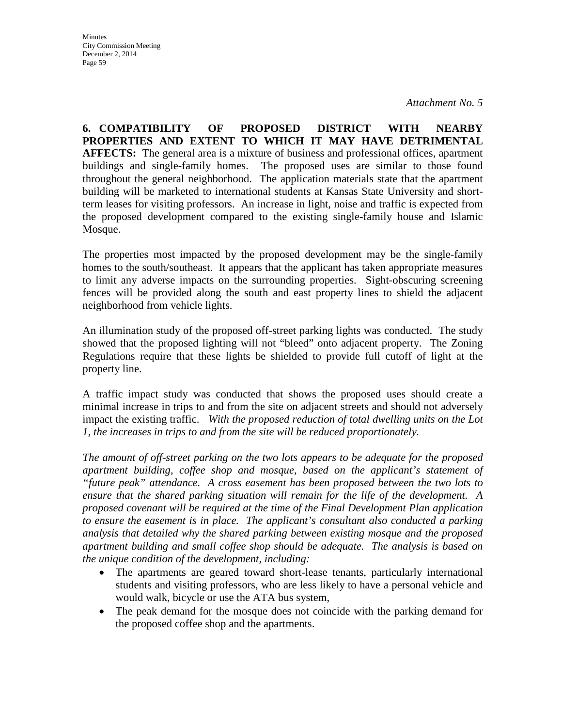*Attachment No. 5*

**6. COMPATIBILITY OF PROPOSED DISTRICT WITH NEARBY PROPERTIES AND EXTENT TO WHICH IT MAY HAVE DETRIMENTAL AFFECTS:** The general area is a mixture of business and professional offices, apartment buildings and single-family homes. The proposed uses are similar to those found throughout the general neighborhood. The application materials state that the apartment building will be marketed to international students at Kansas State University and short-term leases for visiting professors. An increase in light, noise and traffic is expected from the proposed development compared to the existing single-family house and Islamic Mosque.

The properties most impacted by the proposed development may be the single-family homes to the south/southeast. It appears that the applicant has taken appropriate measures to limit any adverse impacts on the surrounding properties. Sight-obscuring screening fences will be provided along the south and east property lines to shield the adjacent neighborhood from vehicle lights.

An illumination study of the proposed off-street parking lights was conducted. The study showed that the proposed lighting will not "bleed" onto adjacent property. The Zoning Regulations require that these lights be shielded to provide full cutoff of light at the property line.

A traffic impact study was conducted that shows the proposed uses should create a minimal increase in trips to and from the site on adjacent streets and should not adversely impact the existing traffic. *With the proposed reduction of total dwelling units on the Lot 1, the increases in trips to and from the site will be reduced proportionately.*

*The amount of off-street parking on the two lots appears to be adequate for the proposed apartment building, coffee shop and mosque, based on the applicant's statement of "future peak" attendance. A cross easement has been proposed between the two lots to ensure that the shared parking situation will remain for the life of the development. A proposed covenant will be required at the time of the Final Development Plan application to ensure the easement is in place. The applicant's consultant also conducted a parking analysis that detailed why the shared parking between existing mosque and the proposed apartment building and small coffee shop should be adequate. The analysis is based on the unique condition of the development, including:*

- The apartments are geared toward short-lease tenants, particularly international students and visiting professors, who are less likely to have a personal vehicle and would walk, bicycle or use the ATA bus system,
- The peak demand for the mosque does not coincide with the parking demand for the proposed coffee shop and the apartments.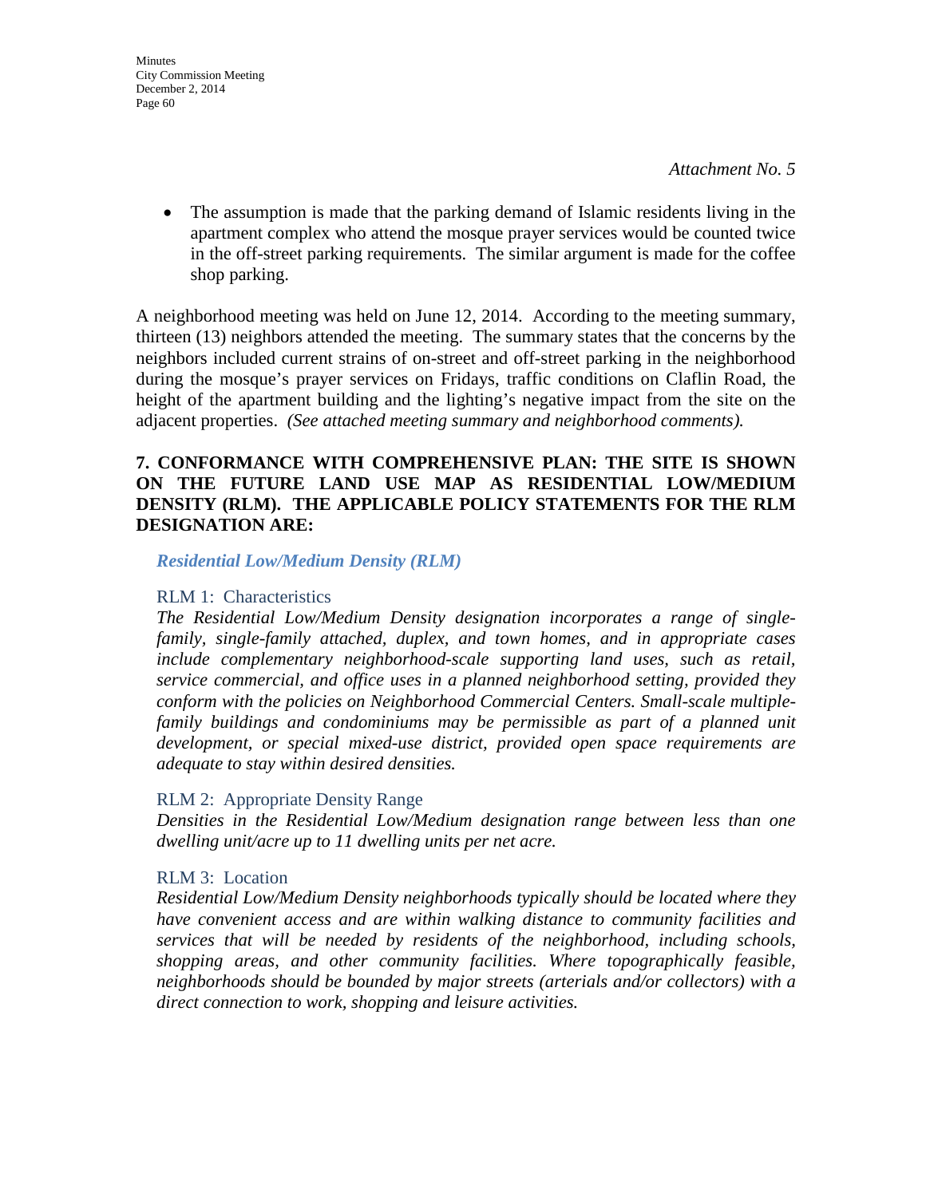*Attachment No. 5*

- The assumption is made that the parking demand of Islamic residents living in the apartment complex who attend the mosque prayer services would be counted twice in the off-street parking requirements. The similar argument is made for the coffee shop parking.

A neighborhood meeting was held on June 12, 2014. According to the meeting summary, thirteen (13) neighbors attended the meeting. The summary states that the concerns by the neighbors included current strains of on-street and off-street parking in the neighborhood during the mosque's prayer services on Fridays, traffic conditions on Claflin Road, the height of the apartment building and the lighting's negative impact from the site on the adjacent properties. *(See attached meeting summary and neighborhood comments).*

**7. CONFORMANCE WITH COMPREHENSIVE PLAN: THE SITE IS SHOWN ON THE FUTURE LAND USE MAP AS RESIDENTIAL LOW/MEDIUM DENSITY (RLM). THE APPLICABLE POLICY STATEMENTS FOR THE RLM DESIGNATION ARE:**

***Residential Low/Medium Density (RLM)***

RLM 1: Characteristics

*The Residential Low/Medium Density designation incorporates a range of single-family, single-family attached, duplex, and town homes, and in appropriate cases include complementary neighborhood-scale supporting land uses, such as retail, service commercial, and office uses in a planned neighborhood setting, provided they conform with the policies on Neighborhood Commercial Centers. Small-scale multiple-family buildings and condominiums may be permissible as part of a planned unit development, or special mixed-use district, provided open space requirements are adequate to stay within desired densities.*

RLM 2: Appropriate Density Range

*Densities in the Residential Low/Medium designation range between less than one dwelling unit/acre up to 11 dwelling units per net acre.*

RLM 3: Location

*Residential Low/Medium Density neighborhoods typically should be located where they have convenient access and are within walking distance to community facilities and services that will be needed by residents of the neighborhood, including schools, shopping areas, and other community facilities. Where topographically feasible, neighborhoods should be bounded by major streets (arterials and/or collectors) with a direct connection to work, shopping and leisure activities.*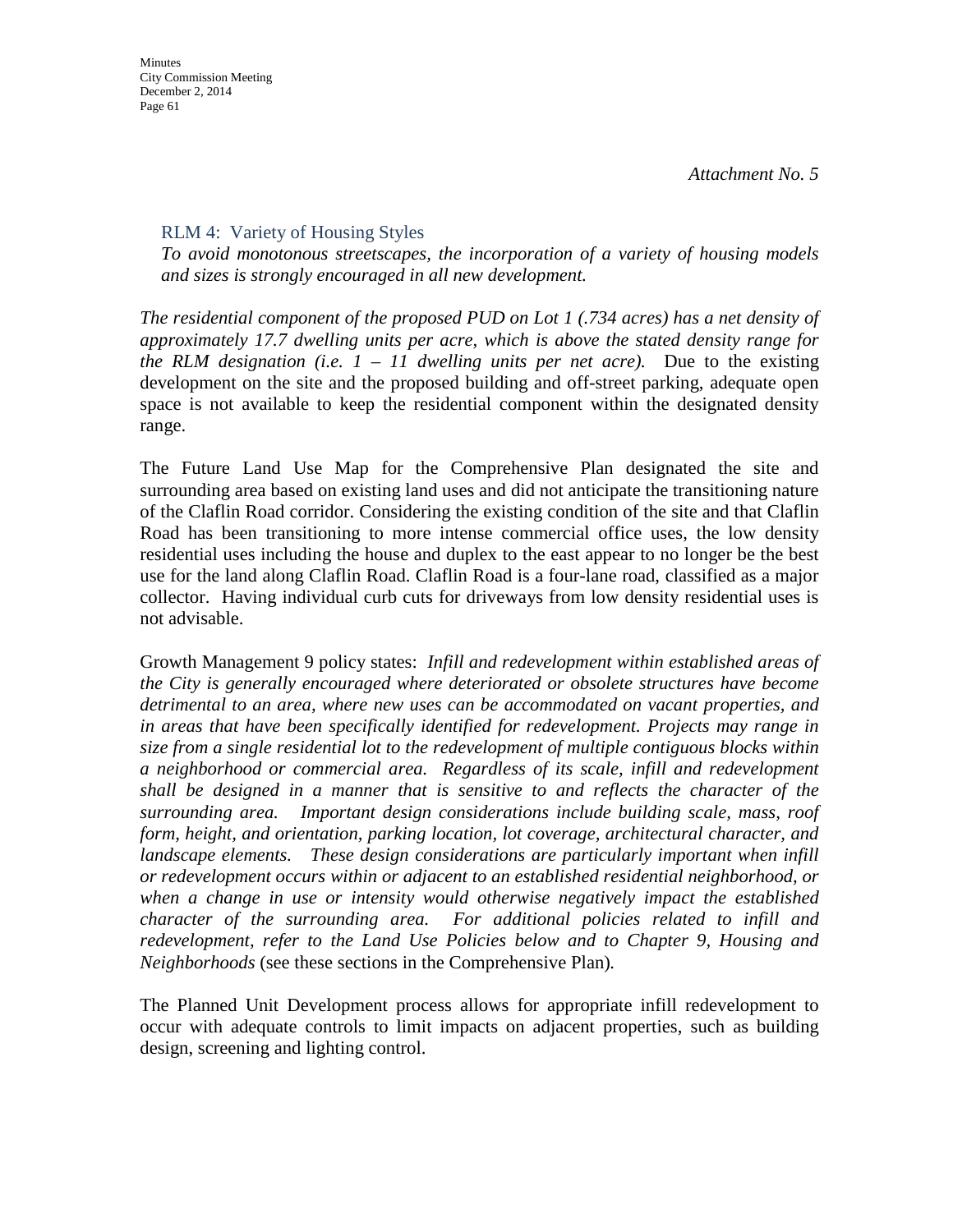*Attachment No. 5*

### RLM 4: Variety of Housing Styles

*To avoid monotonous streetscapes, the incorporation of a variety of housing models and sizes is strongly encouraged in all new development.*

*The residential component of the proposed PUD on Lot 1 (.734 acres) has a net density of approximately 17.7 dwelling units per acre, which is above the stated density range for the RLM designation (i.e. 1 – 11 dwelling units per net acre).* Due to the existing development on the site and the proposed building and off-street parking, adequate open space is not available to keep the residential component within the designated density range.

The Future Land Use Map for the Comprehensive Plan designated the site and surrounding area based on existing land uses and did not anticipate the transitioning nature of the Claflin Road corridor. Considering the existing condition of the site and that Claflin Road has been transitioning to more intense commercial office uses, the low density residential uses including the house and duplex to the east appear to no longer be the best use for the land along Claflin Road. Claflin Road is a four-lane road, classified as a major collector. Having individual curb cuts for driveways from low density residential uses is not advisable.

Growth Management 9 policy states: *Infill and redevelopment within established areas of the City is generally encouraged where deteriorated or obsolete structures have become detrimental to an area, where new uses can be accommodated on vacant properties, and in areas that have been specifically identified for redevelopment. Projects may range in size from a single residential lot to the redevelopment of multiple contiguous blocks within a neighborhood or commercial area. Regardless of its scale, infill and redevelopment shall be designed in a manner that is sensitive to and reflects the character of the surrounding area. Important design considerations include building scale, mass, roof form, height, and orientation, parking location, lot coverage, architectural character, and landscape elements. These design considerations are particularly important when infill or redevelopment occurs within or adjacent to an established residential neighborhood, or when a change in use or intensity would otherwise negatively impact the established character of the surrounding area. For additional policies related to infill and redevelopment, refer to the Land Use Policies below and to Chapter 9, Housing and Neighborhoods* (see these sections in the Comprehensive Plan)*.*

The Planned Unit Development process allows for appropriate infill redevelopment to occur with adequate controls to limit impacts on adjacent properties, such as building design, screening and lighting control.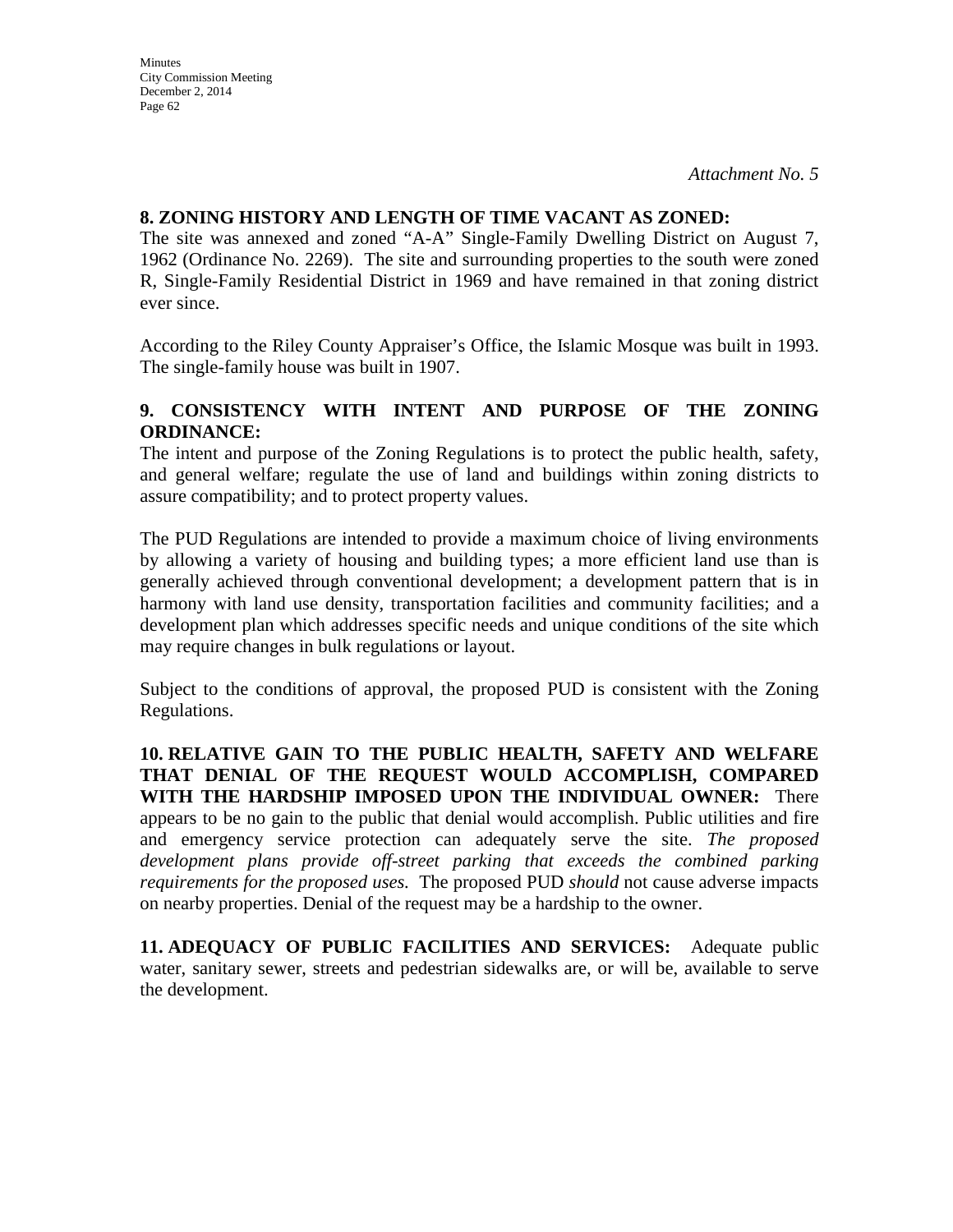*Attachment No. 5*

**8. ZONING HISTORY AND LENGTH OF TIME VACANT AS ZONED:**
The site was annexed and zoned "A-A" Single-Family Dwelling District on August 7, 1962 (Ordinance No. 2269). The site and surrounding properties to the south were zoned R, Single-Family Residential District in 1969 and have remained in that zoning district ever since.

According to the Riley County Appraiser's Office, the Islamic Mosque was built in 1993. The single-family house was built in 1907.

**9. CONSISTENCY WITH INTENT AND PURPOSE OF THE ZONING ORDINANCE:**
The intent and purpose of the Zoning Regulations is to protect the public health, safety, and general welfare; regulate the use of land and buildings within zoning districts to assure compatibility; and to protect property values.

The PUD Regulations are intended to provide a maximum choice of living environments by allowing a variety of housing and building types; a more efficient land use than is generally achieved through conventional development; a development pattern that is in harmony with land use density, transportation facilities and community facilities; and a development plan which addresses specific needs and unique conditions of the site which may require changes in bulk regulations or layout.

Subject to the conditions of approval, the proposed PUD is consistent with the Zoning Regulations.

**10. RELATIVE GAIN TO THE PUBLIC HEALTH, SAFETY AND WELFARE THAT DENIAL OF THE REQUEST WOULD ACCOMPLISH, COMPARED WITH THE HARDSHIP IMPOSED UPON THE INDIVIDUAL OWNER:** There appears to be no gain to the public that denial would accomplish. Public utilities and fire and emergency service protection can adequately serve the site. *The proposed development plans provide off-street parking that exceeds the combined parking requirements for the proposed uses.* The proposed PUD *should* not cause adverse impacts on nearby properties. Denial of the request may be a hardship to the owner.

**11. ADEQUACY OF PUBLIC FACILITIES AND SERVICES:** Adequate public water, sanitary sewer, streets and pedestrian sidewalks are, or will be, available to serve the development.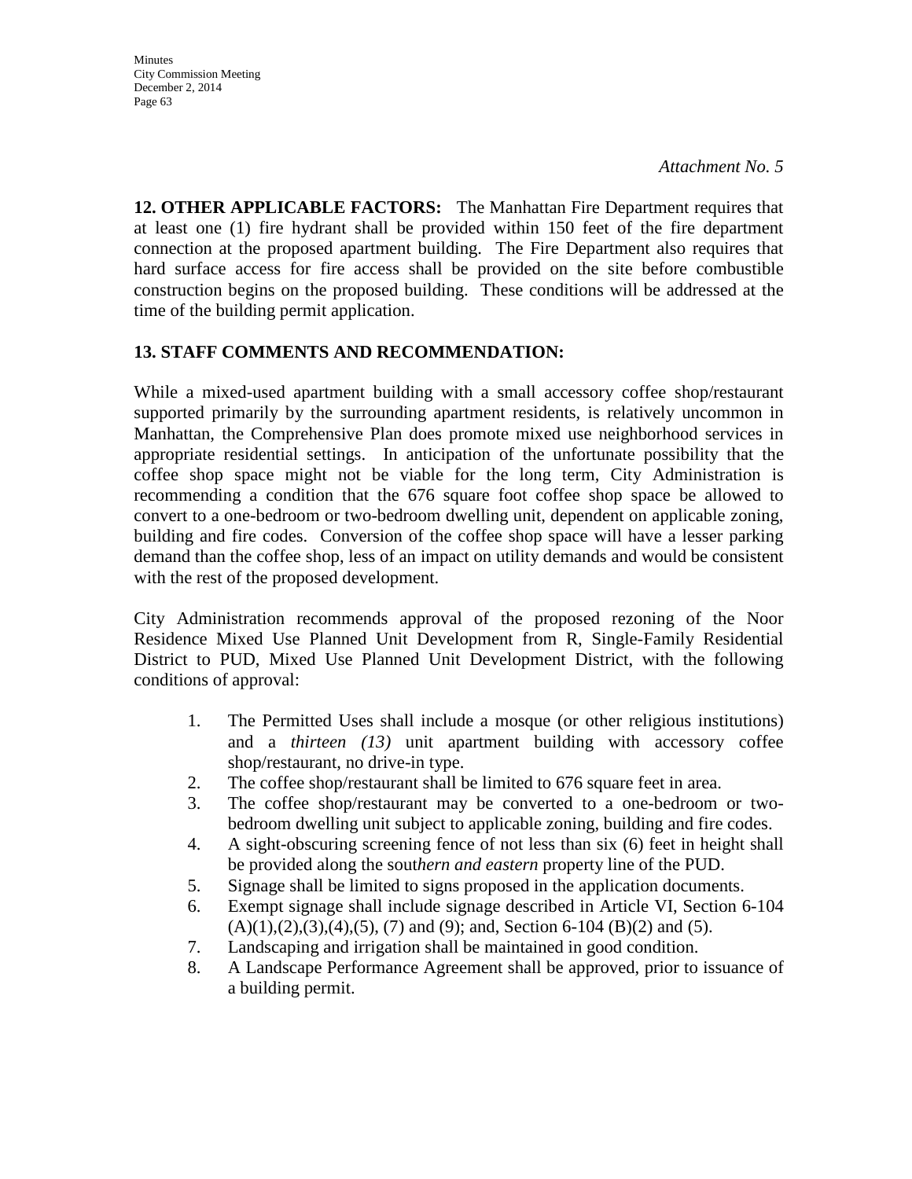*Attachment No. 5*

**12. OTHER APPLICABLE FACTORS:** The Manhattan Fire Department requires that at least one (1) fire hydrant shall be provided within 150 feet of the fire department connection at the proposed apartment building. The Fire Department also requires that hard surface access for fire access shall be provided on the site before combustible construction begins on the proposed building. These conditions will be addressed at the time of the building permit application.

**13. STAFF COMMENTS AND RECOMMENDATION:**

While a mixed-used apartment building with a small accessory coffee shop/restaurant supported primarily by the surrounding apartment residents, is relatively uncommon in Manhattan, the Comprehensive Plan does promote mixed use neighborhood services in appropriate residential settings. In anticipation of the unfortunate possibility that the coffee shop space might not be viable for the long term, City Administration is recommending a condition that the 676 square foot coffee shop space be allowed to convert to a one-bedroom or two-bedroom dwelling unit, dependent on applicable zoning, building and fire codes. Conversion of the coffee shop space will have a lesser parking demand than the coffee shop, less of an impact on utility demands and would be consistent with the rest of the proposed development.

City Administration recommends approval of the proposed rezoning of the Noor Residence Mixed Use Planned Unit Development from R, Single-Family Residential District to PUD, Mixed Use Planned Unit Development District, with the following conditions of approval:

1. The Permitted Uses shall include a mosque (or other religious institutions) and a *thirteen (13)* unit apartment building with accessory coffee shop/restaurant, no drive-in type.
2. The coffee shop/restaurant shall be limited to 676 square feet in area.
3. The coffee shop/restaurant may be converted to a one-bedroom or two-bedroom dwelling unit subject to applicable zoning, building and fire codes.
4. A sight-obscuring screening fence of not less than six (6) feet in height shall be provided along the sout*hern and eastern* property line of the PUD.
5. Signage shall be limited to signs proposed in the application documents.
6. Exempt signage shall include signage described in Article VI, Section 6-104 (A)(1),(2),(3),(4),(5), (7) and (9); and, Section 6-104 (B)(2) and (5).
7. Landscaping and irrigation shall be maintained in good condition.
8. A Landscape Performance Agreement shall be approved, prior to issuance of a building permit.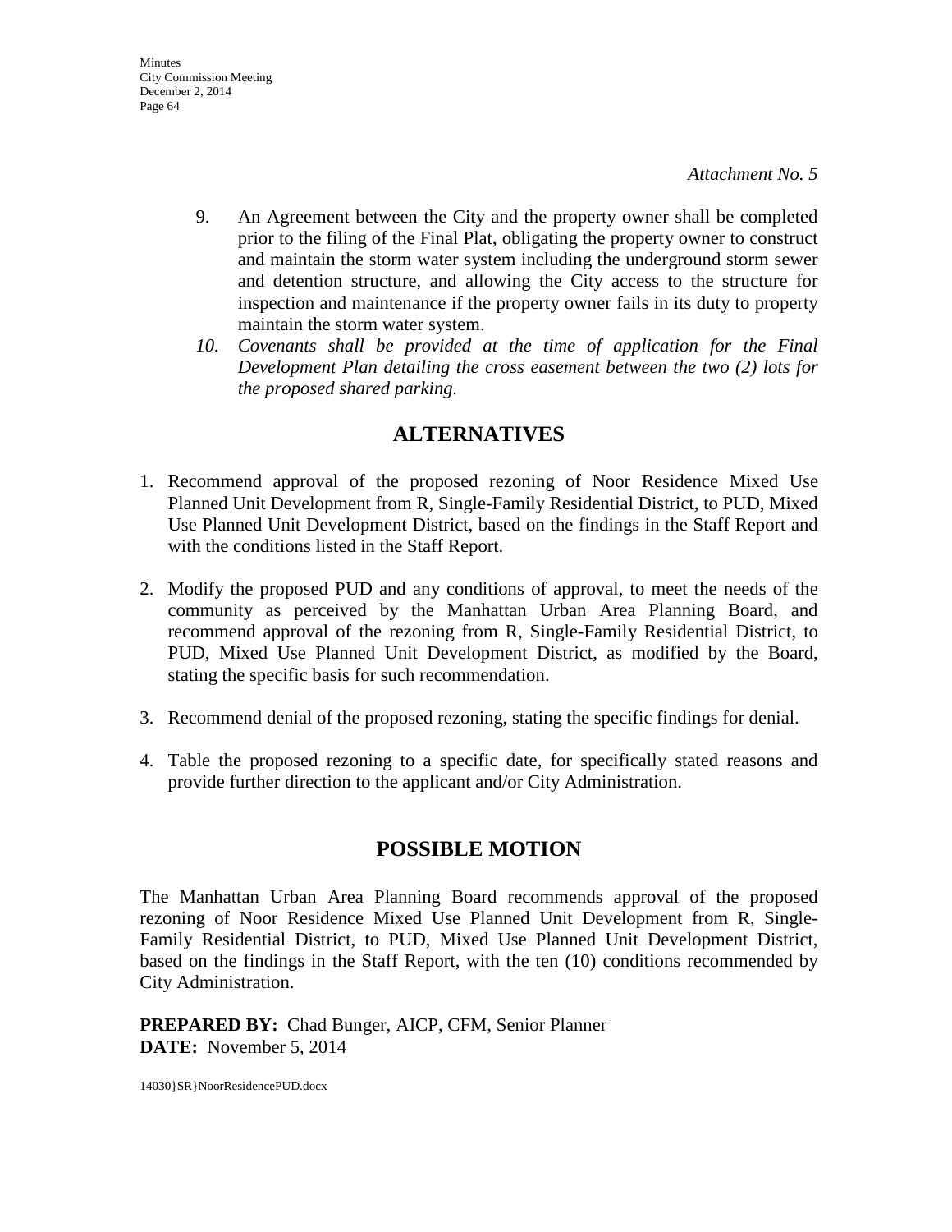*Attachment No. 5*

9. An Agreement between the City and the property owner shall be completed prior to the filing of the Final Plat, obligating the property owner to construct and maintain the storm water system including the underground storm sewer and detention structure, and allowing the City access to the structure for inspection and maintenance if the property owner fails in its duty to property maintain the storm water system.
10. *Covenants shall be provided at the time of application for the Final Development Plan detailing the cross easement between the two (2) lots for the proposed shared parking.*

## ALTERNATIVES

1. Recommend approval of the proposed rezoning of Noor Residence Mixed Use Planned Unit Development from R, Single-Family Residential District, to PUD, Mixed Use Planned Unit Development District, based on the findings in the Staff Report and with the conditions listed in the Staff Report.

2. Modify the proposed PUD and any conditions of approval, to meet the needs of the community as perceived by the Manhattan Urban Area Planning Board, and recommend approval of the rezoning from R, Single-Family Residential District, to PUD, Mixed Use Planned Unit Development District, as modified by the Board, stating the specific basis for such recommendation.

3. Recommend denial of the proposed rezoning, stating the specific findings for denial.

4. Table the proposed rezoning to a specific date, for specifically stated reasons and provide further direction to the applicant and/or City Administration.

## POSSIBLE MOTION

The Manhattan Urban Area Planning Board recommends approval of the proposed rezoning of Noor Residence Mixed Use Planned Unit Development from R, Single-Family Residential District, to PUD, Mixed Use Planned Unit Development District, based on the findings in the Staff Report, with the ten (10) conditions recommended by City Administration.

**PREPARED BY:** Chad Bunger, AICP, CFM, Senior Planner
**DATE:** November 5, 2014

14030}SR}NoorResidencePUD.docx